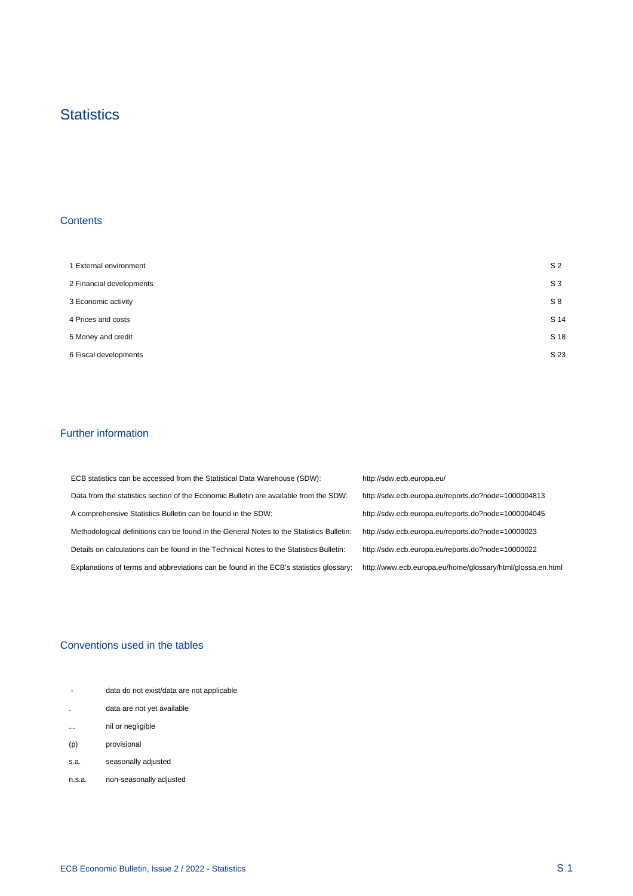# Statistics

## Contents

| | |
|---|---|
| 1 External environment | S 2 |
| 2 Financial developments | S 3 |
| 3 Economic activity | S 8 |
| 4 Prices and costs | S 14 |
| 5 Money and credit | S 18 |
| 6 Fiscal developments | S 23 |

## Further information

| | |
|---|---|
| ECB statistics can be accessed from the Statistical Data Warehouse (SDW): | http://sdw.ecb.europa.eu/ |
| Data from the statistics section of the Economic Bulletin are available from the SDW: | http://sdw.ecb.europa.eu/reports.do?node=1000004813 |
| A comprehensive Statistics Bulletin can be found in the SDW: | http://sdw.ecb.europa.eu/reports.do?node=1000004045 |
| Methodological definitions can be found in the General Notes to the Statistics Bulletin: | http://sdw.ecb.europa.eu/reports.do?node=10000023 |
| Details on calculations can be found in the Technical Notes to the Statistics Bulletin: | http://sdw.ecb.europa.eu/reports.do?node=10000022 |
| Explanations of terms and abbreviations can be found in the ECB's statistics glossary: | http://www.ecb.europa.eu/home/glossary/html/glossa.en.html |

## Conventions used in the tables

| | |
|---|---|
| - | data do not exist/data are not applicable |
| . | data are not yet available |
| ... | nil or negligible |
| (p) | provisional |
| s.a. | seasonally adjusted |
| n.s.a. | non-seasonally adjusted |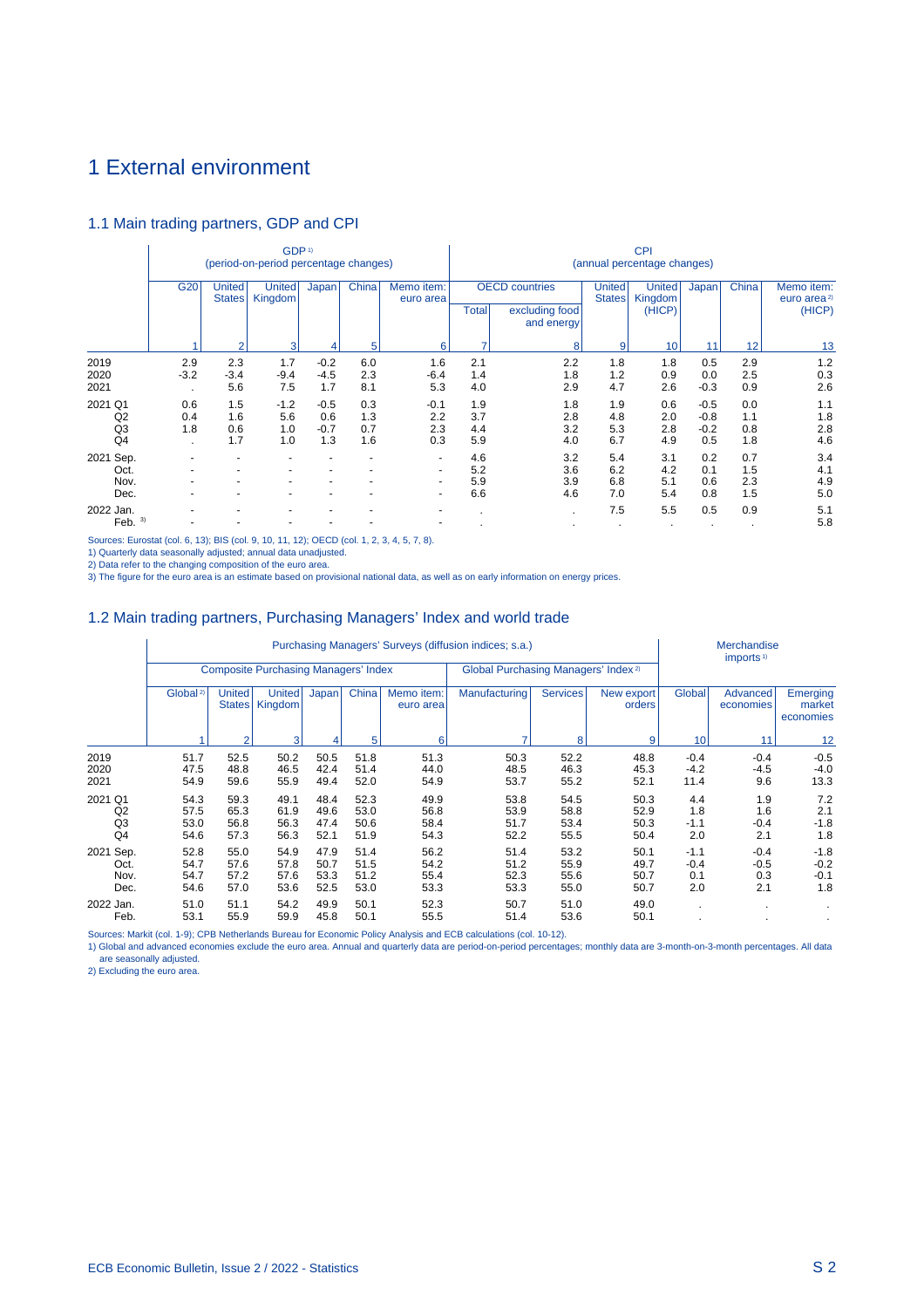# 1 External environment

## 1.1 Main trading partners, GDP and CPI

| | GDP[1] (period-on-period percentage changes) | | | | | | CPI (annual percentage changes) | | | | | | |
|---|---|---|---|---|---|---|---|---|---|---|---|---|---|
| | G20 | United States | United Kingdom | Japan | China | Memo item: euro area | OECD countries | | United States | United Kingdom (HICP) | Japan | China | Memo item: euro area[2] (HICP) |
| | | | | | | | Total | excluding food and energy | | | | | |
| | 1 | 2 | 3 | 4 | 5 | 6 | 7 | 8 | 9 | 10 | 11 | 12 | 13 |
| 2019 | 2.9 | 2.3 | 1.7 | -0.2 | 6.0 | 1.6 | 2.1 | 2.2 | 1.8 | 1.8 | 0.5 | 2.9 | 1.2 |
| 2020 | -3.2 | -3.4 | -9.4 | -4.5 | 2.3 | -6.4 | 1.4 | 1.8 | 1.2 | 0.9 | 0.0 | 2.5 | 0.3 |
| 2021 | . | 5.6 | 7.5 | 1.7 | 8.1 | 5.3 | 4.0 | 2.9 | 4.7 | 2.6 | -0.3 | 0.9 | 2.6 |
| 2021 Q1 | 0.6 | 1.5 | -1.2 | -0.5 | 0.3 | -0.1 | 1.9 | 1.8 | 1.9 | 0.6 | -0.5 | 0.0 | 1.1 |
| Q2 | 0.4 | 1.6 | 5.6 | 0.6 | 1.3 | 2.2 | 3.7 | 2.8 | 4.8 | 2.0 | -0.8 | 1.1 | 1.8 |
| Q3 | 1.8 | 0.6 | 1.0 | -0.7 | 0.7 | 2.3 | 4.4 | 3.2 | 5.3 | 2.8 | -0.2 | 0.8 | 2.8 |
| Q4 | . | 1.7 | 1.0 | 1.3 | 1.6 | 0.3 | 5.9 | 4.0 | 6.7 | 4.9 | 0.5 | 1.8 | 4.6 |
| 2021 Sep. | - | - | - | - | - | - | 4.6 | 3.2 | 5.4 | 3.1 | 0.2 | 0.7 | 3.4 |
| Oct. | - | - | - | - | - | - | 5.2 | 3.6 | 6.2 | 4.2 | 0.1 | 1.5 | 4.1 |
| Nov. | - | - | - | - | - | - | 5.9 | 3.9 | 6.8 | 5.1 | 0.6 | 2.3 | 4.9 |
| Dec. | - | - | - | - | - | - | 6.6 | 4.6 | 7.0 | 5.4 | 0.8 | 1.5 | 5.0 |
| 2022 Jan. | - | - | - | - | - | - | . | . | 7.5 | 5.5 | 0.5 | 0.9 | 5.1 |
| Feb. [3] | - | - | - | - | - | - | . | . | . | . | . | . | 5.8 |

Sources: Eurostat (col. 6, 13); BIS (col. 9, 10, 11, 12); OECD (col. 1, 2, 3, 4, 5, 7, 8).
1) Quarterly data seasonally adjusted; annual data unadjusted.
2) Data refer to the changing composition of the euro area.
3) The figure for the euro area is an estimate based on provisional national data, as well as on early information on energy prices.

## 1.2 Main trading partners, Purchasing Managers' Index and world trade

| | Purchasing Managers' Surveys (diffusion indices; s.a.) | | | | | | | | | Merchandise imports[1] | | |
|---|---|---|---|---|---|---|---|---|---|---|---|---|
| | Composite Purchasing Managers' Index | | | | | | Global Purchasing Managers' Index[2] | | | | | |
| | Global[2] | United States | United Kingdom | Japan | China | Memo item: euro area | Manufacturing | Services | New export orders | Global | Advanced economies | Emerging market economies |
| | 1 | 2 | 3 | 4 | 5 | 6 | 7 | 8 | 9 | 10 | 11 | 12 |
| 2019 | 51.7 | 52.5 | 50.2 | 50.5 | 51.8 | 51.3 | 50.3 | 52.2 | 48.8 | -0.4 | -0.4 | -0.5 |
| 2020 | 47.5 | 48.8 | 46.5 | 42.4 | 51.4 | 44.0 | 48.5 | 46.3 | 45.3 | -4.2 | -4.5 | -4.0 |
| 2021 | 54.9 | 59.6 | 55.9 | 49.4 | 52.0 | 54.9 | 53.7 | 55.2 | 52.1 | 11.4 | 9.6 | 13.3 |
| 2021 Q1 | 54.3 | 59.3 | 49.1 | 48.4 | 52.3 | 49.9 | 53.8 | 54.5 | 50.3 | 4.4 | 1.9 | 7.2 |
| Q2 | 57.5 | 65.3 | 61.9 | 49.6 | 53.0 | 56.8 | 53.9 | 58.8 | 52.9 | 1.8 | 1.6 | 2.1 |
| Q3 | 53.0 | 56.8 | 56.3 | 47.4 | 50.6 | 58.4 | 51.7 | 53.4 | 50.3 | -1.1 | -0.4 | -1.8 |
| Q4 | 54.6 | 57.3 | 56.3 | 52.1 | 51.9 | 54.3 | 52.2 | 55.5 | 50.4 | 2.0 | 2.1 | 1.8 |
| 2021 Sep. | 52.8 | 55.0 | 54.9 | 47.9 | 51.4 | 56.2 | 51.4 | 53.2 | 50.1 | -1.1 | -0.4 | -1.8 |
| Oct. | 54.7 | 57.6 | 57.8 | 50.7 | 51.5 | 54.2 | 51.2 | 55.9 | 49.7 | -0.4 | -0.5 | -0.2 |
| Nov. | 54.7 | 57.2 | 57.6 | 53.3 | 51.2 | 55.4 | 52.3 | 55.6 | 50.7 | 0.1 | 0.3 | -0.1 |
| Dec. | 54.6 | 57.0 | 53.6 | 52.5 | 53.0 | 53.3 | 53.3 | 55.0 | 50.7 | 2.0 | 2.1 | 1.8 |
| 2022 Jan. | 51.0 | 51.1 | 54.2 | 49.9 | 50.1 | 52.3 | 50.7 | 51.0 | 49.0 | . | . | . |
| Feb. | 53.1 | 55.9 | 59.9 | 45.8 | 50.1 | 55.5 | 51.4 | 53.6 | 50.1 | . | . | . |

Sources: Markit (col. 1-9); CPB Netherlands Bureau for Economic Policy Analysis and ECB calculations (col. 10-12).
1) Global and advanced economies exclude the euro area. Annual and quarterly data are period-on-period percentages; monthly data are 3-month-on-3-month percentages. All data are seasonally adjusted.
2) Excluding the euro area.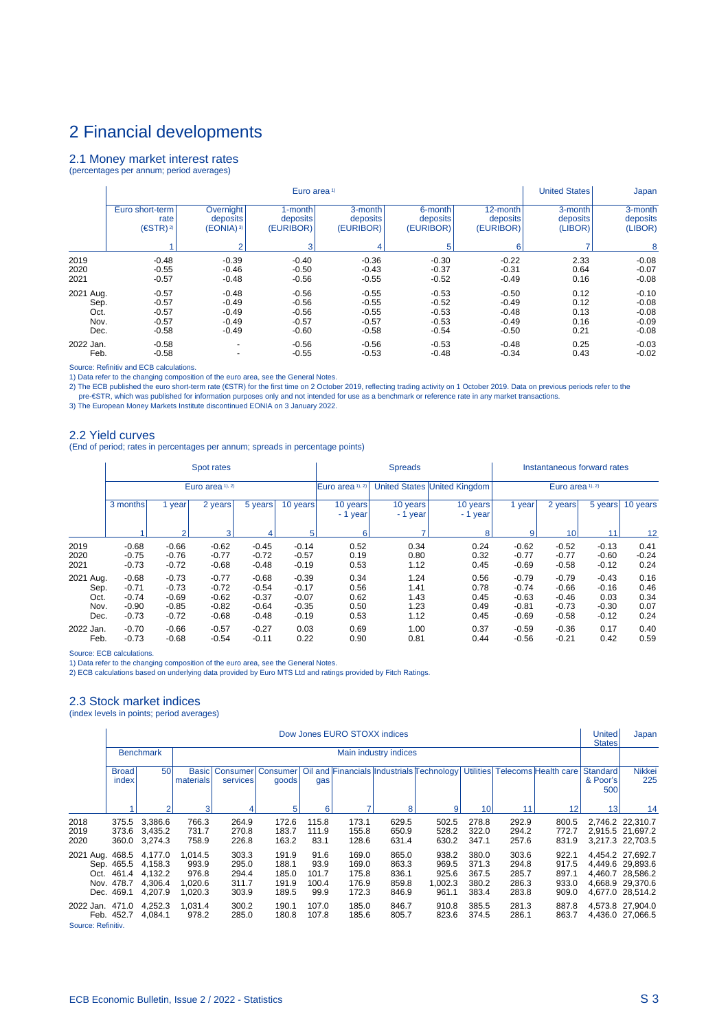# 2 Financial developments

## 2.1 Money market interest rates

(percentages per annum; period averages)

| | Euro area [1] | | | | | | United States | Japan |
|---|---|---|---|---|---|---|---|---|
| | Euro short-term rate (€STR) [2] | Overnight deposits (EONIA) [3] | 1-month deposits (EURIBOR) | 3-month deposits (EURIBOR) | 6-month deposits (EURIBOR) | 12-month deposits (EURIBOR) | 3-month deposits (LIBOR) | 3-month deposits (LIBOR) |
| | 1 | 2 | 3 | 4 | 5 | 6 | 7 | 8 |
| 2019 | -0.48 | -0.39 | -0.40 | -0.36 | -0.30 | -0.22 | 2.33 | -0.08 |
| 2020 | -0.55 | -0.46 | -0.50 | -0.43 | -0.37 | -0.31 | 0.64 | -0.07 |
| 2021 | -0.57 | -0.48 | -0.56 | -0.55 | -0.52 | -0.49 | 0.16 | -0.08 |
| 2021 Aug. | -0.57 | -0.48 | -0.56 | -0.55 | -0.53 | -0.50 | 0.12 | -0.10 |
| Sep. | -0.57 | -0.49 | -0.56 | -0.55 | -0.52 | -0.49 | 0.12 | -0.08 |
| Oct. | -0.57 | -0.49 | -0.56 | -0.55 | -0.53 | -0.48 | 0.13 | -0.08 |
| Nov. | -0.57 | -0.49 | -0.57 | -0.57 | -0.53 | -0.49 | 0.16 | -0.09 |
| Dec. | -0.58 | -0.49 | -0.60 | -0.58 | -0.54 | -0.50 | 0.21 | -0.08 |
| 2022 Jan. | -0.58 | - | -0.56 | -0.56 | -0.53 | -0.48 | 0.25 | -0.03 |
| Feb. | -0.58 | - | -0.55 | -0.53 | -0.48 | -0.34 | 0.43 | -0.02 |

Source: Refinitiv and ECB calculations.

1) Data refer to the changing composition of the euro area, see the General Notes.

2) The ECB published the euro short-term rate (€STR) for the first time on 2 October 2019, reflecting trading activity on 1 October 2019. Data on previous periods refer to the pre-€STR, which was published for information purposes only and not intended for use as a benchmark or reference rate in any market transactions.

3) The European Money Markets Institute discontinued EONIA on 3 January 2022.

## 2.2 Yield curves

(End of period; rates in percentages per annum; spreads in percentage points)

| | Spot rates | | | | | Spreads | | | Instantaneous forward rates | | | |
|---|---|---|---|---|---|---|---|---|---|---|---|---|
| | Euro area [1), 2)] | | | | | Euro area [1), 2)] | United States | United Kingdom | Euro area [1), 2)] | | | |
| | 3 months | 1 year | 2 years | 5 years | 10 years | 10 years - 1 year | 10 years - 1 year | 10 years - 1 year | 1 year | 2 years | 5 years | 10 years |
| | 1 | 2 | 3 | 4 | 5 | 6 | 7 | 8 | 9 | 10 | 11 | 12 |
| 2019 | -0.68 | -0.66 | -0.62 | -0.45 | -0.14 | 0.52 | 0.34 | 0.24 | -0.62 | -0.52 | -0.13 | 0.41 |
| 2020 | -0.75 | -0.76 | -0.77 | -0.72 | -0.57 | 0.19 | 0.80 | 0.32 | -0.77 | -0.77 | -0.60 | -0.24 |
| 2021 | -0.73 | -0.72 | -0.68 | -0.48 | -0.19 | 0.53 | 1.12 | 0.45 | -0.69 | -0.58 | -0.12 | 0.24 |
| 2021 Aug. | -0.68 | -0.73 | -0.77 | -0.68 | -0.39 | 0.34 | 1.24 | 0.56 | -0.79 | -0.79 | -0.43 | 0.16 |
| Sep. | -0.71 | -0.73 | -0.72 | -0.54 | -0.17 | 0.56 | 1.41 | 0.78 | -0.74 | -0.66 | -0.16 | 0.46 |
| Oct. | -0.74 | -0.69 | -0.62 | -0.37 | -0.07 | 0.62 | 1.43 | 0.45 | -0.63 | -0.46 | 0.03 | 0.34 |
| Nov. | -0.90 | -0.85 | -0.82 | -0.64 | -0.35 | 0.50 | 1.23 | 0.49 | -0.81 | -0.73 | -0.30 | 0.07 |
| Dec. | -0.73 | -0.72 | -0.68 | -0.48 | -0.19 | 0.53 | 1.12 | 0.45 | -0.69 | -0.58 | -0.12 | 0.24 |
| 2022 Jan. | -0.70 | -0.66 | -0.57 | -0.27 | 0.03 | 0.69 | 1.00 | 0.37 | -0.59 | -0.36 | 0.17 | 0.40 |
| Feb. | -0.73 | -0.68 | -0.54 | -0.11 | 0.22 | 0.90 | 0.81 | 0.44 | -0.56 | -0.21 | 0.42 | 0.59 |

Source: ECB calculations.

1) Data refer to the changing composition of the euro area, see the General Notes.

2) ECB calculations based on underlying data provided by Euro MTS Ltd and ratings provided by Fitch Ratings.

## 2.3 Stock market indices

(index levels in points; period averages)

| | Dow Jones EURO STOXX indices | | | | | | | | | | | | United States | Japan |
|---|---|---|---|---|---|---|---|---|---|---|---|---|---|---|
| | Benchmark | | Main industry indices | | | | | | | | | | | |
| | Broad index | 50 | Basic materials | Consumer services | Consumer goods | Oil and gas | Financials | Industrials | Technology | Utilities | Telecoms | Health care | Standard & Poor's 500 | Nikkei 225 |
| | 1 | 2 | 3 | 4 | 5 | 6 | 7 | 8 | 9 | 10 | 11 | 12 | 13 | 14 |
| 2018 | 375.5 | 3,386.6 | 766.3 | 264.9 | 172.6 | 115.8 | 173.1 | 629.5 | 502.5 | 278.8 | 292.9 | 800.5 | 2,746.2 | 22,310.7 |
| 2019 | 373.6 | 3,435.2 | 731.7 | 270.8 | 183.7 | 111.9 | 155.8 | 650.9 | 528.2 | 322.0 | 294.2 | 772.7 | 2,915.5 | 21,697.2 |
| 2020 | 360.0 | 3,274.3 | 758.9 | 226.8 | 163.2 | 83.1 | 128.6 | 631.4 | 630.2 | 347.1 | 257.6 | 831.9 | 3,217.3 | 22,703.5 |
| 2021 Aug. | 468.5 | 4,177.0 | 1,014.5 | 303.3 | 191.9 | 91.6 | 169.0 | 865.0 | 938.2 | 380.0 | 303.6 | 922.1 | 4,454.2 | 27,692.7 |
| Sep. | 465.5 | 4,158.3 | 993.9 | 295.0 | 188.1 | 93.9 | 169.0 | 863.3 | 969.5 | 371.3 | 294.8 | 917.5 | 4,449.6 | 29,893.6 |
| Oct. | 461.4 | 4,132.2 | 976.8 | 294.4 | 185.0 | 101.7 | 175.8 | 836.1 | 925.6 | 367.5 | 285.7 | 897.1 | 4,460.7 | 28,586.2 |
| Nov. | 478.7 | 4,306.4 | 1,020.6 | 311.7 | 191.9 | 100.4 | 176.9 | 859.8 | 1,002.3 | 380.2 | 286.3 | 933.0 | 4,668.9 | 29,370.6 |
| Dec. | 469.1 | 4,207.9 | 1,020.3 | 303.9 | 189.5 | 99.9 | 172.3 | 846.9 | 961.1 | 383.4 | 283.8 | 909.0 | 4,677.0 | 28,514.2 |
| 2022 Jan. | 471.0 | 4,252.3 | 1,031.4 | 300.2 | 190.1 | 107.0 | 185.0 | 846.7 | 910.8 | 385.5 | 281.3 | 887.8 | 4,573.8 | 27,904.0 |
| Feb. | 452.7 | 4,084.1 | 978.2 | 285.0 | 180.8 | 107.8 | 185.6 | 805.7 | 823.6 | 374.5 | 286.1 | 863.7 | 4,436.0 | 27,066.5 |

Source: Refinitiv.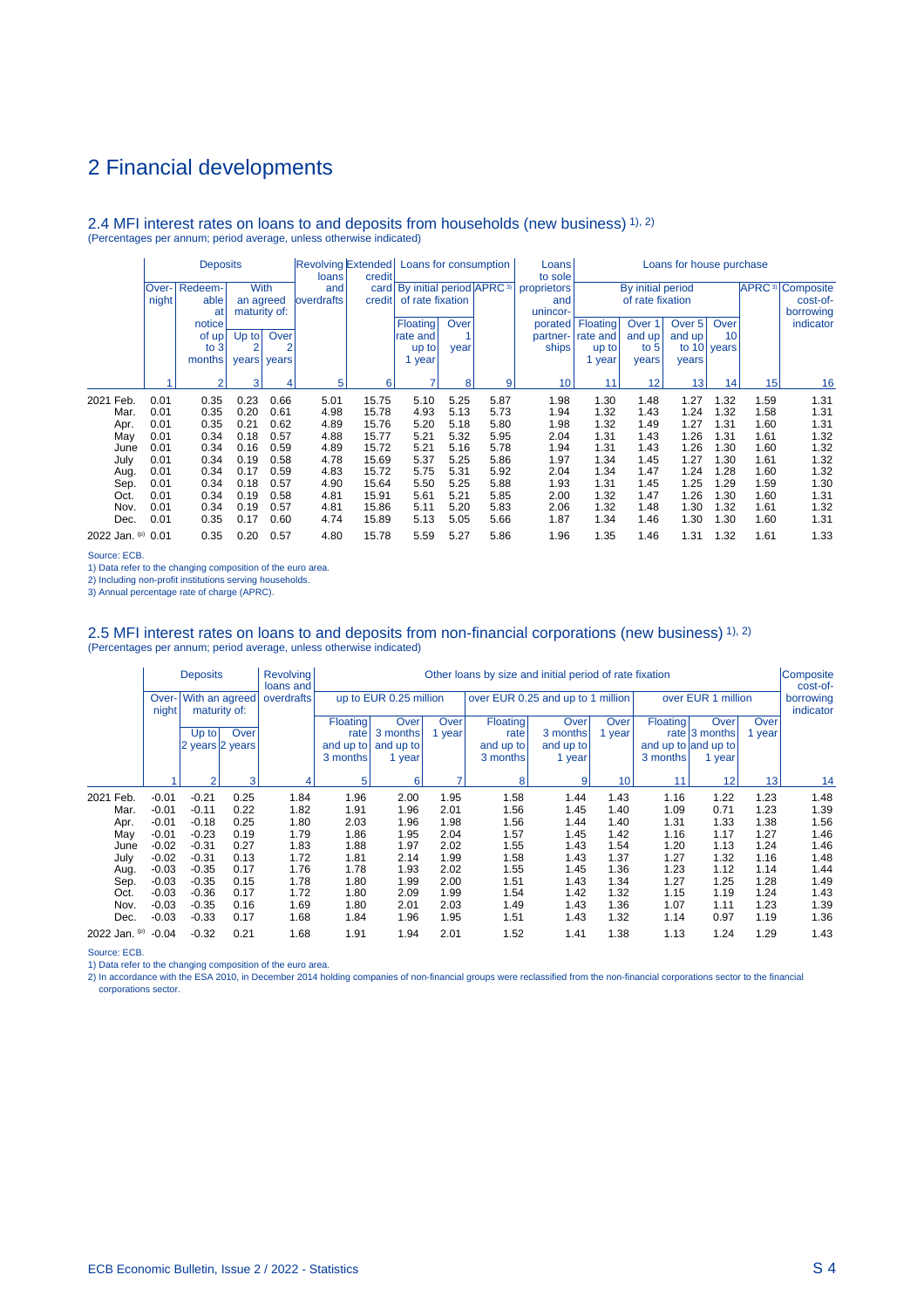# 2 Financial developments

## 2.4 MFI interest rates on loans to and deposits from households (new business) [1), 2)]

(Percentages per annum; period average, unless otherwise indicated)

| | Deposits | | | | Revolving loans and overdrafts | Extended credit card credit | Loans for consumption | | | Loans to sole proprietors and unincorporated partnerships | Loans for house purchase | | | | | |
|---|---|---|---|---|---|---|---|---|---|---|---|---|---|---|---|---|
| | Overnight | Redeemable at notice of up to 3 months | With an agreed maturity of: | | | | By initial period of rate fixation | | APRC [3)] | | By initial period of rate fixation | | | | APRC [3)] | Composite cost-of-borrowing indicator |
| | | | Up to 2 years | Over 2 years | | | Floating rate and up to 1 year | Over 1 year | | | Floating rate and up to 1 year | Over 1 and up to 5 years | Over 5 and up to 10 years | Over 10 years | | |
| | 1 | 2 | 3 | 4 | 5 | 6 | 7 | 8 | 9 | 10 | 11 | 12 | 13 | 14 | 15 | 16 |
| 2021 Feb. | 0.01 | 0.35 | 0.23 | 0.66 | 5.01 | 15.75 | 5.10 | 5.25 | 5.87 | 1.98 | 1.30 | 1.48 | 1.27 | 1.32 | 1.59 | 1.31 |
| Mar. | 0.01 | 0.35 | 0.20 | 0.61 | 4.98 | 15.78 | 4.93 | 5.13 | 5.73 | 1.94 | 1.32 | 1.43 | 1.24 | 1.32 | 1.58 | 1.31 |
| Apr. | 0.01 | 0.35 | 0.21 | 0.62 | 4.89 | 15.76 | 5.20 | 5.18 | 5.80 | 1.98 | 1.32 | 1.49 | 1.27 | 1.31 | 1.60 | 1.31 |
| May | 0.01 | 0.34 | 0.18 | 0.57 | 4.88 | 15.77 | 5.21 | 5.32 | 5.95 | 2.04 | 1.31 | 1.43 | 1.26 | 1.31 | 1.61 | 1.32 |
| June | 0.01 | 0.34 | 0.16 | 0.59 | 4.89 | 15.72 | 5.21 | 5.16 | 5.78 | 1.94 | 1.31 | 1.43 | 1.26 | 1.30 | 1.60 | 1.32 |
| July | 0.01 | 0.34 | 0.19 | 0.58 | 4.78 | 15.69 | 5.37 | 5.25 | 5.86 | 1.97 | 1.34 | 1.45 | 1.27 | 1.30 | 1.61 | 1.32 |
| Aug. | 0.01 | 0.34 | 0.17 | 0.59 | 4.83 | 15.72 | 5.75 | 5.31 | 5.92 | 2.04 | 1.34 | 1.47 | 1.24 | 1.28 | 1.60 | 1.32 |
| Sep. | 0.01 | 0.34 | 0.18 | 0.57 | 4.90 | 15.64 | 5.50 | 5.25 | 5.88 | 1.93 | 1.31 | 1.45 | 1.25 | 1.29 | 1.59 | 1.30 |
| Oct. | 0.01 | 0.34 | 0.19 | 0.58 | 4.81 | 15.91 | 5.61 | 5.21 | 5.85 | 2.00 | 1.32 | 1.47 | 1.26 | 1.30 | 1.60 | 1.31 |
| Nov. | 0.01 | 0.34 | 0.19 | 0.57 | 4.81 | 15.86 | 5.11 | 5.20 | 5.83 | 2.06 | 1.32 | 1.48 | 1.30 | 1.32 | 1.61 | 1.32 |
| Dec. | 0.01 | 0.35 | 0.17 | 0.60 | 4.74 | 15.89 | 5.13 | 5.05 | 5.66 | 1.87 | 1.34 | 1.46 | 1.30 | 1.30 | 1.60 | 1.31 |
| 2022 Jan. (p) | 0.01 | 0.35 | 0.20 | 0.57 | 4.80 | 15.78 | 5.59 | 5.27 | 5.86 | 1.96 | 1.35 | 1.46 | 1.31 | 1.32 | 1.61 | 1.33 |

Source: ECB.
1) Data refer to the changing composition of the euro area.
2) Including non-profit institutions serving households.
3) Annual percentage rate of charge (APRC).

## 2.5 MFI interest rates on loans to and deposits from non-financial corporations (new business) [1), 2)]

(Percentages per annum; period average, unless otherwise indicated)

| | Deposits | | | Revolving loans and overdrafts | Other loans by size and initial period of rate fixation | | | | | | | | | Composite cost-of-borrowing indicator |
|---|---|---|---|---|---|---|---|---|---|---|---|---|---|---|
| | Overnight | With an agreed maturity of: | | | up to EUR 0.25 million | | | over EUR 0.25 and up to 1 million | | | over EUR 1 million | | | |
| | | Up to 2 years | Over 2 years | | Floating rate and up to 3 months | Over 3 months and up to 1 year | Over 1 year | Floating rate and up to 3 months | Over 3 months and up to 1 year | Over 1 year | Floating rate and up to 3 months | Over 3 months and up to 1 year | Over 1 year | |
| | 1 | 2 | 3 | 4 | 5 | 6 | 7 | 8 | 9 | 10 | 11 | 12 | 13 | 14 |
| 2021 Feb. | -0.01 | -0.21 | 0.25 | 1.84 | 1.96 | 2.00 | 1.95 | 1.58 | 1.44 | 1.43 | 1.16 | 1.22 | 1.23 | 1.48 |
| Mar. | -0.01 | -0.11 | 0.22 | 1.82 | 1.91 | 1.96 | 2.01 | 1.56 | 1.45 | 1.40 | 1.09 | 0.71 | 1.23 | 1.39 |
| Apr. | -0.01 | -0.18 | 0.25 | 1.80 | 2.03 | 1.96 | 1.98 | 1.56 | 1.44 | 1.40 | 1.31 | 1.33 | 1.38 | 1.56 |
| May | -0.01 | -0.23 | 0.19 | 1.79 | 1.86 | 1.95 | 2.04 | 1.57 | 1.45 | 1.42 | 1.16 | 1.17 | 1.27 | 1.46 |
| June | -0.02 | -0.31 | 0.27 | 1.83 | 1.88 | 1.97 | 2.02 | 1.55 | 1.43 | 1.54 | 1.20 | 1.13 | 1.24 | 1.46 |
| July | -0.02 | -0.31 | 0.13 | 1.72 | 1.81 | 2.14 | 1.99 | 1.58 | 1.43 | 1.37 | 1.27 | 1.32 | 1.16 | 1.48 |
| Aug. | -0.03 | -0.35 | 0.17 | 1.76 | 1.78 | 1.93 | 2.02 | 1.55 | 1.45 | 1.36 | 1.23 | 1.12 | 1.14 | 1.44 |
| Sep. | -0.03 | -0.35 | 0.15 | 1.78 | 1.80 | 1.99 | 2.00 | 1.51 | 1.43 | 1.34 | 1.27 | 1.25 | 1.28 | 1.49 |
| Oct. | -0.03 | -0.36 | 0.17 | 1.72 | 1.80 | 2.09 | 1.99 | 1.54 | 1.42 | 1.32 | 1.15 | 1.19 | 1.24 | 1.43 |
| Nov. | -0.03 | -0.35 | 0.16 | 1.69 | 1.80 | 2.01 | 2.03 | 1.49 | 1.43 | 1.36 | 1.07 | 1.11 | 1.23 | 1.39 |
| Dec. | -0.03 | -0.33 | 0.17 | 1.68 | 1.84 | 1.96 | 1.95 | 1.51 | 1.43 | 1.32 | 1.14 | 0.97 | 1.19 | 1.36 |
| 2022 Jan. (p) | -0.04 | -0.32 | 0.21 | 1.68 | 1.91 | 1.94 | 2.01 | 1.52 | 1.41 | 1.38 | 1.13 | 1.24 | 1.29 | 1.43 |

Source: ECB.
1) Data refer to the changing composition of the euro area.
2) In accordance with the ESA 2010, in December 2014 holding companies of non-financial groups were reclassified from the non-financial corporations sector to the financial corporations sector.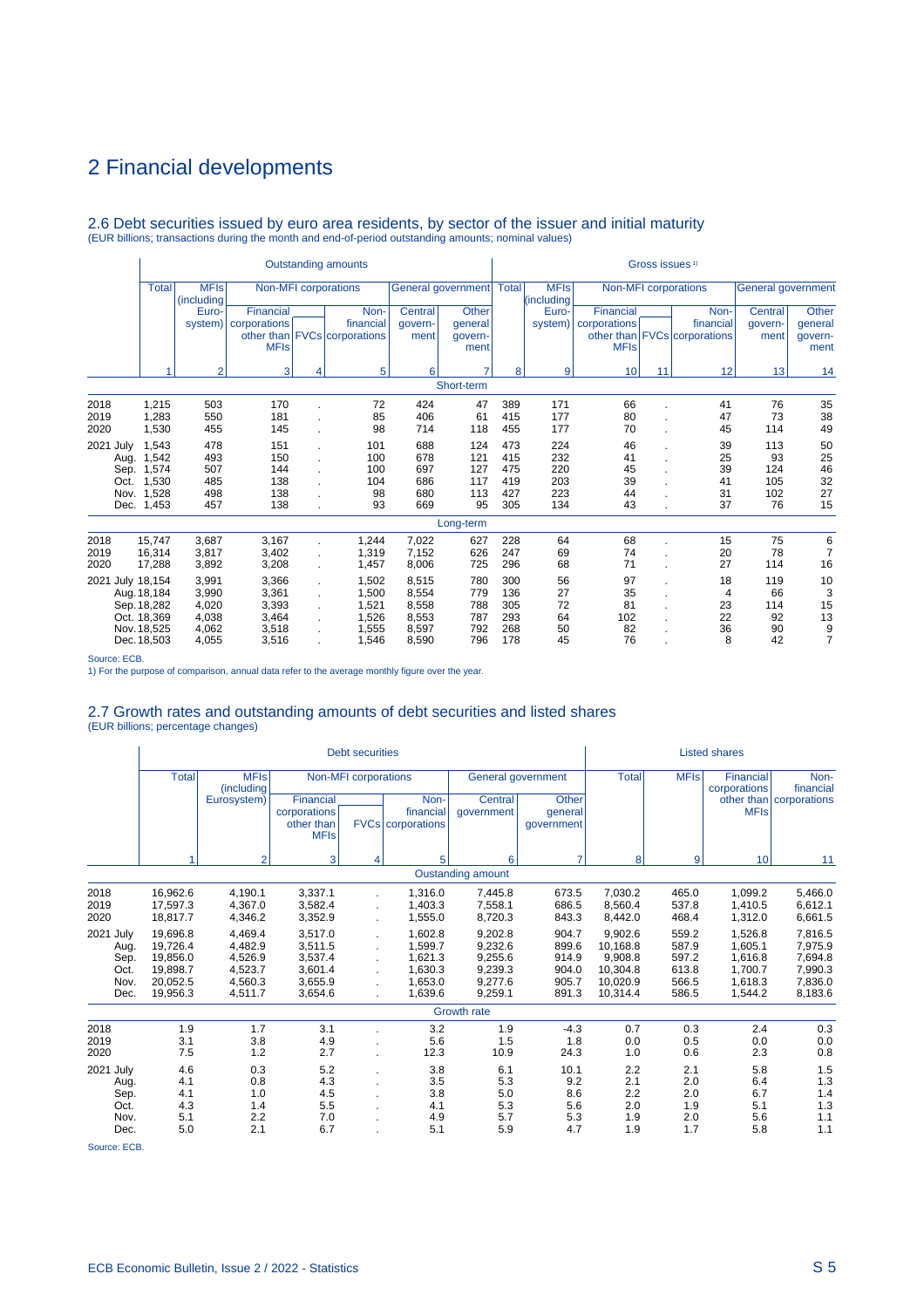# 2 Financial developments

## 2.6 Debt securities issued by euro area residents, by sector of the issuer and initial maturity

(EUR billions; transactions during the month and end-of-period outstanding amounts; nominal values)

| | Outstanding amounts | | | | | | | Gross issues [1] | | | | | | |
|---|---|---|---|---|---|---|---|---|---|---|---|---|---|---|
| | Total | MFIs (including Eurosystem) | Non-MFI corporations | | | General government | | Total | MFIs (including Eurosystem) | Non-MFI corporations | | | General government | |
| | | | Financial corporations other than MFIs | FVCs | Non-financial corporations | Central government | Other general government | | | Financial corporations other than MFIs | FVCs | Non-financial corporations | Central government | Other general government |
| | 1 | 2 | 3 | 4 | 5 | 6 | 7 | 8 | 9 | 10 | 11 | 12 | 13 | 14 |
| | | | | | | | Short-term | | | | | | | |
| 2018 | 1,215 | 503 | 170 | . | 72 | 424 | 47 | 389 | 171 | 66 | . | 41 | 76 | 35 |
| 2019 | 1,283 | 550 | 181 | . | 85 | 406 | 61 | 415 | 177 | 80 | . | 47 | 73 | 38 |
| 2020 | 1,530 | 455 | 145 | . | 98 | 714 | 118 | 455 | 177 | 70 | . | 45 | 114 | 49 |
| 2021 July | 1,543 | 478 | 151 | . | 101 | 688 | 124 | 473 | 224 | 46 | . | 39 | 113 | 50 |
| Aug. | 1,542 | 493 | 150 | . | 100 | 678 | 121 | 415 | 232 | 41 | . | 25 | 93 | 25 |
| Sep. | 1,574 | 507 | 144 | . | 100 | 697 | 127 | 475 | 220 | 45 | . | 39 | 124 | 46 |
| Oct. | 1,530 | 485 | 138 | . | 104 | 686 | 117 | 419 | 203 | 39 | . | 41 | 105 | 32 |
| Nov. | 1,528 | 498 | 138 | . | 98 | 680 | 113 | 427 | 223 | 44 | . | 31 | 102 | 27 |
| Dec. | 1,453 | 457 | 138 | . | 93 | 669 | 95 | 305 | 134 | 43 | . | 37 | 76 | 15 |
| | | | | | | | Long-term | | | | | | | |
| 2018 | 15,747 | 3,687 | 3,167 | . | 1,244 | 7,022 | 627 | 228 | 64 | 68 | . | 15 | 75 | 6 |
| 2019 | 16,314 | 3,817 | 3,402 | . | 1,319 | 7,152 | 626 | 247 | 69 | 74 | . | 20 | 78 | 7 |
| 2020 | 17,288 | 3,892 | 3,208 | . | 1,457 | 8,006 | 725 | 296 | 68 | 71 | . | 27 | 114 | 16 |
| 2021 July | 18,154 | 3,991 | 3,366 | . | 1,502 | 8,515 | 780 | 300 | 56 | 97 | . | 18 | 119 | 10 |
| Aug. | 18,184 | 3,990 | 3,361 | . | 1,500 | 8,554 | 779 | 136 | 27 | 35 | . | 4 | 66 | 3 |
| Sep. | 18,282 | 4,020 | 3,393 | . | 1,521 | 8,558 | 788 | 305 | 72 | 81 | . | 23 | 114 | 15 |
| Oct. | 18,369 | 4,038 | 3,464 | . | 1,526 | 8,553 | 787 | 293 | 64 | 102 | . | 22 | 92 | 13 |
| Nov. | 18,525 | 4,062 | 3,518 | . | 1,555 | 8,597 | 792 | 268 | 50 | 82 | . | 36 | 90 | 9 |
| Dec. | 18,503 | 4,055 | 3,516 | . | 1,546 | 8,590 | 796 | 178 | 45 | 76 | . | 8 | 42 | 7 |

Source: ECB.
1) For the purpose of comparison, annual data refer to the average monthly figure over the year.

## 2.7 Growth rates and outstanding amounts of debt securities and listed shares

(EUR billions; percentage changes)

| | Debt securities | | | | | | | Listed shares | | | |
|---|---|---|---|---|---|---|---|---|---|---|---|
| | Total | MFIs (including Eurosystem) | Non-MFI corporations | | | General government | | Total | MFIs | Financial corporations other than MFIs | Non-financial corporations |
| | | | Financial corporations other than MFIs | FVCs | Non-financial corporations | Central government | Other general government | | | | |
| | 1 | 2 | 3 | 4 | 5 | 6 | 7 | 8 | 9 | 10 | 11 |
| | | | | | | Oustanding amount | | | | | |
| 2018 | 16,962.6 | 4,190.1 | 3,337.1 | . | 1,316.0 | 7,445.8 | 673.5 | 7,030.2 | 465.0 | 1,099.2 | 5,466.0 |
| 2019 | 17,597.3 | 4,367.0 | 3,582.4 | . | 1,403.3 | 7,558.1 | 686.5 | 8,560.4 | 537.8 | 1,410.5 | 6,612.1 |
| 2020 | 18,817.7 | 4,346.2 | 3,352.9 | . | 1,555.0 | 8,720.3 | 843.3 | 8,442.0 | 468.4 | 1,312.0 | 6,661.5 |
| 2021 July | 19,696.8 | 4,469.4 | 3,517.0 | . | 1,602.8 | 9,202.8 | 904.7 | 9,902.6 | 559.2 | 1,526.8 | 7,816.5 |
| Aug. | 19,726.4 | 4,482.9 | 3,511.5 | . | 1,599.7 | 9,232.6 | 899.6 | 10,168.8 | 587.9 | 1,605.1 | 7,975.9 |
| Sep. | 19,856.0 | 4,526.9 | 3,537.4 | . | 1,621.3 | 9,255.6 | 914.9 | 9,908.8 | 597.2 | 1,616.8 | 7,694.8 |
| Oct. | 19,898.7 | 4,523.7 | 3,601.4 | . | 1,630.3 | 9,239.3 | 904.0 | 10,304.8 | 613.8 | 1,700.7 | 7,990.3 |
| Nov. | 20,052.5 | 4,560.3 | 3,655.9 | . | 1,653.0 | 9,277.6 | 905.7 | 10,020.9 | 566.5 | 1,618.3 | 7,836.0 |
| Dec. | 19,956.3 | 4,511.7 | 3,654.6 | . | 1,639.6 | 9,259.1 | 891.3 | 10,314.4 | 586.5 | 1,544.2 | 8,183.6 |
| | | | | | | Growth rate | | | | | |
| 2018 | 1.9 | 1.7 | 3.1 | . | 3.2 | 1.9 | -4.3 | 0.7 | 0.3 | 2.4 | 0.3 |
| 2019 | 3.1 | 3.8 | 4.9 | . | 5.6 | 1.5 | 1.8 | 0.0 | 0.5 | 0.0 | 0.0 |
| 2020 | 7.5 | 1.2 | 2.7 | . | 12.3 | 10.9 | 24.3 | 1.0 | 0.6 | 2.3 | 0.8 |
| 2021 July | 4.6 | 0.3 | 5.2 | . | 3.8 | 6.1 | 10.1 | 2.2 | 2.1 | 5.8 | 1.5 |
| Aug. | 4.1 | 0.8 | 4.3 | . | 3.5 | 5.3 | 9.2 | 2.1 | 2.0 | 6.4 | 1.3 |
| Sep. | 4.1 | 1.0 | 4.5 | . | 3.8 | 5.0 | 8.6 | 2.2 | 2.0 | 6.7 | 1.4 |
| Oct. | 4.3 | 1.4 | 5.5 | . | 4.1 | 5.3 | 5.6 | 2.0 | 1.9 | 5.1 | 1.3 |
| Nov. | 5.1 | 2.2 | 7.0 | . | 4.9 | 5.7 | 5.3 | 1.9 | 2.0 | 5.6 | 1.1 |
| Dec. | 5.0 | 2.1 | 6.7 | . | 5.1 | 5.9 | 4.7 | 1.9 | 1.7 | 5.8 | 1.1 |

Source: ECB.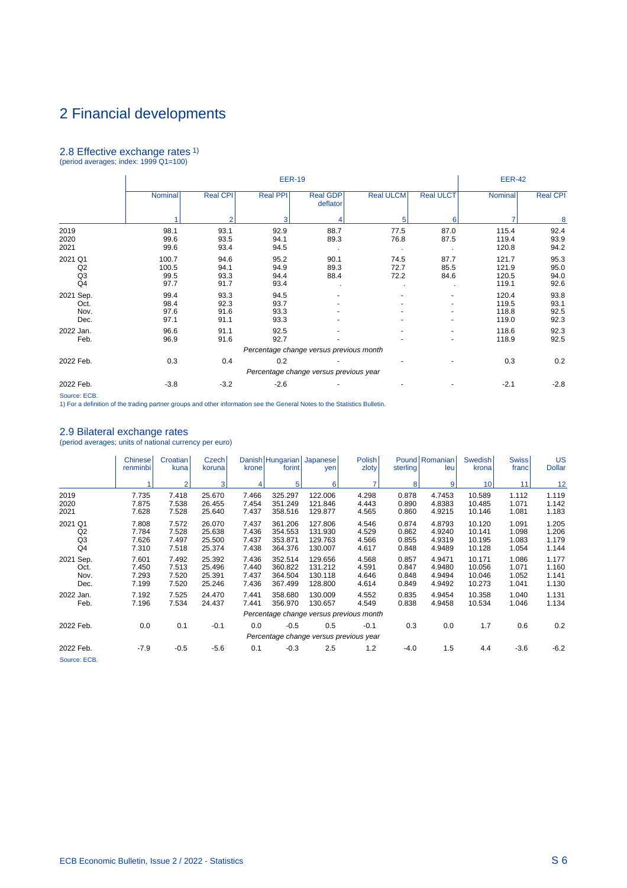# 2 Financial developments

## 2.8 Effective exchange rates 1)

(period averages; index: 1999 Q1=100)

| | EER-19 | | | | | | EER-42 | |
|---|---|---|---|---|---|---|---|---|
| | Nominal | Real CPI | Real PPI | Real GDP deflator | Real ULCM | Real ULCT | Nominal | Real CPI |
| | 1 | 2 | 3 | 4 | 5 | 6 | 7 | 8 |
| 2019 | 98.1 | 93.1 | 92.9 | 88.7 | 77.5 | 87.0 | 115.4 | 92.4 |
| 2020 | 99.6 | 93.5 | 94.1 | 89.3 | 76.8 | 87.5 | 119.4 | 93.9 |
| 2021 | 99.6 | 93.4 | 94.5 | . | . | . | 120.8 | 94.2 |
| 2021 Q1 | 100.7 | 94.6 | 95.2 | 90.1 | 74.5 | 87.7 | 121.7 | 95.3 |
| Q2 | 100.5 | 94.1 | 94.9 | 89.3 | 72.7 | 85.5 | 121.9 | 95.0 |
| Q3 | 99.5 | 93.3 | 94.4 | 88.4 | 72.2 | 84.6 | 120.5 | 94.0 |
| Q4 | 97.7 | 91.7 | 93.4 | . | . | . | 119.1 | 92.6 |
| 2021 Sep. | 99.4 | 93.3 | 94.5 | - | - | - | 120.4 | 93.8 |
| Oct. | 98.4 | 92.3 | 93.7 | - | - | - | 119.5 | 93.1 |
| Nov. | 97.6 | 91.6 | 93.3 | - | - | - | 118.8 | 92.5 |
| Dec. | 97.1 | 91.1 | 93.3 | - | - | - | 119.0 | 92.3 |
| 2022 Jan. | 96.6 | 91.1 | 92.5 | - | - | - | 118.6 | 92.3 |
| Feb. | 96.9 | 91.6 | 92.7 | - | - | - | 118.9 | 92.5 |
| | *Percentage change versus previous month* | | | | | | | |
| 2022 Feb. | 0.3 | 0.4 | 0.2 | - | - | - | 0.3 | 0.2 |
| | *Percentage change versus previous year* | | | | | | | |
| 2022 Feb. | -3.8 | -3.2 | -2.6 | - | - | - | -2.1 | -2.8 |

Source: ECB.

1) For a definition of the trading partner groups and other information see the General Notes to the Statistics Bulletin.

## 2.9 Bilateral exchange rates

(period averages; units of national currency per euro)

| | Chinese renminbi | Croatian kuna | Czech koruna | Danish krone | Hungarian forint | Japanese yen | Polish zloty | Pound sterling | Romanian leu | Swedish krona | Swiss franc | US Dollar |
|---|---|---|---|---|---|---|---|---|---|---|---|---|
| | 1 | 2 | 3 | 4 | 5 | 6 | 7 | 8 | 9 | 10 | 11 | 12 |
| 2019 | 7.735 | 7.418 | 25.670 | 7.466 | 325.297 | 122.006 | 4.298 | 0.878 | 4.7453 | 10.589 | 1.112 | 1.119 |
| 2020 | 7.875 | 7.538 | 26.455 | 7.454 | 351.249 | 121.846 | 4.443 | 0.890 | 4.8383 | 10.485 | 1.071 | 1.142 |
| 2021 | 7.628 | 7.528 | 25.640 | 7.437 | 358.516 | 129.877 | 4.565 | 0.860 | 4.9215 | 10.146 | 1.081 | 1.183 |
| 2021 Q1 | 7.808 | 7.572 | 26.070 | 7.437 | 361.206 | 127.806 | 4.546 | 0.874 | 4.8793 | 10.120 | 1.091 | 1.205 |
| Q2 | 7.784 | 7.528 | 25.638 | 7.436 | 354.553 | 131.930 | 4.529 | 0.862 | 4.9240 | 10.141 | 1.098 | 1.206 |
| Q3 | 7.626 | 7.497 | 25.500 | 7.437 | 353.871 | 129.763 | 4.566 | 0.855 | 4.9319 | 10.195 | 1.083 | 1.179 |
| Q4 | 7.310 | 7.518 | 25.374 | 7.438 | 364.376 | 130.007 | 4.617 | 0.848 | 4.9489 | 10.128 | 1.054 | 1.144 |
| 2021 Sep. | 7.601 | 7.492 | 25.392 | 7.436 | 352.514 | 129.656 | 4.568 | 0.857 | 4.9471 | 10.171 | 1.086 | 1.177 |
| Oct. | 7.450 | 7.513 | 25.496 | 7.440 | 360.822 | 131.212 | 4.591 | 0.847 | 4.9480 | 10.056 | 1.071 | 1.160 |
| Nov. | 7.293 | 7.520 | 25.391 | 7.437 | 364.504 | 130.118 | 4.646 | 0.848 | 4.9494 | 10.046 | 1.052 | 1.141 |
| Dec. | 7.199 | 7.520 | 25.246 | 7.436 | 367.499 | 128.800 | 4.614 | 0.849 | 4.9492 | 10.273 | 1.041 | 1.130 |
| 2022 Jan. | 7.192 | 7.525 | 24.470 | 7.441 | 358.680 | 130.009 | 4.552 | 0.835 | 4.9454 | 10.358 | 1.040 | 1.131 |
| Feb. | 7.196 | 7.534 | 24.437 | 7.441 | 356.970 | 130.657 | 4.549 | 0.838 | 4.9458 | 10.534 | 1.046 | 1.134 |
| | *Percentage change versus previous month* | | | | | | | | | | | |
| 2022 Feb. | 0.0 | 0.1 | -0.1 | 0.0 | -0.5 | 0.5 | -0.1 | 0.3 | 0.0 | 1.7 | 0.6 | 0.2 |
| | *Percentage change versus previous year* | | | | | | | | | | | |
| 2022 Feb. | -7.9 | -0.5 | -5.6 | 0.1 | -0.3 | 2.5 | 1.2 | -4.0 | 1.5 | 4.4 | -3.6 | -6.2 |

Source: ECB.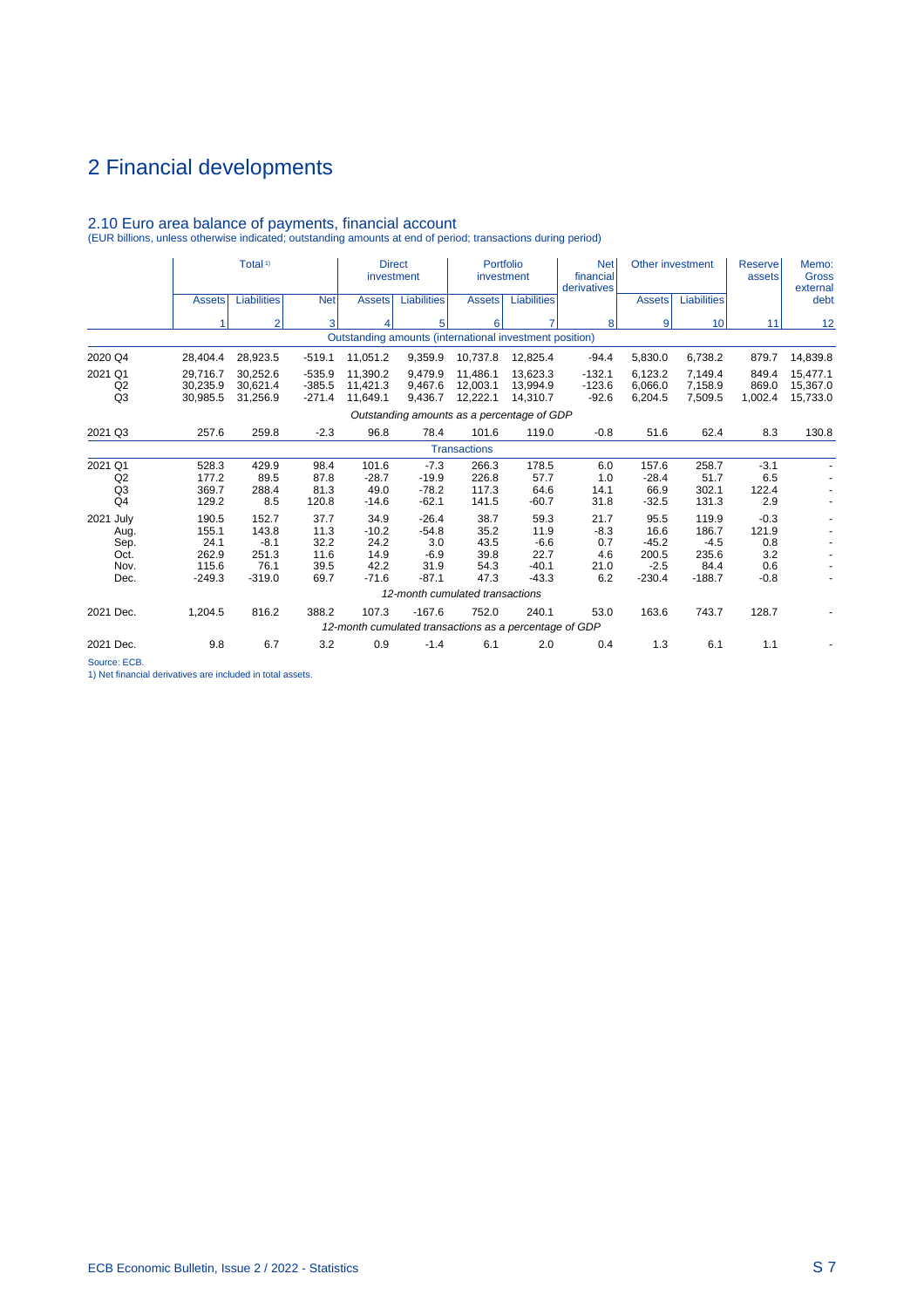# 2 Financial developments

## 2.10 Euro area balance of payments, financial account

(EUR billions, unless otherwise indicated; outstanding amounts at end of period; transactions during period)

| | Total [1] | | | Direct investment | | Portfolio investment | | Net financial derivatives | Other investment | | Reserve assets | Memo: Gross external debt |
|---|---|---|---|---|---|---|---|---|---|---|---|---|
| | Assets | Liabilities | Net | Assets | Liabilities | Assets | Liabilities | | Assets | Liabilities | | |
| | 1 | 2 | 3 | 4 | 5 | 6 | 7 | 8 | 9 | 10 | 11 | 12 |
| | | | | | | **Outstanding amounts (international investment position)** | | | | | | |
| 2020 Q4 | 28,404.4 | 28,923.5 | -519.1 | 11,051.2 | 9,359.9 | 10,737.8 | 12,825.4 | -94.4 | 5,830.0 | 6,738.2 | 879.7 | 14,839.8 |
| 2021 Q1 | 29,716.7 | 30,252.6 | -535.9 | 11,390.2 | 9,479.9 | 11,486.1 | 13,623.3 | -132.1 | 6,123.2 | 7,149.4 | 849.4 | 15,477.1 |
| Q2 | 30,235.9 | 30,621.4 | -385.5 | 11,421.3 | 9,467.6 | 12,003.1 | 13,994.9 | -123.6 | 6,066.0 | 7,158.9 | 869.0 | 15,367.0 |
| Q3 | 30,985.5 | 31,256.9 | -271.4 | 11,649.1 | 9,436.7 | 12,222.1 | 14,310.7 | -92.6 | 6,204.5 | 7,509.5 | 1,002.4 | 15,733.0 |
| | | | | | | *Outstanding amounts as a percentage of GDP* | | | | | | |
| 2021 Q3 | 257.6 | 259.8 | -2.3 | 96.8 | 78.4 | 101.6 | 119.0 | -0.8 | 51.6 | 62.4 | 8.3 | 130.8 |
| | | | | | | **Transactions** | | | | | | |
| 2021 Q1 | 528.3 | 429.9 | 98.4 | 101.6 | -7.3 | 266.3 | 178.5 | 6.0 | 157.6 | 258.7 | -3.1 | - |
| Q2 | 177.2 | 89.5 | 87.8 | -28.7 | -19.9 | 226.8 | 57.7 | 1.0 | -28.4 | 51.7 | 6.5 | - |
| Q3 | 369.7 | 288.4 | 81.3 | 49.0 | -78.2 | 117.3 | 64.6 | 14.1 | 66.9 | 302.1 | 122.4 | - |
| Q4 | 129.2 | 8.5 | 120.8 | -14.6 | -62.1 | 141.5 | -60.7 | 31.8 | -32.5 | 131.3 | 2.9 | - |
| 2021 July | 190.5 | 152.7 | 37.7 | 34.9 | -26.4 | 38.7 | 59.3 | 21.7 | 95.5 | 119.9 | -0.3 | - |
| Aug. | 155.1 | 143.8 | 11.3 | -10.2 | -54.8 | 35.2 | 11.9 | -8.3 | 16.6 | 186.7 | 121.9 | - |
| Sep. | 24.1 | -8.1 | 32.2 | 24.2 | 3.0 | 43.5 | -6.6 | 0.7 | -45.2 | -4.5 | 0.8 | - |
| Oct. | 262.9 | 251.3 | 11.6 | 14.9 | -6.9 | 39.8 | 22.7 | 4.6 | 200.5 | 235.6 | 3.2 | - |
| Nov. | 115.6 | 76.1 | 39.5 | 42.2 | 31.9 | 54.3 | -40.1 | 21.0 | -2.5 | 84.4 | 0.6 | - |
| Dec. | -249.3 | -319.0 | 69.7 | -71.6 | -87.1 | 47.3 | -43.3 | 6.2 | -230.4 | -188.7 | -0.8 | - |
| | | | | | | *12-month cumulated transactions* | | | | | | |
| 2021 Dec. | 1,204.5 | 816.2 | 388.2 | 107.3 | -167.6 | 752.0 | 240.1 | 53.0 | 163.6 | 743.7 | 128.7 | - |
| | | | | | | *12-month cumulated transactions as a percentage of GDP* | | | | | | |
| 2021 Dec. | 9.8 | 6.7 | 3.2 | 0.9 | -1.4 | 6.1 | 2.0 | 0.4 | 1.3 | 6.1 | 1.1 | - |

Source: ECB.

1) Net financial derivatives are included in total assets.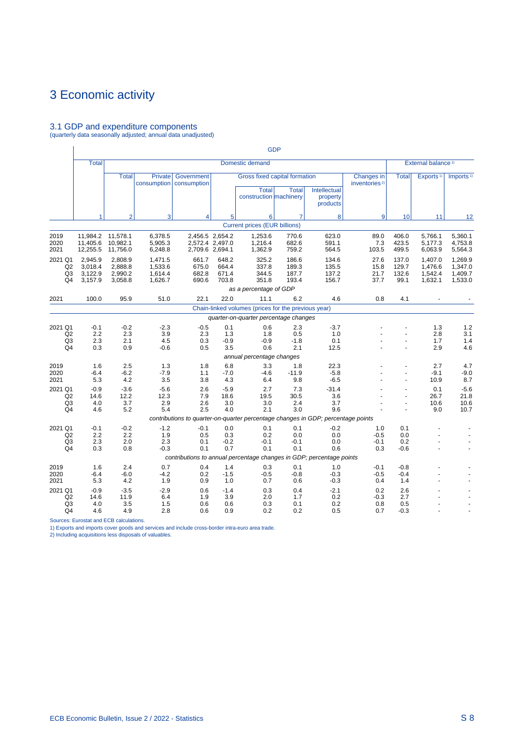# 3 Economic activity

## 3.1 GDP and expenditure components

(quarterly data seasonally adjusted; annual data unadjusted)

| | GDP | | | | | | | | | | | |
|---|---|---|---|---|---|---|---|---|---|---|---|---|
| | Total | Domestic demand | | | | | | | | External balance [1] | | |
| | | Total | Private consumption | Government consumption | Gross fixed capital formation | | | | Changes in inventories [2] | Total | Exports [1] | Imports [1] |
| | | | | | Total | Total construction | Total machinery | Intellectual property products | | | | |
| | 1 | 2 | 3 | 4 | 5 | 6 | 7 | 8 | 9 | 10 | 11 | 12 |
| | *Current prices (EUR billions)* | | | | | | | | | | | |
| 2019 | 11,984.2 | 11,578.1 | 6,378.5 | 2,456.5 | 2,654.2 | 1,253.6 | 770.6 | 623.0 | 89.0 | 406.0 | 5,766.1 | 5,360.1 |
| 2020 | 11,405.6 | 10,982.1 | 5,905.3 | 2,572.4 | 2,497.0 | 1,216.4 | 682.6 | 591.1 | 7.3 | 423.5 | 5,177.3 | 4,753.8 |
| 2021 | 12,255.5 | 11,756.0 | 6,248.8 | 2,709.6 | 2,694.1 | 1,362.9 | 759.2 | 564.5 | 103.5 | 499.5 | 6,063.9 | 5,564.3 |
| 2021 Q1 | 2,945.9 | 2,808.9 | 1,471.5 | 661.7 | 648.2 | 325.2 | 186.6 | 134.6 | 27.6 | 137.0 | 1,407.0 | 1,269.9 |
| Q2 | 3,018.4 | 2,888.8 | 1,533.6 | 675.0 | 664.4 | 337.8 | 189.3 | 135.5 | 15.8 | 129.7 | 1,476.6 | 1,347.0 |
| Q3 | 3,122.9 | 2,990.2 | 1,614.4 | 682.8 | 671.4 | 344.5 | 187.7 | 137.2 | 21.7 | 132.6 | 1,542.4 | 1,409.7 |
| Q4 | 3,157.9 | 3,058.8 | 1,626.7 | 690.6 | 703.8 | 351.8 | 193.4 | 156.7 | 37.7 | 99.1 | 1,632.1 | 1,533.0 |
| | *as a percentage of GDP* | | | | | | | | | | | |
| 2021 | 100.0 | 95.9 | 51.0 | 22.1 | 22.0 | 11.1 | 6.2 | 4.6 | 0.8 | 4.1 | - | - |
| | *Chain-linked volumes (prices for the previous year)* | | | | | | | | | | | |
| | *quarter-on-quarter percentage changes* | | | | | | | | | | | |
| 2021 Q1 | -0.1 | -0.2 | -2.3 | -0.5 | 0.1 | 0.6 | 2.3 | -3.7 | - | - | 1.3 | 1.2 |
| Q2 | 2.2 | 2.3 | 3.9 | 2.3 | 1.3 | 1.8 | 0.5 | 1.0 | - | - | 2.8 | 3.1 |
| Q3 | 2.3 | 2.1 | 4.5 | 0.3 | -0.9 | -0.9 | -1.8 | 0.1 | - | - | 1.7 | 1.4 |
| Q4 | 0.3 | 0.9 | -0.6 | 0.5 | 3.5 | 0.6 | 2.1 | 12.5 | - | - | 2.9 | 4.6 |
| | *annual percentage changes* | | | | | | | | | | | |
| 2019 | 1.6 | 2.5 | 1.3 | 1.8 | 6.8 | 3.3 | 1.8 | 22.3 | - | - | 2.7 | 4.7 |
| 2020 | -6.4 | -6.2 | -7.9 | 1.1 | -7.0 | -4.6 | -11.9 | -5.8 | - | - | -9.1 | -9.0 |
| 2021 | 5.3 | 4.2 | 3.5 | 3.8 | 4.3 | 6.4 | 9.8 | -6.5 | - | - | 10.9 | 8.7 |
| 2021 Q1 | -0.9 | -3.6 | -5.6 | 2.6 | -5.9 | 2.7 | 7.3 | -31.4 | - | - | 0.1 | -5.6 |
| Q2 | 14.6 | 12.2 | 12.3 | 7.9 | 18.6 | 19.5 | 30.5 | 3.6 | - | - | 26.7 | 21.8 |
| Q3 | 4.0 | 3.7 | 2.9 | 2.6 | 3.0 | 3.0 | 2.4 | 3.7 | - | - | 10.6 | 10.6 |
| Q4 | 4.6 | 5.2 | 5.4 | 2.5 | 4.0 | 2.1 | 3.0 | 9.6 | - | - | 9.0 | 10.7 |
| | *contributions to quarter-on-quarter percentage changes in GDP; percentage points* | | | | | | | | | | | |
| 2021 Q1 | -0.1 | -0.2 | -1.2 | -0.1 | 0.0 | 0.1 | 0.1 | -0.2 | 1.0 | 0.1 | - | - |
| Q2 | 2.2 | 2.2 | 1.9 | 0.5 | 0.3 | 0.2 | 0.0 | 0.0 | -0.5 | 0.0 | - | - |
| Q3 | 2.3 | 2.0 | 2.3 | 0.1 | -0.2 | -0.1 | -0.1 | 0.0 | -0.1 | 0.2 | - | - |
| Q4 | 0.3 | 0.8 | -0.3 | 0.1 | 0.7 | 0.1 | 0.1 | 0.6 | 0.3 | -0.6 | - | - |
| | *contributions to annual percentage changes in GDP; percentage points* | | | | | | | | | | | |
| 2019 | 1.6 | 2.4 | 0.7 | 0.4 | 1.4 | 0.3 | 0.1 | 1.0 | -0.1 | -0.8 | - | - |
| 2020 | -6.4 | -6.0 | -4.2 | 0.2 | -1.5 | -0.5 | -0.8 | -0.3 | -0.5 | -0.4 | - | - |
| 2021 | 5.3 | 4.2 | 1.9 | 0.9 | 1.0 | 0.7 | 0.6 | -0.3 | 0.4 | 1.4 | - | - |
| 2021 Q1 | -0.9 | -3.5 | -2.9 | 0.6 | -1.4 | 0.3 | 0.4 | -2.1 | 0.2 | 2.6 | - | - |
| Q2 | 14.6 | 11.9 | 6.4 | 1.9 | 3.9 | 2.0 | 1.7 | 0.2 | -0.3 | 2.7 | - | - |
| Q3 | 4.0 | 3.5 | 1.5 | 0.6 | 0.6 | 0.3 | 0.1 | 0.2 | 0.8 | 0.5 | - | - |
| Q4 | 4.6 | 4.9 | 2.8 | 0.6 | 0.9 | 0.2 | 0.2 | 0.5 | 0.7 | -0.3 | - | - |

Sources: Eurostat and ECB calculations.

1) Exports and imports cover goods and services and include cross-border intra-euro area trade.

2) Including acquisitions less disposals of valuables.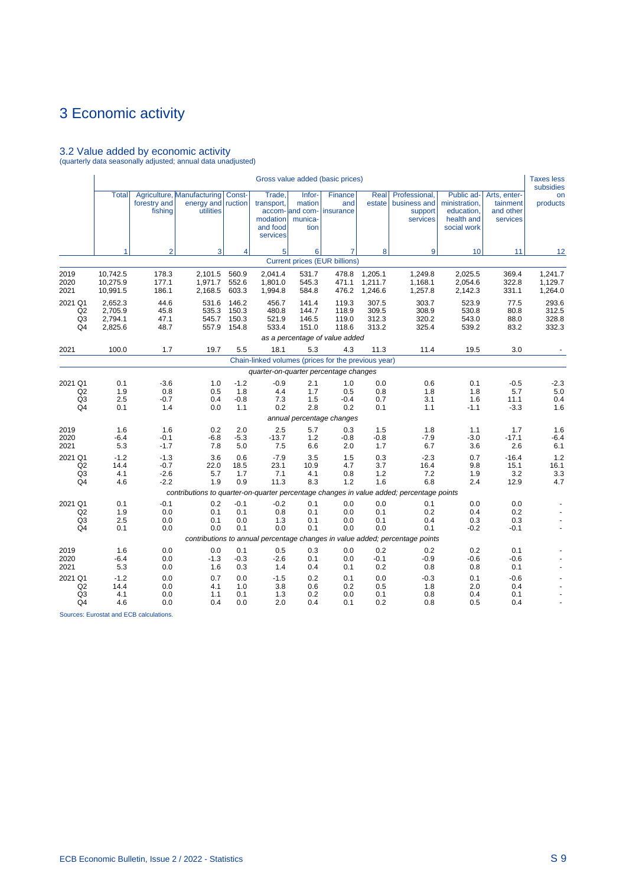# 3 Economic activity

## 3.2 Value added by economic activity

(quarterly data seasonally adjusted; annual data unadjusted)

| | Gross value added (basic prices) | | | | | | | | | | | Taxes less subsidies on products |
|---|---|---|---|---|---|---|---|---|---|---|---|---|
| | Total | Agriculture, forestry and fishing | Manufacturing energy and utilities | Construction | Trade, transport, accommodation and food services | Information and communication | Finance and insurance | Real estate | Professional, business and support services | Public administration, education, health and social work | Arts, entertainment and other services | |
| | 1 | 2 | 3 | 4 | 5 | 6 | 7 | 8 | 9 | 10 | 11 | 12 |
| | *Current prices (EUR billions)* | | | | | | | | | | | |
| 2019 | 10,742.5 | 178.3 | 2,101.5 | 560.9 | 2,041.4 | 531.7 | 478.8 | 1,205.1 | 1,249.8 | 2,025.5 | 369.4 | 1,241.7 |
| 2020 | 10,275.9 | 177.1 | 1,971.7 | 552.6 | 1,801.0 | 545.3 | 471.1 | 1,211.7 | 1,168.1 | 2,054.6 | 322.8 | 1,129.7 |
| 2021 | 10,991.5 | 186.1 | 2,168.5 | 603.3 | 1,994.8 | 584.8 | 476.2 | 1,246.6 | 1,257.8 | 2,142.3 | 331.1 | 1,264.0 |
| 2021 Q1 | 2,652.3 | 44.6 | 531.6 | 146.2 | 456.7 | 141.4 | 119.3 | 307.5 | 303.7 | 523.9 | 77.5 | 293.6 |
| Q2 | 2,705.9 | 45.8 | 535.3 | 150.3 | 480.8 | 144.7 | 118.9 | 309.5 | 308.9 | 530.8 | 80.8 | 312.5 |
| Q3 | 2,794.1 | 47.1 | 545.7 | 150.3 | 521.9 | 146.5 | 119.0 | 312.3 | 320.2 | 543.0 | 88.0 | 328.8 |
| Q4 | 2,825.6 | 48.7 | 557.9 | 154.8 | 533.4 | 151.0 | 118.6 | 313.2 | 325.4 | 539.2 | 83.2 | 332.3 |
| | *as a percentage of value added* | | | | | | | | | | | |
| 2021 | 100.0 | 1.7 | 19.7 | 5.5 | 18.1 | 5.3 | 4.3 | 11.3 | 11.4 | 19.5 | 3.0 | - |
| | *Chain-linked volumes (prices for the previous year)* | | | | | | | | | | | |
| | *quarter-on-quarter percentage changes* | | | | | | | | | | | |
| 2021 Q1 | 0.1 | -3.6 | 1.0 | -1.2 | -0.9 | 2.1 | 1.0 | 0.0 | 0.6 | 0.1 | -0.5 | -2.3 |
| Q2 | 1.9 | 0.8 | 0.5 | 1.8 | 4.4 | 1.7 | 0.5 | 0.8 | 1.8 | 1.8 | 5.7 | 5.0 |
| Q3 | 2.5 | -0.7 | 0.4 | -0.8 | 7.3 | 1.5 | -0.4 | 0.7 | 3.1 | 1.6 | 11.1 | 0.4 |
| Q4 | 0.1 | 1.4 | 0.0 | 1.1 | 0.2 | 2.8 | 0.2 | 0.1 | 1.1 | -1.1 | -3.3 | 1.6 |
| | *annual percentage changes* | | | | | | | | | | | |
| 2019 | 1.6 | 1.6 | 0.2 | 2.0 | 2.5 | 5.7 | 0.3 | 1.5 | 1.8 | 1.1 | 1.7 | 1.6 |
| 2020 | -6.4 | -0.1 | -6.8 | -5.3 | -13.7 | 1.2 | -0.8 | -0.8 | -7.9 | -3.0 | -17.1 | -6.4 |
| 2021 | 5.3 | -1.7 | 7.8 | 5.0 | 7.5 | 6.6 | 2.0 | 1.7 | 6.7 | 3.6 | 2.6 | 6.1 |
| 2021 Q1 | -1.2 | -1.3 | 3.6 | 0.6 | -7.9 | 3.5 | 1.5 | 0.3 | -2.3 | 0.7 | -16.4 | 1.2 |
| Q2 | 14.4 | -0.7 | 22.0 | 18.5 | 23.1 | 10.9 | 4.7 | 3.7 | 16.4 | 9.8 | 15.1 | 16.1 |
| Q3 | 4.1 | -2.6 | 5.7 | 1.7 | 7.1 | 4.1 | 0.8 | 1.2 | 7.2 | 1.9 | 3.2 | 3.3 |
| Q4 | 4.6 | -2.2 | 1.9 | 0.9 | 11.3 | 8.3 | 1.2 | 1.6 | 6.8 | 2.4 | 12.9 | 4.7 |
| | *contributions to quarter-on-quarter percentage changes in value added; percentage points* | | | | | | | | | | | |
| 2021 Q1 | 0.1 | -0.1 | 0.2 | -0.1 | -0.2 | 0.1 | 0.0 | 0.0 | 0.1 | 0.0 | 0.0 | - |
| Q2 | 1.9 | 0.0 | 0.1 | 0.1 | 0.8 | 0.1 | 0.0 | 0.1 | 0.2 | 0.4 | 0.2 | - |
| Q3 | 2.5 | 0.0 | 0.1 | 0.0 | 1.3 | 0.1 | 0.0 | 0.1 | 0.4 | 0.3 | 0.3 | - |
| Q4 | 0.1 | 0.0 | 0.0 | 0.1 | 0.0 | 0.1 | 0.0 | 0.0 | 0.1 | -0.2 | -0.1 | - |
| | *contributions to annual percentage changes in value added; percentage points* | | | | | | | | | | | |
| 2019 | 1.6 | 0.0 | 0.0 | 0.1 | 0.5 | 0.3 | 0.0 | 0.2 | 0.2 | 0.2 | 0.1 | - |
| 2020 | -6.4 | 0.0 | -1.3 | -0.3 | -2.6 | 0.1 | 0.0 | -0.1 | -0.9 | -0.6 | -0.6 | - |
| 2021 | 5.3 | 0.0 | 1.6 | 0.3 | 1.4 | 0.4 | 0.1 | 0.2 | 0.8 | 0.8 | 0.1 | - |
| 2021 Q1 | -1.2 | 0.0 | 0.7 | 0.0 | -1.5 | 0.2 | 0.1 | 0.0 | -0.3 | 0.1 | -0.6 | - |
| Q2 | 14.4 | 0.0 | 4.1 | 1.0 | 3.8 | 0.6 | 0.2 | 0.5 | 1.8 | 2.0 | 0.4 | - |
| Q3 | 4.1 | 0.0 | 1.1 | 0.1 | 1.3 | 0.2 | 0.0 | 0.1 | 0.8 | 0.4 | 0.1 | - |
| Q4 | 4.6 | 0.0 | 0.4 | 0.0 | 2.0 | 0.4 | 0.1 | 0.2 | 0.8 | 0.5 | 0.4 | - |

Sources: Eurostat and ECB calculations.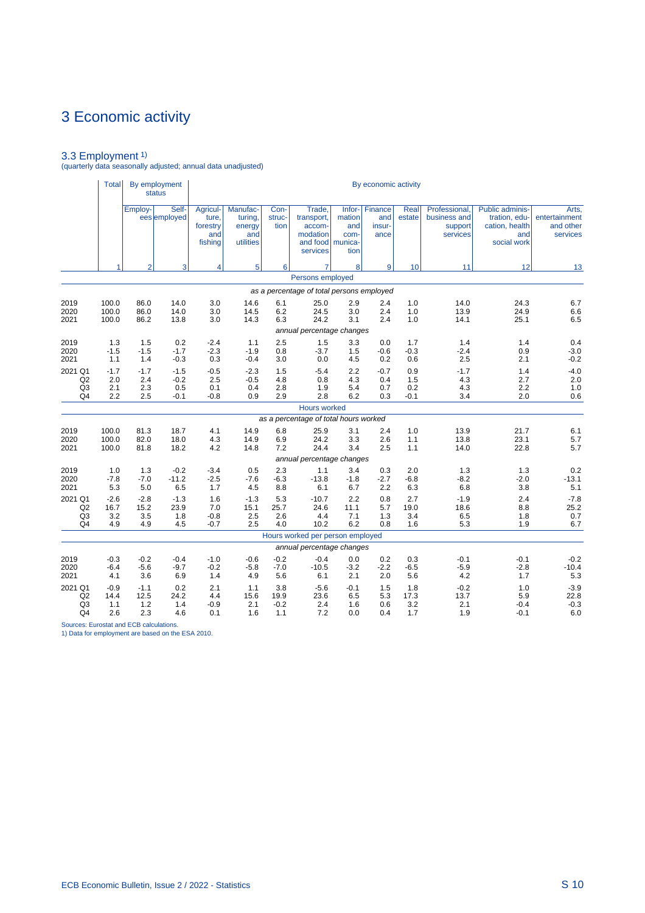# 3 Economic activity

## 3.3 Employment 1)

(quarterly data seasonally adjusted; annual data unadjusted)

| | Total | By employment status | | By economic activity | | | | | | | | | |
|---|---|---|---|---|---|---|---|---|---|---|---|---|---|
| | | Employees | Self-employed | Agriculture, forestry and fishing | Manufacturing, energy and utilities | Construction | Trade, transport, accommodation and food services | Information and communication | Finance and insurance | Real estate | Professional, business and support services | Public administration, education, health and social work | Arts, entertainment and other services |
| | 1 | 2 | 3 | 4 | 5 | 6 | 7 | 8 | 9 | 10 | 11 | 12 | 13 |
| | **Persons employed** | | | | | | | | | | | | |
| | *as a percentage of total persons employed* | | | | | | | | | | | | |
| 2019 | 100.0 | 86.0 | 14.0 | 3.0 | 14.6 | 6.1 | 25.0 | 2.9 | 2.4 | 1.0 | 14.0 | 24.3 | 6.7 |
| 2020 | 100.0 | 86.0 | 14.0 | 3.0 | 14.5 | 6.2 | 24.5 | 3.0 | 2.4 | 1.0 | 13.9 | 24.9 | 6.6 |
| 2021 | 100.0 | 86.2 | 13.8 | 3.0 | 14.3 | 6.3 | 24.2 | 3.1 | 2.4 | 1.0 | 14.1 | 25.1 | 6.5 |
| | *annual percentage changes* | | | | | | | | | | | | |
| 2019 | 1.3 | 1.5 | 0.2 | -2.4 | 1.1 | 2.5 | 1.5 | 3.3 | 0.0 | 1.7 | 1.4 | 1.4 | 0.4 |
| 2020 | -1.5 | -1.5 | -1.7 | -2.3 | -1.9 | 0.8 | -3.7 | 1.5 | -0.6 | -0.3 | -2.4 | 0.9 | -3.0 |
| 2021 | 1.1 | 1.4 | -0.3 | 0.3 | -0.4 | 3.0 | 0.0 | 4.5 | 0.2 | 0.6 | 2.5 | 2.1 | -0.2 |
| 2021 Q1 | -1.7 | -1.7 | -1.5 | -0.5 | -2.3 | 1.5 | -5.4 | 2.2 | -0.7 | 0.9 | -1.7 | 1.4 | -4.0 |
| Q2 | 2.0 | 2.4 | -0.2 | 2.5 | -0.5 | 4.8 | 0.8 | 4.3 | 0.4 | 1.5 | 4.3 | 2.7 | 2.0 |
| Q3 | 2.1 | 2.3 | 0.5 | 0.1 | 0.4 | 2.8 | 1.9 | 5.4 | 0.7 | 0.2 | 4.3 | 2.2 | 1.0 |
| Q4 | 2.2 | 2.5 | -0.1 | -0.8 | 0.9 | 2.9 | 2.8 | 6.2 | 0.3 | -0.1 | 3.4 | 2.0 | 0.6 |
| | **Hours worked** | | | | | | | | | | | | |
| | *as a percentage of total hours worked* | | | | | | | | | | | | |
| 2019 | 100.0 | 81.3 | 18.7 | 4.1 | 14.9 | 6.8 | 25.9 | 3.1 | 2.4 | 1.0 | 13.9 | 21.7 | 6.1 |
| 2020 | 100.0 | 82.0 | 18.0 | 4.3 | 14.9 | 6.9 | 24.2 | 3.3 | 2.6 | 1.1 | 13.8 | 23.1 | 5.7 |
| 2021 | 100.0 | 81.8 | 18.2 | 4.2 | 14.8 | 7.2 | 24.4 | 3.4 | 2.5 | 1.1 | 14.0 | 22.8 | 5.7 |
| | *annual percentage changes* | | | | | | | | | | | | |
| 2019 | 1.0 | 1.3 | -0.2 | -3.4 | 0.5 | 2.3 | 1.1 | 3.4 | 0.3 | 2.0 | 1.3 | 1.3 | 0.2 |
| 2020 | -7.8 | -7.0 | -11.2 | -2.5 | -7.6 | -6.3 | -13.8 | -1.8 | -2.7 | -6.8 | -8.2 | -2.0 | -13.1 |
| 2021 | 5.3 | 5.0 | 6.5 | 1.7 | 4.5 | 8.8 | 6.1 | 6.7 | 2.2 | 6.3 | 6.8 | 3.8 | 5.1 |
| 2021 Q1 | -2.6 | -2.8 | -1.3 | 1.6 | -1.3 | 5.3 | -10.7 | 2.2 | 0.8 | 2.7 | -1.9 | 2.4 | -7.8 |
| Q2 | 16.7 | 15.2 | 23.9 | 7.0 | 15.1 | 25.7 | 24.6 | 11.1 | 5.7 | 19.0 | 18.6 | 8.8 | 25.2 |
| Q3 | 3.2 | 3.5 | 1.8 | -0.8 | 2.5 | 2.6 | 4.4 | 7.1 | 1.3 | 3.4 | 6.5 | 1.8 | 0.7 |
| Q4 | 4.9 | 4.9 | 4.5 | -0.7 | 2.5 | 4.0 | 10.2 | 6.2 | 0.8 | 1.6 | 5.3 | 1.9 | 6.7 |
| | **Hours worked per person employed** | | | | | | | | | | | | |
| | *annual percentage changes* | | | | | | | | | | | | |
| 2019 | -0.3 | -0.2 | -0.4 | -1.0 | -0.6 | -0.2 | -0.4 | 0.0 | 0.2 | 0.3 | -0.1 | -0.1 | -0.2 |
| 2020 | -6.4 | -5.6 | -9.7 | -0.2 | -5.8 | -7.0 | -10.5 | -3.2 | -2.2 | -6.5 | -5.9 | -2.8 | -10.4 |
| 2021 | 4.1 | 3.6 | 6.9 | 1.4 | 4.9 | 5.6 | 6.1 | 2.1 | 2.0 | 5.6 | 4.2 | 1.7 | 5.3 |
| 2021 Q1 | -0.9 | -1.1 | 0.2 | 2.1 | 1.1 | 3.8 | -5.6 | -0.1 | 1.5 | 1.8 | -0.2 | 1.0 | -3.9 |
| Q2 | 14.4 | 12.5 | 24.2 | 4.4 | 15.6 | 19.9 | 23.6 | 6.5 | 5.3 | 17.3 | 13.7 | 5.9 | 22.8 |
| Q3 | 1.1 | 1.2 | 1.4 | -0.9 | 2.1 | -0.2 | 2.4 | 1.6 | 0.6 | 3.2 | 2.1 | -0.4 | -0.3 |
| Q4 | 2.6 | 2.3 | 4.6 | 0.1 | 1.6 | 1.1 | 7.2 | 0.0 | 0.4 | 1.7 | 1.9 | -0.1 | 6.0 |

Sources: Eurostat and ECB calculations.
1) Data for employment are based on the ESA 2010.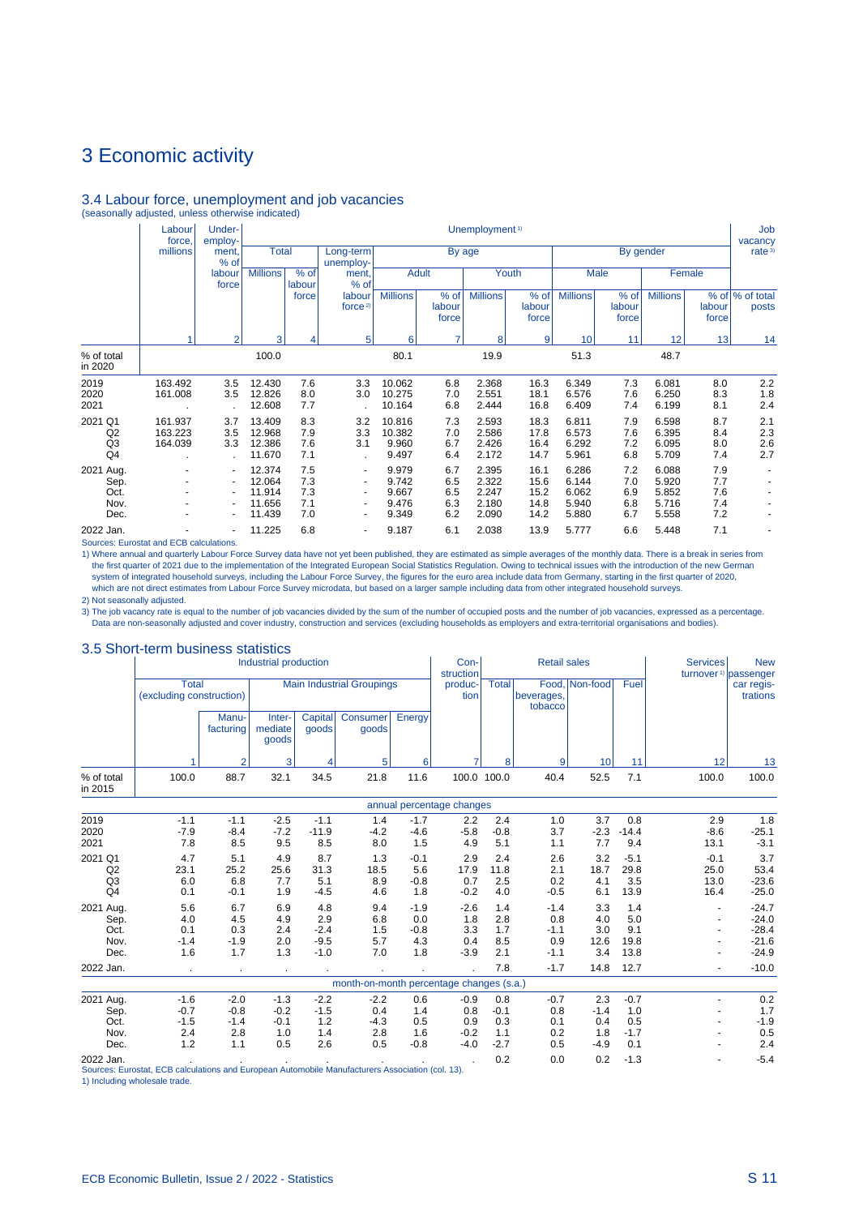# 3 Economic activity

## 3.4 Labour force, unemployment and job vacancies

(seasonally adjusted, unless otherwise indicated)

| | Labour force, millions | Under-employment, % of labour force | Unemployment[1] | | | | | | | | | | | Job vacancy rate[3] |
|---|---|---|---|---|---|---|---|---|---|---|---|---|---|---|
| | | | Total | | Long-term unemployment, % of labour force[2] | By age | | | | By gender | | | | |
| | | | | | | Adult | | Youth | | Male | | Female | | |
| | | | Millions | % of labour force | | Millions | % of labour force | Millions | % of labour force | Millions | % of labour force | Millions | % of labour force | % of total posts |
| | 1 | 2 | 3 | 4 | 5 | 6 | 7 | 8 | 9 | 10 | 11 | 12 | 13 | 14 |
| % of total in 2020 | | | 100.0 | | | 80.1 | | 19.9 | | 51.3 | | 48.7 | | |
| 2019 | 163.492 | 3.5 | 12.430 | 7.6 | 3.3 | 10.062 | 6.8 | 2.368 | 16.3 | 6.349 | 7.3 | 6.081 | 8.0 | 2.2 |
| 2020 | 161.008 | 3.5 | 12.826 | 8.0 | 3.0 | 10.275 | 7.0 | 2.551 | 18.1 | 6.576 | 7.6 | 6.250 | 8.3 | 1.8 |
| 2021 | . | . | 12.608 | 7.7 | . | 10.164 | 6.8 | 2.444 | 16.8 | 6.409 | 7.4 | 6.199 | 8.1 | 2.4 |
| 2021 Q1 | 161.937 | 3.7 | 13.409 | 8.3 | 3.2 | 10.816 | 7.3 | 2.593 | 18.3 | 6.811 | 7.9 | 6.598 | 8.7 | 2.1 |
| Q2 | 163.223 | 3.5 | 12.968 | 7.9 | 3.3 | 10.382 | 7.0 | 2.586 | 17.8 | 6.573 | 7.6 | 6.395 | 8.4 | 2.3 |
| Q3 | 164.039 | 3.3 | 12.386 | 7.6 | 3.1 | 9.960 | 6.7 | 2.426 | 16.4 | 6.292 | 7.2 | 6.095 | 8.0 | 2.6 |
| Q4 | . | . | 11.670 | 7.1 | . | 9.497 | 6.4 | 2.172 | 14.7 | 5.961 | 6.8 | 5.709 | 7.4 | 2.7 |
| 2021 Aug. | - | - | 12.374 | 7.5 | - | 9.979 | 6.7 | 2.395 | 16.1 | 6.286 | 7.2 | 6.088 | 7.9 | - |
| Sep. | - | - | 12.064 | 7.3 | - | 9.742 | 6.5 | 2.322 | 15.6 | 6.144 | 7.0 | 5.920 | 7.7 | - |
| Oct. | - | - | 11.914 | 7.3 | - | 9.667 | 6.5 | 2.247 | 15.2 | 6.062 | 6.9 | 5.852 | 7.6 | - |
| Nov. | - | - | 11.656 | 7.1 | - | 9.476 | 6.3 | 2.180 | 14.8 | 5.940 | 6.8 | 5.716 | 7.4 | - |
| Dec. | - | - | 11.439 | 7.0 | - | 9.349 | 6.2 | 2.090 | 14.2 | 5.880 | 6.7 | 5.558 | 7.2 | - |
| 2022 Jan. | - | - | 11.225 | 6.8 | - | 9.187 | 6.1 | 2.038 | 13.9 | 5.777 | 6.6 | 5.448 | 7.1 | - |

Sources: Eurostat and ECB calculations.

1) Where annual and quarterly Labour Force Survey data have not yet been published, they are estimated as simple averages of the monthly data. There is a break in series from the first quarter of 2021 due to the implementation of the Integrated European Social Statistics Regulation. Owing to technical issues with the introduction of the new German system of integrated household surveys, including the Labour Force Survey, the figures for the euro area include data from Germany, starting in the first quarter of 2020, which are not direct estimates from Labour Force Survey microdata, but based on a larger sample including data from other integrated household surveys.

2) Not seasonally adjusted.

3) The job vacancy rate is equal to the number of job vacancies divided by the sum of the number of occupied posts and the number of job vacancies, expressed as a percentage. Data are non-seasonally adjusted and cover industry, construction and services (excluding households as employers and extra-territorial organisations and bodies).

## 3.5 Short-term business statistics

| | Industrial production | | | | | | Construction production | Retail sales | | | | Services turnover[1] | New passenger car registrations |
|---|---|---|---|---|---|---|---|---|---|---|---|---|---|
| | Total (excluding construction) | | Main Industrial Groupings | | | | | Total | Food, beverages, tobacco | Non-food | Fuel | | |
| | | Manufacturing | Intermediate goods | Capital goods | Consumer goods | Energy | | | | | | | |
| | 1 | 2 | 3 | 4 | 5 | 6 | 7 | 8 | 9 | 10 | 11 | 12 | 13 |
| % of total in 2015 | 100.0 | 88.7 | 32.1 | 34.5 | 21.8 | 11.6 | 100.0 | 100.0 | 40.4 | 52.5 | 7.1 | 100.0 | 100.0 |
| | | | | | | annual percentage changes | | | | | | | |
| 2019 | -1.1 | -1.1 | -2.5 | -1.1 | 1.4 | -1.7 | 2.2 | 2.4 | 1.0 | 3.7 | 0.8 | 2.9 | 1.8 |
| 2020 | -7.9 | -8.4 | -7.2 | -11.9 | -4.2 | -4.6 | -5.8 | -0.8 | 3.7 | -2.3 | -14.4 | -8.6 | -25.1 |
| 2021 | 7.8 | 8.5 | 9.5 | 8.5 | 8.0 | 1.5 | 4.9 | 5.1 | 1.1 | 7.7 | 9.4 | 13.1 | -3.1 |
| 2021 Q1 | 4.7 | 5.1 | 4.9 | 8.7 | 1.3 | -0.1 | 2.9 | 2.4 | 2.6 | 3.2 | -5.1 | -0.1 | 3.7 |
| Q2 | 23.1 | 25.2 | 25.6 | 31.3 | 18.5 | 5.6 | 17.9 | 11.8 | 2.1 | 18.7 | 29.8 | 25.0 | 53.4 |
| Q3 | 6.0 | 6.8 | 7.7 | 5.1 | 8.9 | -0.8 | 0.7 | 2.5 | 0.2 | 4.1 | 3.5 | 13.0 | -23.6 |
| Q4 | 0.1 | -0.1 | 1.9 | -4.5 | 4.6 | 1.8 | -0.2 | 4.0 | -0.5 | 6.1 | 13.9 | 16.4 | -25.0 |
| 2021 Aug. | 5.6 | 6.7 | 6.9 | 4.8 | 9.4 | -1.9 | -2.6 | 1.4 | -1.4 | 3.3 | 1.4 | - | -24.7 |
| Sep. | 4.0 | 4.5 | 4.9 | 2.9 | 6.8 | 0.0 | 1.8 | 2.8 | 0.8 | 4.0 | 5.0 | - | -24.0 |
| Oct. | 0.1 | 0.3 | 2.4 | -2.4 | 1.5 | -0.8 | 3.3 | 1.7 | -1.1 | 3.0 | 9.1 | - | -28.4 |
| Nov. | -1.4 | -1.9 | 2.0 | -9.5 | 5.7 | 4.3 | 0.4 | 8.5 | 0.9 | 12.6 | 19.8 | - | -21.6 |
| Dec. | 1.6 | 1.7 | 1.3 | -1.0 | 7.0 | 1.8 | -3.9 | 2.1 | -1.1 | 3.4 | 13.8 | - | -24.9 |
| 2022 Jan. | . | . | . | . | . | . | . | 7.8 | -1.7 | 14.8 | 12.7 | - | -10.0 |
| | | | | | | month-on-month percentage changes (s.a.) | | | | | | | |
| 2021 Aug. | -1.6 | -2.0 | -1.3 | -2.2 | -2.2 | 0.6 | -0.9 | 0.8 | -0.7 | 2.3 | -0.7 | - | 0.2 |
| Sep. | -0.7 | -0.8 | -0.2 | -1.5 | 0.4 | 1.4 | 0.8 | -0.1 | 0.8 | -1.4 | 1.0 | - | 1.7 |
| Oct. | -1.5 | -1.4 | -0.1 | 1.2 | -4.3 | 0.5 | 0.9 | 0.3 | 0.1 | 0.4 | 0.5 | - | -1.9 |
| Nov. | 2.4 | 2.8 | 1.0 | 1.4 | 2.8 | 1.6 | -0.2 | 1.1 | 0.2 | 1.8 | -1.7 | - | 0.5 |
| Dec. | 1.2 | 1.1 | 0.5 | 2.6 | 0.5 | -0.8 | -4.0 | -2.7 | 0.5 | -4.9 | 0.1 | - | 2.4 |
| 2022 Jan. | . | . | . | . | . | . | . | 0.2 | 0.0 | 0.2 | -1.3 | - | -5.4 |

Sources: Eurostat, ECB calculations and European Automobile Manufacturers Association (col. 13).

1) Including wholesale trade.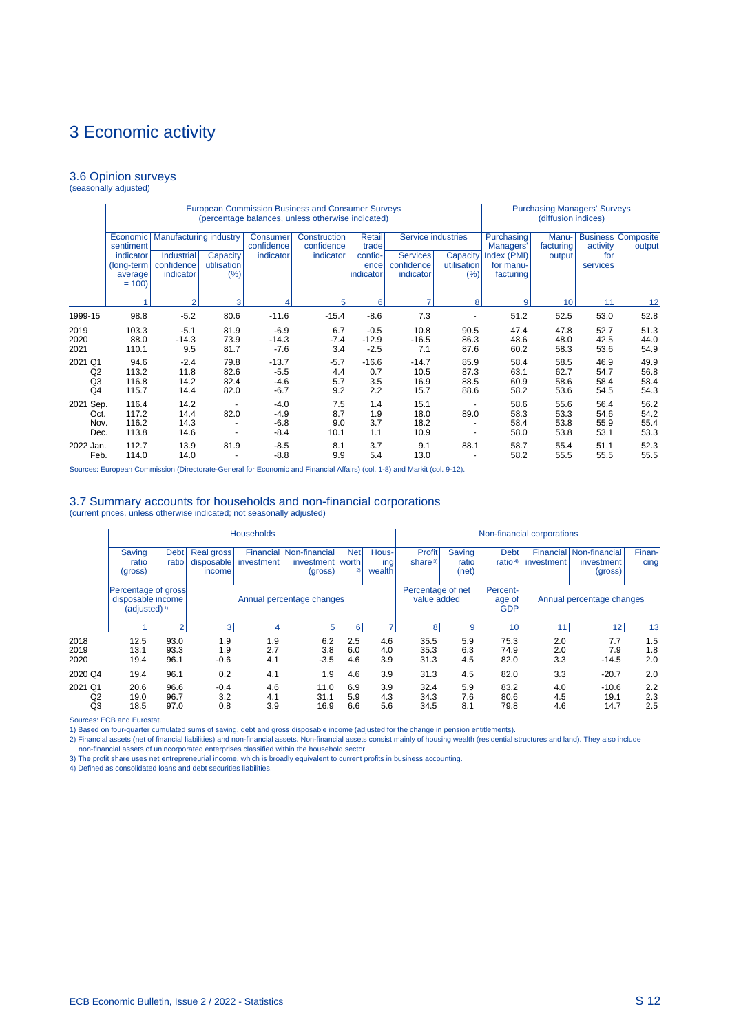# 3 Economic activity

## 3.6 Opinion surveys

(seasonally adjusted)

| | European Commission Business and Consumer Surveys (percentage balances, unless otherwise indicated) | | | | | | | | Purchasing Managers' Surveys (diffusion indices) | | | |
|---|---|---|---|---|---|---|---|---|---|---|---|---|
| | Economic sentiment indicator (long-term average = 100) | Manufacturing industry | | Consumer confidence indicator | Construction confidence indicator | Retail trade confidence indicator | Service industries | | Purchasing Managers' Index (PMI) for manufacturing | Manufacturing output | Business activity for services | Composite output |
| | | Industrial confidence indicator | Capacity utilisation (%) | | | | Services confidence indicator | Capacity utilisation (%) | | | | |
| | 1 | 2 | 3 | 4 | 5 | 6 | 7 | 8 | 9 | 10 | 11 | 12 |
| 1999-15 | 98.8 | -5.2 | 80.6 | -11.6 | -15.4 | -8.6 | 7.3 | - | 51.2 | 52.5 | 53.0 | 52.8 |
| 2019 | 103.3 | -5.1 | 81.9 | -6.9 | 6.7 | -0.5 | 10.8 | 90.5 | 47.4 | 47.8 | 52.7 | 51.3 |
| 2020 | 88.0 | -14.3 | 73.9 | -14.3 | -7.4 | -12.9 | -16.5 | 86.3 | 48.6 | 48.0 | 42.5 | 44.0 |
| 2021 | 110.1 | 9.5 | 81.7 | -7.6 | 3.4 | -2.5 | 7.1 | 87.6 | 60.2 | 58.3 | 53.6 | 54.9 |
| 2021 Q1 | 94.6 | -2.4 | 79.8 | -13.7 | -5.7 | -16.6 | -14.7 | 85.9 | 58.4 | 58.5 | 46.9 | 49.9 |
| Q2 | 113.2 | 11.8 | 82.6 | -5.5 | 4.4 | 0.7 | 10.5 | 87.3 | 63.1 | 62.7 | 54.7 | 56.8 |
| Q3 | 116.8 | 14.2 | 82.4 | -4.6 | 5.7 | 3.5 | 16.9 | 88.5 | 60.9 | 58.6 | 58.4 | 58.4 |
| Q4 | 115.7 | 14.4 | 82.0 | -6.7 | 9.2 | 2.2 | 15.7 | 88.6 | 58.2 | 53.6 | 54.5 | 54.3 |
| 2021 Sep. | 116.4 | 14.2 | - | -4.0 | 7.5 | 1.4 | 15.1 | - | 58.6 | 55.6 | 56.4 | 56.2 |
| Oct. | 117.2 | 14.4 | 82.0 | -4.9 | 8.7 | 1.9 | 18.0 | 89.0 | 58.3 | 53.3 | 54.6 | 54.2 |
| Nov. | 116.2 | 14.3 | - | -6.8 | 9.0 | 3.7 | 18.2 | - | 58.4 | 53.8 | 55.9 | 55.4 |
| Dec. | 113.8 | 14.6 | - | -8.4 | 10.1 | 1.1 | 10.9 | - | 58.0 | 53.8 | 53.1 | 53.3 |
| 2022 Jan. | 112.7 | 13.9 | 81.9 | -8.5 | 8.1 | 3.7 | 9.1 | 88.1 | 58.7 | 55.4 | 51.1 | 52.3 |
| Feb. | 114.0 | 14.0 | - | -8.8 | 9.9 | 5.4 | 13.0 | - | 58.2 | 55.5 | 55.5 | 55.5 |

Sources: European Commission (Directorate-General for Economic and Financial Affairs) (col. 1-8) and Markit (col. 9-12).

## 3.7 Summary accounts for households and non-financial corporations

(current prices, unless otherwise indicated; not seasonally adjusted)

| | Households | | | | | | | Non-financial corporations | | | | | |
|---|---|---|---|---|---|---|---|---|---|---|---|---|---|
| | Saving ratio (gross) | Debt ratio | Real gross disposable income | Financial investment | Non-financial investment (gross) | Net worth [2] | Housing wealth | Profit share [3] | Saving ratio (net) | Debt ratio [4] | Financial investment | Non-financial investment (gross) | Financing |
| | Percentage of gross disposable income (adjusted) [1] | | Annual percentage changes | | | | | Percentage of net value added | | Percentage of GDP | Annual percentage changes | | |
| | 1 | 2 | 3 | 4 | 5 | 6 | 7 | 8 | 9 | 10 | 11 | 12 | 13 |
| 2018 | 12.5 | 93.0 | 1.9 | 1.9 | 6.2 | 2.5 | 4.6 | 35.5 | 5.9 | 75.3 | 2.0 | 7.7 | 1.5 |
| 2019 | 13.1 | 93.3 | 1.9 | 2.7 | 3.8 | 6.0 | 4.0 | 35.3 | 6.3 | 74.9 | 2.0 | 7.9 | 1.8 |
| 2020 | 19.4 | 96.1 | -0.6 | 4.1 | -3.5 | 4.6 | 3.9 | 31.3 | 4.5 | 82.0 | 3.3 | -14.5 | 2.0 |
| 2020 Q4 | 19.4 | 96.1 | 0.2 | 4.1 | 1.9 | 4.6 | 3.9 | 31.3 | 4.5 | 82.0 | 3.3 | -20.7 | 2.0 |
| 2021 Q1 | 20.6 | 96.6 | -0.4 | 4.6 | 11.0 | 6.9 | 3.9 | 32.4 | 5.9 | 83.2 | 4.0 | -10.6 | 2.2 |
| Q2 | 19.0 | 96.7 | 3.2 | 4.1 | 31.1 | 5.9 | 4.3 | 34.3 | 7.6 | 80.6 | 4.5 | 19.1 | 2.3 |
| Q3 | 18.5 | 97.0 | 0.8 | 3.9 | 16.9 | 6.6 | 5.6 | 34.5 | 8.1 | 79.8 | 4.6 | 14.7 | 2.5 |

Sources: ECB and Eurostat.

1) Based on four-quarter cumulated sums of saving, debt and gross disposable income (adjusted for the change in pension entitlements).

2) Financial assets (net of financial liabilities) and non-financial assets. Non-financial assets consist mainly of housing wealth (residential structures and land). They also include non-financial assets of unincorporated enterprises classified within the household sector.

3) The profit share uses net entrepreneurial income, which is broadly equivalent to current profits in business accounting.

4) Defined as consolidated loans and debt securities liabilities.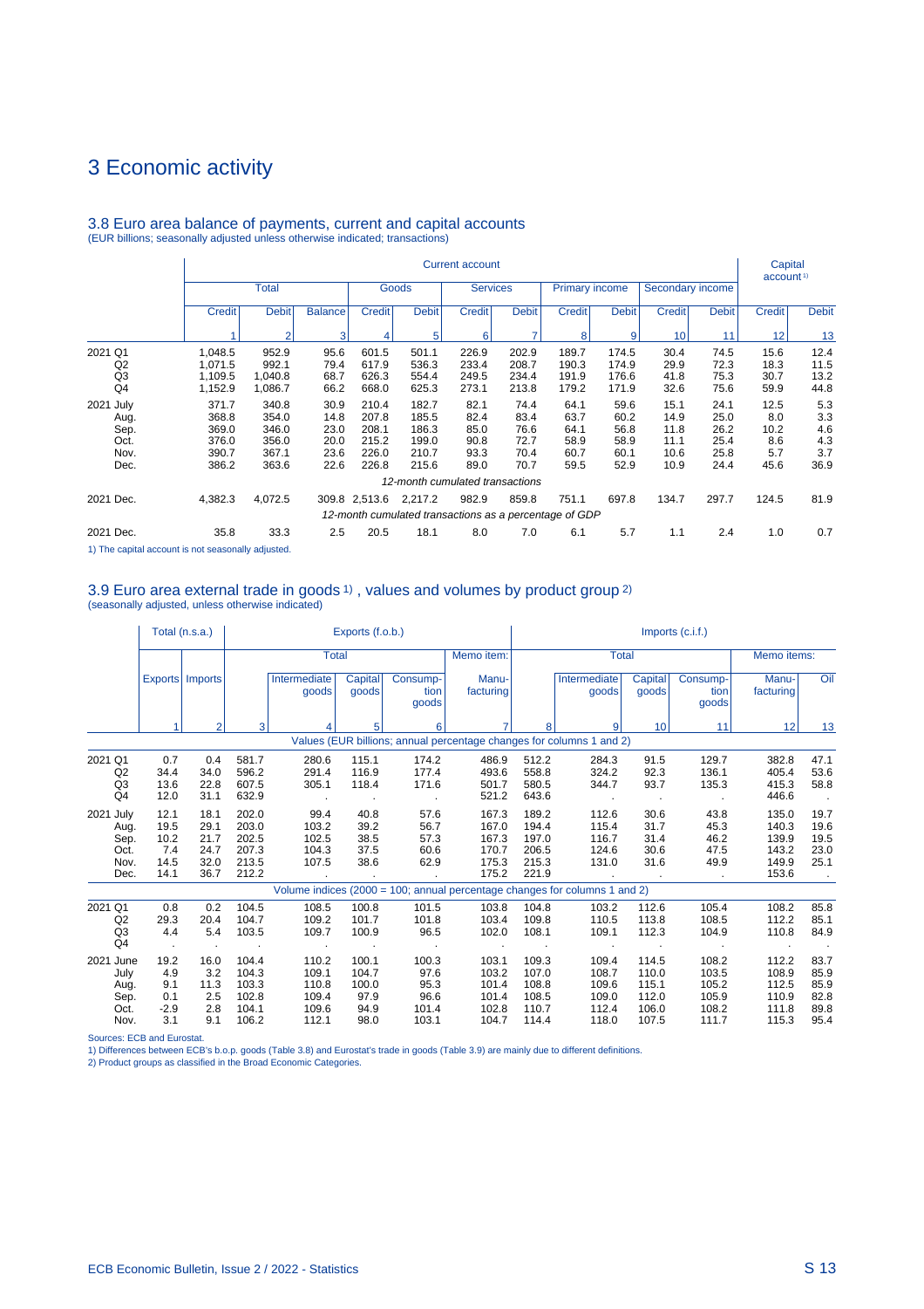# 3 Economic activity

## 3.8 Euro area balance of payments, current and capital accounts

(EUR billions; seasonally adjusted unless otherwise indicated; transactions)

| | Current account | | | | | | | | | | | Capital account[1] | |
|---|---|---|---|---|---|---|---|---|---|---|---|---|---|
| | Total | | | Goods | | Services | | Primary income | | Secondary income | | | |
| | Credit | Debit | Balance | Credit | Debit | Credit | Debit | Credit | Debit | Credit | Debit | Credit | Debit |
| | 1 | 2 | 3 | 4 | 5 | 6 | 7 | 8 | 9 | 10 | 11 | 12 | 13 |
| 2021 Q1 | 1,048.5 | 952.9 | 95.6 | 601.5 | 501.1 | 226.9 | 202.9 | 189.7 | 174.5 | 30.4 | 74.5 | 15.6 | 12.4 |
| Q2 | 1,071.5 | 992.1 | 79.4 | 617.9 | 536.3 | 233.4 | 208.7 | 190.3 | 174.9 | 29.9 | 72.3 | 18.3 | 11.5 |
| Q3 | 1,109.5 | 1,040.8 | 68.7 | 626.3 | 554.4 | 249.5 | 234.4 | 191.9 | 176.6 | 41.8 | 75.3 | 30.7 | 13.2 |
| Q4 | 1,152.9 | 1,086.7 | 66.2 | 668.0 | 625.3 | 273.1 | 213.8 | 179.2 | 171.9 | 32.6 | 75.6 | 59.9 | 44.8 |
| 2021 July | 371.7 | 340.8 | 30.9 | 210.4 | 182.7 | 82.1 | 74.4 | 64.1 | 59.6 | 15.1 | 24.1 | 12.5 | 5.3 |
| Aug. | 368.8 | 354.0 | 14.8 | 207.8 | 185.5 | 82.4 | 83.4 | 63.7 | 60.2 | 14.9 | 25.0 | 8.0 | 3.3 |
| Sep. | 369.0 | 346.0 | 23.0 | 208.1 | 186.3 | 85.0 | 76.6 | 64.1 | 56.8 | 11.8 | 26.2 | 10.2 | 4.6 |
| Oct. | 376.0 | 356.0 | 20.0 | 215.2 | 199.0 | 90.8 | 72.7 | 58.9 | 58.9 | 11.1 | 25.4 | 8.6 | 4.3 |
| Nov. | 390.7 | 367.1 | 23.6 | 226.0 | 210.7 | 93.3 | 70.4 | 60.7 | 60.1 | 10.6 | 25.8 | 5.7 | 3.7 |
| Dec. | 386.2 | 363.6 | 22.6 | 226.8 | 215.6 | 89.0 | 70.7 | 59.5 | 52.9 | 10.9 | 24.4 | 45.6 | 36.9 |
| | *12-month cumulated transactions* | | | | | | | | | | | | |
| 2021 Dec. | 4,382.3 | 4,072.5 | 309.8 | 2,513.6 | 2,217.2 | 982.9 | 859.8 | 751.1 | 697.8 | 134.7 | 297.7 | 124.5 | 81.9 |
| | *12-month cumulated transactions as a percentage of GDP* | | | | | | | | | | | | |
| 2021 Dec. | 35.8 | 33.3 | 2.5 | 20.5 | 18.1 | 8.0 | 7.0 | 6.1 | 5.7 | 1.1 | 2.4 | 1.0 | 0.7 |

1) The capital account is not seasonally adjusted.

## 3.9 Euro area external trade in goods[1], values and volumes by product group[2]

(seasonally adjusted, unless otherwise indicated)

| | Total (n.s.a.) | | Exports (f.o.b.) | | | | | Imports (c.i.f.) | | | | | |
|---|---|---|---|---|---|---|---|---|---|---|---|---|---|
| | | | Total | | | | Memo item: | Total | | | | Memo items: | |
| | Exports | Imports | | Intermediate goods | Capital goods | Consumption goods | Manufacturing | | Intermediate goods | Capital goods | Consumption goods | Manufacturing | Oil |
| | 1 | 2 | 3 | 4 | 5 | 6 | 7 | 8 | 9 | 10 | 11 | 12 | 13 |
| | *Values (EUR billions; annual percentage changes for columns 1 and 2)* | | | | | | | | | | | | |
| 2021 Q1 | 0.7 | 0.4 | 581.7 | 280.6 | 115.1 | 174.2 | 486.9 | 512.2 | 284.3 | 91.5 | 129.7 | 382.8 | 47.1 |
| Q2 | 34.4 | 34.0 | 596.2 | 291.4 | 116.9 | 177.4 | 493.6 | 558.8 | 324.2 | 92.3 | 136.1 | 405.4 | 53.6 |
| Q3 | 13.6 | 22.8 | 607.5 | 305.1 | 118.4 | 171.6 | 501.7 | 580.5 | 344.7 | 93.7 | 135.3 | 415.3 | 58.8 |
| Q4 | 12.0 | 31.1 | 632.9 | . | . | . | 521.2 | 643.6 | . | . | . | 446.6 | . |
| 2021 July | 12.1 | 18.1 | 202.0 | 99.4 | 40.8 | 57.6 | 167.3 | 189.2 | 112.6 | 30.6 | 43.8 | 135.0 | 19.7 |
| Aug. | 19.5 | 29.1 | 203.0 | 103.2 | 39.2 | 56.7 | 167.0 | 194.4 | 115.4 | 31.7 | 45.3 | 140.3 | 19.6 |
| Sep. | 10.2 | 21.7 | 202.5 | 102.5 | 38.5 | 57.3 | 167.3 | 197.0 | 116.7 | 31.4 | 46.2 | 139.9 | 19.5 |
| Oct. | 7.4 | 24.7 | 207.3 | 104.3 | 37.5 | 60.6 | 170.7 | 206.5 | 124.6 | 30.6 | 47.5 | 143.2 | 23.0 |
| Nov. | 14.5 | 32.0 | 213.5 | 107.5 | 38.6 | 62.9 | 175.3 | 215.3 | 131.0 | 31.6 | 49.9 | 149.9 | 25.1 |
| Dec. | 14.1 | 36.7 | 212.2 | . | . | . | 175.2 | 221.9 | . | . | . | 153.6 | . |
| | *Volume indices (2000 = 100; annual percentage changes for columns 1 and 2)* | | | | | | | | | | | | |
| 2021 Q1 | 0.8 | 0.2 | 104.5 | 108.5 | 100.8 | 101.5 | 103.8 | 104.8 | 103.2 | 112.6 | 105.4 | 108.2 | 85.8 |
| Q2 | 29.3 | 20.4 | 104.7 | 109.2 | 101.7 | 101.8 | 103.4 | 109.8 | 110.5 | 113.8 | 108.5 | 112.2 | 85.1 |
| Q3 | 4.4 | 5.4 | 103.5 | 109.7 | 100.9 | 96.5 | 102.0 | 108.1 | 109.1 | 112.3 | 104.9 | 110.8 | 84.9 |
| Q4 | . | . | . | . | . | . | . | . | . | . | . | . | . |
| 2021 June | 19.2 | 16.0 | 104.4 | 110.2 | 100.1 | 100.3 | 103.1 | 109.3 | 109.4 | 114.5 | 108.2 | 112.2 | 83.7 |
| July | 4.9 | 3.2 | 104.3 | 109.1 | 104.7 | 97.6 | 103.2 | 107.0 | 108.7 | 110.0 | 103.5 | 108.9 | 85.9 |
| Aug. | 9.1 | 11.3 | 103.3 | 110.8 | 100.0 | 95.3 | 101.4 | 108.8 | 109.6 | 115.1 | 105.2 | 112.5 | 85.9 |
| Sep. | 0.1 | 2.5 | 102.8 | 109.4 | 97.9 | 96.6 | 101.4 | 108.5 | 109.0 | 112.0 | 105.9 | 110.9 | 82.8 |
| Oct. | -2.9 | 2.8 | 104.1 | 109.6 | 94.9 | 101.4 | 102.8 | 110.7 | 112.4 | 106.0 | 108.2 | 111.8 | 89.8 |
| Nov. | 3.1 | 9.1 | 106.2 | 112.1 | 98.0 | 103.1 | 104.7 | 114.4 | 118.0 | 107.5 | 111.7 | 115.3 | 95.4 |

Sources: ECB and Eurostat.

1) Differences between ECB's b.o.p. goods (Table 3.8) and Eurostat's trade in goods (Table 3.9) are mainly due to different definitions.

2) Product groups as classified in the Broad Economic Categories.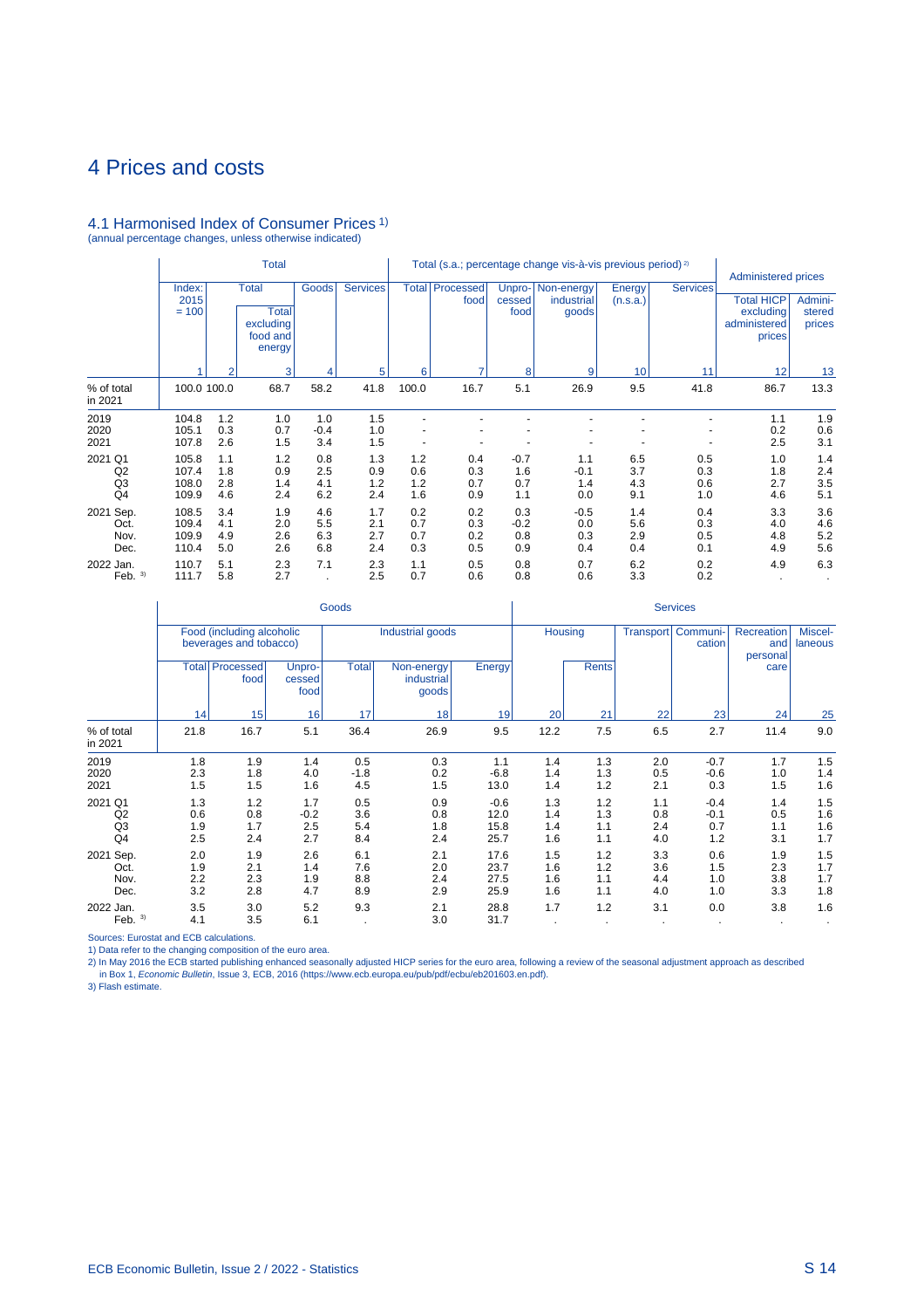# 4 Prices and costs

## 4.1 Harmonised Index of Consumer Prices 1)

(annual percentage changes, unless otherwise indicated)

| | Total | | | | | Total (s.a.; percentage change vis-à-vis previous period) 2) | | | | | | Administered prices | |
|---|---|---|---|---|---|---|---|---|---|---|---|---|---|
| | Index: 2015 = 100 | Total | Total excluding food and energy | Goods | Services | Total | Processed food | Unpro-cessed food | Non-energy industrial goods | Energy (n.s.a.) | Services | Total HICP excluding administered prices | Admini-stered prices |
| | 1 | 2 | 3 | 4 | 5 | 6 | 7 | 8 | 9 | 10 | 11 | 12 | 13 |
| % of total in 2021 | 100.0 | 100.0 | 68.7 | 58.2 | 41.8 | 100.0 | 16.7 | 5.1 | 26.9 | 9.5 | 41.8 | 86.7 | 13.3 |
| 2019 | 104.8 | 1.2 | 1.0 | 1.0 | 1.5 | - | - | - | - | - | - | 1.1 | 1.9 |
| 2020 | 105.1 | 0.3 | 0.7 | -0.4 | 1.0 | - | - | - | - | - | - | 0.2 | 0.6 |
| 2021 | 107.8 | 2.6 | 1.5 | 3.4 | 1.5 | - | - | - | - | - | - | 2.5 | 3.1 |
| 2021 Q1 | 105.8 | 1.1 | 1.2 | 0.8 | 1.3 | 1.2 | 0.4 | -0.7 | 1.1 | 6.5 | 0.5 | 1.0 | 1.4 |
| Q2 | 107.4 | 1.8 | 0.9 | 2.5 | 0.9 | 0.6 | 0.3 | 1.6 | -0.1 | 3.7 | 0.3 | 1.8 | 2.4 |
| Q3 | 108.0 | 2.8 | 1.4 | 4.1 | 1.2 | 1.2 | 0.7 | 0.7 | 1.4 | 4.3 | 0.6 | 2.7 | 3.5 |
| Q4 | 109.9 | 4.6 | 2.4 | 6.2 | 2.4 | 1.6 | 0.9 | 1.1 | 0.0 | 9.1 | 1.0 | 4.6 | 5.1 |
| 2021 Sep. | 108.5 | 3.4 | 1.9 | 4.6 | 1.7 | 0.2 | 0.2 | 0.3 | -0.5 | 1.4 | 0.4 | 3.3 | 3.6 |
| Oct. | 109.4 | 4.1 | 2.0 | 5.5 | 2.1 | 0.7 | 0.3 | -0.2 | 0.0 | 5.6 | 0.3 | 4.0 | 4.6 |
| Nov. | 109.9 | 4.9 | 2.6 | 6.3 | 2.7 | 0.7 | 0.2 | 0.8 | 0.3 | 2.9 | 0.5 | 4.8 | 5.2 |
| Dec. | 110.4 | 5.0 | 2.6 | 6.8 | 2.4 | 0.3 | 0.5 | 0.9 | 0.4 | 0.4 | 0.1 | 4.9 | 5.6 |
| 2022 Jan. | 110.7 | 5.1 | 2.3 | 7.1 | 2.3 | 1.1 | 0.5 | 0.8 | 0.7 | 6.2 | 0.2 | 4.9 | 6.3 |
| Feb. 3) | 111.7 | 5.8 | 2.7 | . | 2.5 | 0.7 | 0.6 | 0.8 | 0.6 | 3.3 | 0.2 | . | . |

| | Goods | | | | | | Services | | | | | |
|---|---|---|---|---|---|---|---|---|---|---|---|---|
| | Food (including alcoholic beverages and tobacco) | | | Industrial goods | | | Housing | | Transport | Communi-cation | Recreation and personal care | Miscel-laneous |
| | Total | Processed food | Unpro-cessed food | Total | Non-energy industrial goods | Energy | | Rents | | | | |
| | 14 | 15 | 16 | 17 | 18 | 19 | 20 | 21 | 22 | 23 | 24 | 25 |
| % of total in 2021 | 21.8 | 16.7 | 5.1 | 36.4 | 26.9 | 9.5 | 12.2 | 7.5 | 6.5 | 2.7 | 11.4 | 9.0 |
| 2019 | 1.8 | 1.9 | 1.4 | 0.5 | 0.3 | 1.1 | 1.4 | 1.3 | 2.0 | -0.7 | 1.7 | 1.5 |
| 2020 | 2.3 | 1.8 | 4.0 | -1.8 | 0.2 | -6.8 | 1.4 | 1.3 | 0.5 | -0.6 | 1.0 | 1.4 |
| 2021 | 1.5 | 1.5 | 1.6 | 4.5 | 1.5 | 13.0 | 1.4 | 1.2 | 2.1 | 0.3 | 1.5 | 1.6 |
| 2021 Q1 | 1.3 | 1.2 | 1.7 | 0.5 | 0.9 | -0.6 | 1.3 | 1.2 | 1.1 | -0.4 | 1.4 | 1.5 |
| Q2 | 0.6 | 0.8 | -0.2 | 3.6 | 0.8 | 12.0 | 1.4 | 1.3 | 0.8 | -0.1 | 0.5 | 1.6 |
| Q3 | 1.9 | 1.7 | 2.5 | 5.4 | 1.8 | 15.8 | 1.4 | 1.1 | 2.4 | 0.7 | 1.1 | 1.6 |
| Q4 | 2.5 | 2.4 | 2.7 | 8.4 | 2.4 | 25.7 | 1.6 | 1.1 | 4.0 | 1.2 | 3.1 | 1.7 |
| 2021 Sep. | 2.0 | 1.9 | 2.6 | 6.1 | 2.1 | 17.6 | 1.5 | 1.2 | 3.3 | 0.6 | 1.9 | 1.5 |
| Oct. | 1.9 | 2.1 | 1.4 | 7.6 | 2.0 | 23.7 | 1.6 | 1.2 | 3.6 | 1.5 | 2.3 | 1.7 |
| Nov. | 2.2 | 2.3 | 1.9 | 8.8 | 2.4 | 27.5 | 1.6 | 1.1 | 4.4 | 1.0 | 3.8 | 1.7 |
| Dec. | 3.2 | 2.8 | 4.7 | 8.9 | 2.9 | 25.9 | 1.6 | 1.1 | 4.0 | 1.0 | 3.3 | 1.8 |
| 2022 Jan. | 3.5 | 3.0 | 5.2 | 9.3 | 2.1 | 28.8 | 1.7 | 1.2 | 3.1 | 0.0 | 3.8 | 1.6 |
| Feb. 3) | 4.1 | 3.5 | 6.1 | . | 3.0 | 31.7 | . | . | . | . | . | . |

Sources: Eurostat and ECB calculations.

1) Data refer to the changing composition of the euro area.

2) In May 2016 the ECB started publishing enhanced seasonally adjusted HICP series for the euro area, following a review of the seasonal adjustment approach as described in Box 1, *Economic Bulletin*, Issue 3, ECB, 2016 (https://www.ecb.europa.eu/pub/pdf/ecbu/eb201603.en.pdf).

3) Flash estimate.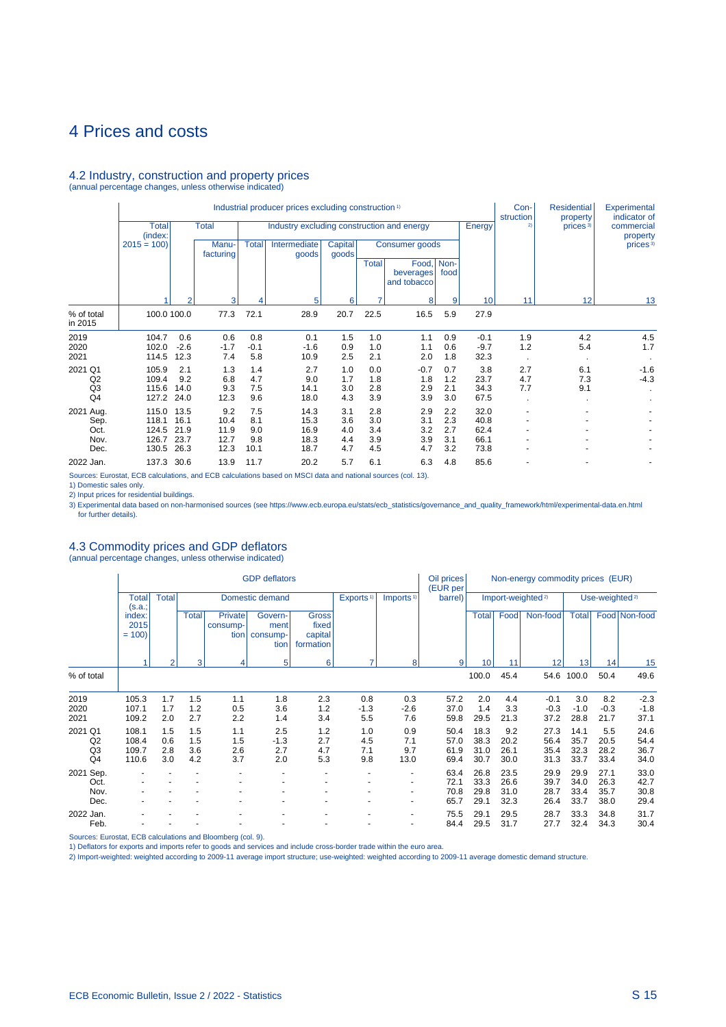# 4 Prices and costs

## 4.2 Industry, construction and property prices

(annual percentage changes, unless otherwise indicated)

| | Industrial producer prices excluding construction [1] | | | | | | | | | | Con-struction [2] | Residential property prices [3] | Experimental indicator of commercial property prices [3] |
|---|---|---|---|---|---|---|---|---|---|---|---|---|---|
| | Total (index: 2015 = 100) | Total | | Industry excluding construction and energy | | | | | | Energy | | | |
| | | | Manu-facturing | Total | Intermediate goods | Capital goods | Consumer goods | | | | | | |
| | | | | | | | Total | Food, beverages and tobacco | Non-food | | | | |
| | 1 | 2 | 3 | 4 | 5 | 6 | 7 | 8 | 9 | 10 | 11 | 12 | 13 |
| % of total in 2015 | 100.0 | 100.0 | 77.3 | 72.1 | 28.9 | 20.7 | 22.5 | 16.5 | 5.9 | 27.9 | | | |
| 2019 | 104.7 | 0.6 | 0.6 | 0.8 | 0.1 | 1.5 | 1.0 | 1.1 | 0.9 | -0.1 | 1.9 | 4.2 | 4.5 |
| 2020 | 102.0 | -2.6 | -1.7 | -0.1 | -1.6 | 0.9 | 1.0 | 1.1 | 0.6 | -9.7 | 1.2 | 5.4 | 1.7 |
| 2021 | 114.5 | 12.3 | 7.4 | 5.8 | 10.9 | 2.5 | 2.1 | 2.0 | 1.8 | 32.3 | . | . | . |
| 2021 Q1 | 105.9 | 2.1 | 1.3 | 1.4 | 2.7 | 1.0 | 0.0 | -0.7 | 0.7 | 3.8 | 2.7 | 6.1 | -1.6 |
| Q2 | 109.4 | 9.2 | 6.8 | 4.7 | 9.0 | 1.7 | 1.8 | 1.8 | 1.2 | 23.7 | 4.7 | 7.3 | -4.3 |
| Q3 | 115.6 | 14.0 | 9.3 | 7.5 | 14.1 | 3.0 | 2.8 | 2.9 | 2.1 | 34.3 | 7.7 | 9.1 | . |
| Q4 | 127.2 | 24.0 | 12.3 | 9.6 | 18.0 | 4.3 | 3.9 | 3.9 | 3.0 | 67.5 | . | . | . |
| 2021 Aug. | 115.0 | 13.5 | 9.2 | 7.5 | 14.3 | 3.1 | 2.8 | 2.9 | 2.2 | 32.0 | - | - | - |
| Sep. | 118.1 | 16.1 | 10.4 | 8.1 | 15.3 | 3.6 | 3.0 | 3.1 | 2.3 | 40.8 | - | - | - |
| Oct. | 124.5 | 21.9 | 11.9 | 9.0 | 16.9 | 4.0 | 3.4 | 3.2 | 2.7 | 62.4 | - | - | - |
| Nov. | 126.7 | 23.7 | 12.7 | 9.8 | 18.3 | 4.4 | 3.9 | 3.9 | 3.1 | 66.1 | - | - | - |
| Dec. | 130.5 | 26.3 | 12.3 | 10.1 | 18.7 | 4.7 | 4.5 | 4.7 | 3.2 | 73.8 | - | - | - |
| 2022 Jan. | 137.3 | 30.6 | 13.9 | 11.7 | 20.2 | 5.7 | 6.1 | 6.3 | 4.8 | 85.6 | - | - | - |

Sources: Eurostat, ECB calculations, and ECB calculations based on MSCI data and national sources (col. 13).

1) Domestic sales only.

2) Input prices for residential buildings.

3) Experimental data based on non-harmonised sources (see https://www.ecb.europa.eu/stats/ecb_statistics/governance_and_quality_framework/html/experimental-data.en.html for further details).

## 4.3 Commodity prices and GDP deflators

(annual percentage changes, unless otherwise indicated)

| | GDP deflators | | | | | | | | Oil prices (EUR per barrel) | Non-energy commodity prices (EUR) | | | | | |
|---|---|---|---|---|---|---|---|---|---|---|---|---|---|---|---|
| | Total (s.a.; index: 2015 = 100) | Total | Domestic demand | | | | Exports [1] | Imports [1] | | Import-weighted [2] | | | Use-weighted [2] | | |
| | | | Total | Private consump-tion | Govern-ment consump-tion | Gross fixed capital formation | | | | Total | Food | Non-food | Total | Food | Non-food |
| | 1 | 2 | 3 | 4 | 5 | 6 | 7 | 8 | 9 | 10 | 11 | 12 | 13 | 14 | 15 |
| % of total | | | | | | | | | | 100.0 | 45.4 | 54.6 | 100.0 | 50.4 | 49.6 |
| 2019 | 105.3 | 1.7 | 1.5 | 1.1 | 1.8 | 2.3 | 0.8 | 0.3 | 57.2 | 2.0 | 4.4 | -0.1 | 3.0 | 8.2 | -2.3 |
| 2020 | 107.1 | 1.7 | 1.2 | 0.5 | 3.6 | 1.2 | -1.3 | -2.6 | 37.0 | 1.4 | 3.3 | -0.3 | -1.0 | -0.3 | -1.8 |
| 2021 | 109.2 | 2.0 | 2.7 | 2.2 | 1.4 | 3.4 | 5.5 | 7.6 | 59.8 | 29.5 | 21.3 | 37.2 | 28.8 | 21.7 | 37.1 |
| 2021 Q1 | 108.1 | 1.5 | 1.5 | 1.1 | 2.5 | 1.2 | 1.0 | 0.9 | 50.4 | 18.3 | 9.2 | 27.3 | 14.1 | 5.5 | 24.6 |
| Q2 | 108.4 | 0.6 | 1.5 | 1.5 | -1.3 | 2.7 | 4.5 | 7.1 | 57.0 | 38.3 | 20.2 | 56.4 | 35.7 | 20.5 | 54.4 |
| Q3 | 109.7 | 2.8 | 3.6 | 2.6 | 2.7 | 4.7 | 7.1 | 9.7 | 61.9 | 31.0 | 26.1 | 35.4 | 32.3 | 28.2 | 36.7 |
| Q4 | 110.6 | 3.0 | 4.2 | 3.7 | 2.0 | 5.3 | 9.8 | 13.0 | 69.4 | 30.7 | 30.0 | 31.3 | 33.7 | 33.4 | 34.0 |
| 2021 Sep. | - | - | - | - | - | - | - | - | 63.4 | 26.8 | 23.5 | 29.9 | 29.9 | 27.1 | 33.0 |
| Oct. | - | - | - | - | - | - | - | - | 72.1 | 33.3 | 26.6 | 39.7 | 34.0 | 26.3 | 42.7 |
| Nov. | - | - | - | - | - | - | - | - | 70.8 | 29.8 | 31.0 | 28.7 | 33.4 | 35.7 | 30.8 |
| Dec. | - | - | - | - | - | - | - | - | 65.7 | 29.1 | 32.3 | 26.4 | 33.7 | 38.0 | 29.4 |
| 2022 Jan. | - | - | - | - | - | - | - | - | 75.5 | 29.1 | 29.5 | 28.7 | 33.3 | 34.8 | 31.7 |
| Feb. | - | - | - | - | - | - | - | - | 84.4 | 29.5 | 31.7 | 27.7 | 32.4 | 34.3 | 30.4 |

Sources: Eurostat, ECB calculations and Bloomberg (col. 9).

1) Deflators for exports and imports refer to goods and services and include cross-border trade within the euro area.

2) Import-weighted: weighted according to 2009-11 average import structure; use-weighted: weighted according to 2009-11 average domestic demand structure.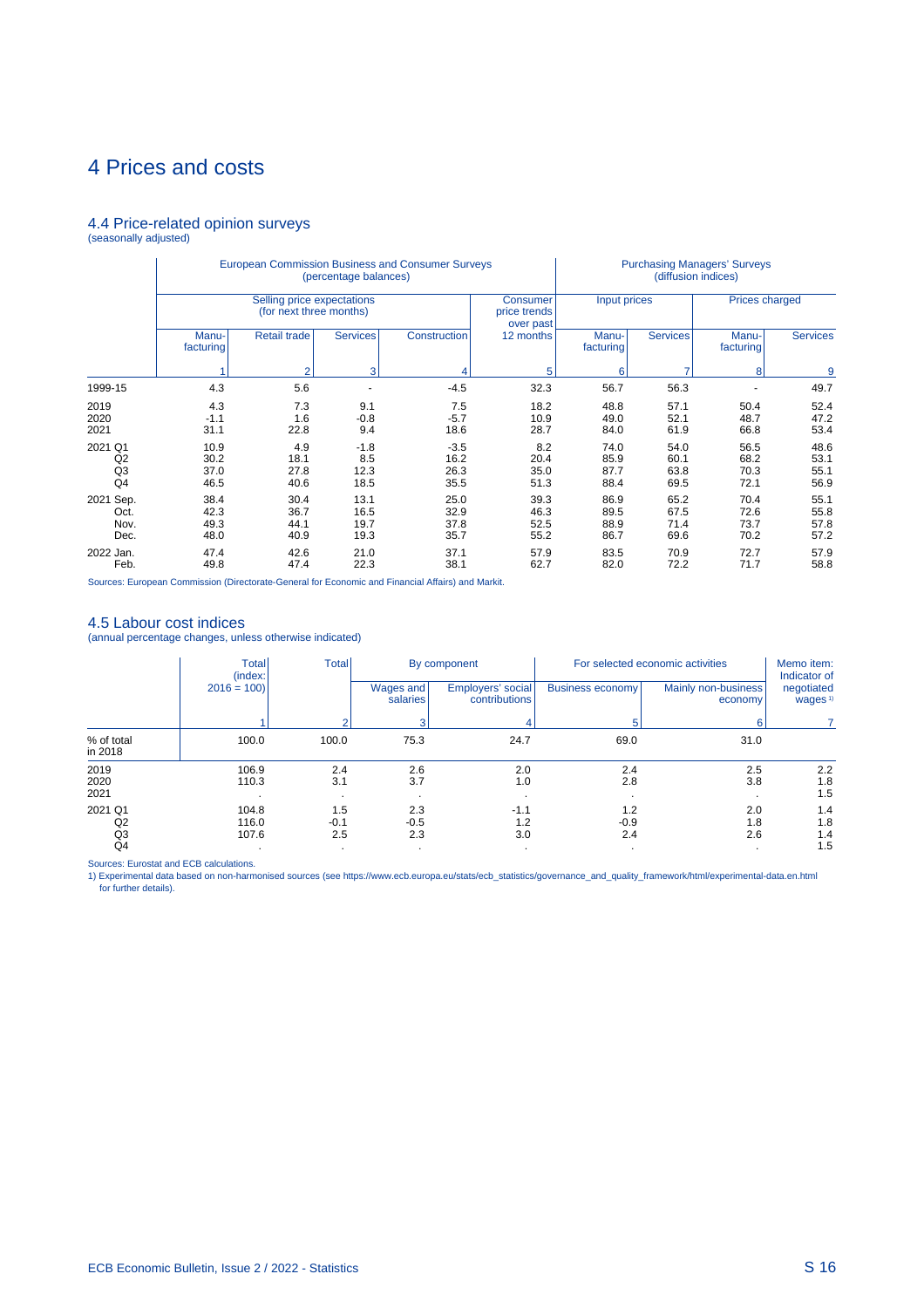# 4 Prices and costs

## 4.4 Price-related opinion surveys
(seasonally adjusted)

| | European Commission Business and Consumer Surveys (percentage balances) | | | | | Purchasing Managers' Surveys (diffusion indices) | | | |
|---|---|---|---|---|---|---|---|---|---|
| | Selling price expectations (for next three months) | | | | Consumer price trends over past 12 months | Input prices | | Prices charged | |
| | Manu-facturing | Retail trade | Services | Construction | | Manu-facturing | Services | Manu-facturing | Services |
| | 1 | 2 | 3 | 4 | 5 | 6 | 7 | 8 | 9 |
| 1999-15 | 4.3 | 5.6 | - | -4.5 | 32.3 | 56.7 | 56.3 | - | 49.7 |
| 2019 | 4.3 | 7.3 | 9.1 | 7.5 | 18.2 | 48.8 | 57.1 | 50.4 | 52.4 |
| 2020 | -1.1 | 1.6 | -0.8 | -5.7 | 10.9 | 49.0 | 52.1 | 48.7 | 47.2 |
| 2021 | 31.1 | 22.8 | 9.4 | 18.6 | 28.7 | 84.0 | 61.9 | 66.8 | 53.4 |
| 2021 Q1 | 10.9 | 4.9 | -1.8 | -3.5 | 8.2 | 74.0 | 54.0 | 56.5 | 48.6 |
| Q2 | 30.2 | 18.1 | 8.5 | 16.2 | 20.4 | 85.9 | 60.1 | 68.2 | 53.1 |
| Q3 | 37.0 | 27.8 | 12.3 | 26.3 | 35.0 | 87.7 | 63.8 | 70.3 | 55.1 |
| Q4 | 46.5 | 40.6 | 18.5 | 35.5 | 51.3 | 88.4 | 69.5 | 72.1 | 56.9 |
| 2021 Sep. | 38.4 | 30.4 | 13.1 | 25.0 | 39.3 | 86.9 | 65.2 | 70.4 | 55.1 |
| Oct. | 42.3 | 36.7 | 16.5 | 32.9 | 46.3 | 89.5 | 67.5 | 72.6 | 55.8 |
| Nov. | 49.3 | 44.1 | 19.7 | 37.8 | 52.5 | 88.9 | 71.4 | 73.7 | 57.8 |
| Dec. | 48.0 | 40.9 | 19.3 | 35.7 | 55.2 | 86.7 | 69.6 | 70.2 | 57.2 |
| 2022 Jan. | 47.4 | 42.6 | 21.0 | 37.1 | 57.9 | 83.5 | 70.9 | 72.7 | 57.9 |
| Feb. | 49.8 | 47.4 | 22.3 | 38.1 | 62.7 | 82.0 | 72.2 | 71.7 | 58.8 |

Sources: European Commission (Directorate-General for Economic and Financial Affairs) and Markit.

## 4.5 Labour cost indices
(annual percentage changes, unless otherwise indicated)

| | Total (index: 2016 = 100) | Total | By component | | For selected economic activities | | Memo item: Indicator of negotiated wages[1] |
|---|---|---|---|---|---|---|---|
| | | | Wages and salaries | Employers' social contributions | Business economy | Mainly non-business economy | |
| | 1 | 2 | 3 | 4 | 5 | 6 | 7 |
| % of total in 2018 | 100.0 | 100.0 | 75.3 | 24.7 | 69.0 | 31.0 | |
| 2019 | 106.9 | 2.4 | 2.6 | 2.0 | 2.4 | 2.5 | 2.2 |
| 2020 | 110.3 | 3.1 | 3.7 | 1.0 | 2.8 | 3.8 | 1.8 |
| 2021 | . | . | . | . | . | . | 1.5 |
| 2021 Q1 | 104.8 | 1.5 | 2.3 | -1.1 | 1.2 | 2.0 | 1.4 |
| Q2 | 116.0 | -0.1 | -0.5 | 1.2 | -0.9 | 1.8 | 1.8 |
| Q3 | 107.6 | 2.5 | 2.3 | 3.0 | 2.4 | 2.6 | 1.4 |
| Q4 | . | . | . | . | . | . | 1.5 |

Sources: Eurostat and ECB calculations.

1) Experimental data based on non-harmonised sources (see https://www.ecb.europa.eu/stats/ecb_statistics/governance_and_quality_framework/html/experimental-data.en.html for further details).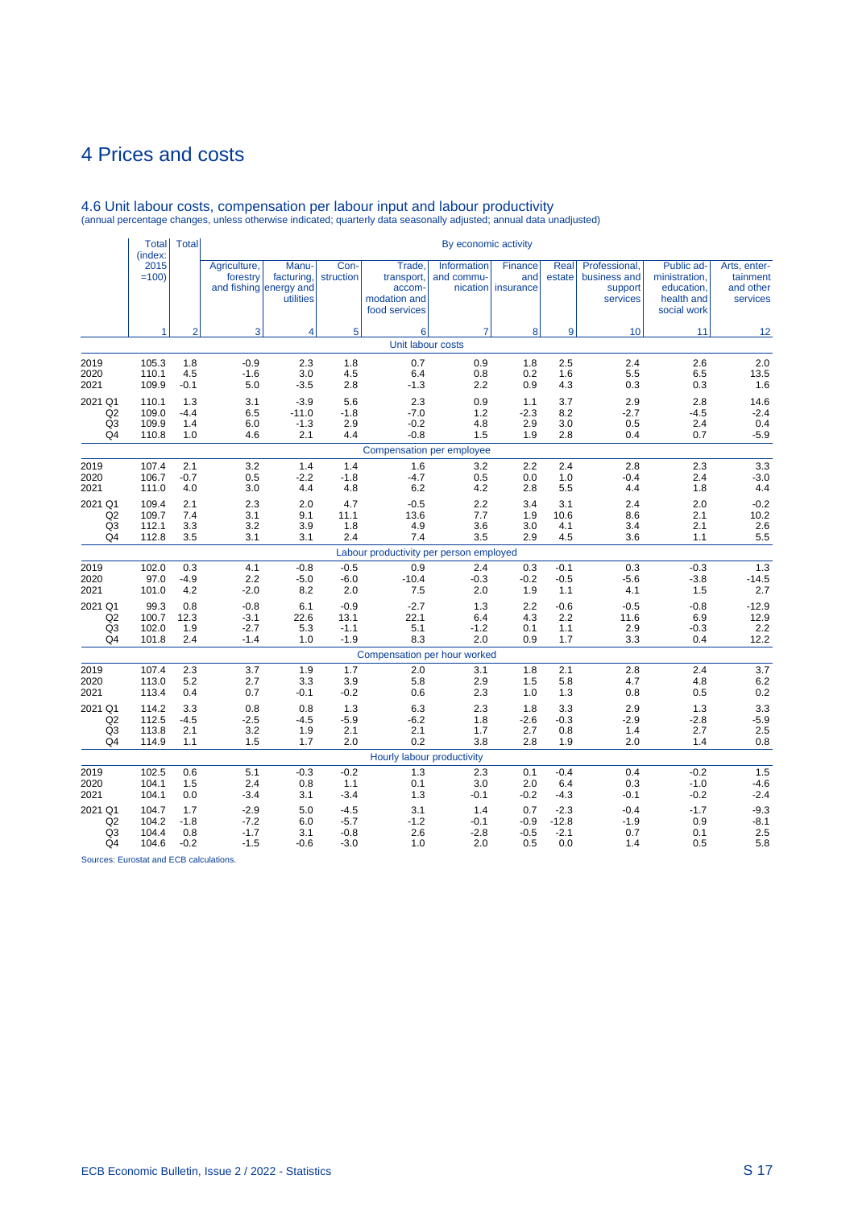# 4 Prices and costs

## 4.6 Unit labour costs, compensation per labour input and labour productivity

(annual percentage changes, unless otherwise indicated; quarterly data seasonally adjusted; annual data unadjusted)

| | Total (index: 2015 =100) | Total | By economic activity | | | | | | | | | |
|---|---|---|---|---|---|---|---|---|---|---|---|---|
| | | | Agriculture, forestry and fishing | Manu-facturing, energy and utilities | Con-struction | Trade, transport, accom-modation and food services | Information and commu-nication | Finance and insurance | Real estate | Professional, business and support services | Public ad-ministration, education, health and social work | Arts, enter-tainment and other services |
| | 1 | 2 | 3 | 4 | 5 | 6 | 7 | 8 | 9 | 10 | 11 | 12 |
| | | | | | | Unit labour costs | | | | | | |
| 2019 | 105.3 | 1.8 | -0.9 | 2.3 | 1.8 | 0.7 | 0.9 | 1.8 | 2.5 | 2.4 | 2.6 | 2.0 |
| 2020 | 110.1 | 4.5 | -1.6 | 3.0 | 4.5 | 6.4 | 0.8 | 0.2 | 1.6 | 5.5 | 6.5 | 13.5 |
| 2021 | 109.9 | -0.1 | 5.0 | -3.5 | 2.8 | -1.3 | 2.2 | 0.9 | 4.3 | 0.3 | 0.3 | 1.6 |
| 2021 Q1 | 110.1 | 1.3 | 3.1 | -3.9 | 5.6 | 2.3 | 0.9 | 1.1 | 3.7 | 2.9 | 2.8 | 14.6 |
| Q2 | 109.0 | -4.4 | 6.5 | -11.0 | -1.8 | -7.0 | 1.2 | -2.3 | 8.2 | -2.7 | -4.5 | -2.4 |
| Q3 | 109.9 | 1.4 | 6.0 | -1.3 | 2.9 | -0.2 | 4.8 | 2.9 | 3.0 | 0.5 | 2.4 | 0.4 |
| Q4 | 110.8 | 1.0 | 4.6 | 2.1 | 4.4 | -0.8 | 1.5 | 1.9 | 2.8 | 0.4 | 0.7 | -5.9 |
| | | | | | | Compensation per employee | | | | | | |
| 2019 | 107.4 | 2.1 | 3.2 | 1.4 | 1.4 | 1.6 | 3.2 | 2.2 | 2.4 | 2.8 | 2.3 | 3.3 |
| 2020 | 106.7 | -0.7 | 0.5 | -2.2 | -1.8 | -4.7 | 0.5 | 0.0 | 1.0 | -0.4 | 2.4 | -3.0 |
| 2021 | 111.0 | 4.0 | 3.0 | 4.4 | 4.8 | 6.2 | 4.2 | 2.8 | 5.5 | 4.4 | 1.8 | 4.4 |
| 2021 Q1 | 109.4 | 2.1 | 2.3 | 2.0 | 4.7 | -0.5 | 2.2 | 3.4 | 3.1 | 2.4 | 2.0 | -0.2 |
| Q2 | 109.7 | 7.4 | 3.1 | 9.1 | 11.1 | 13.6 | 7.7 | 1.9 | 10.6 | 8.6 | 2.1 | 10.2 |
| Q3 | 112.1 | 3.3 | 3.2 | 3.9 | 1.8 | 4.9 | 3.6 | 3.0 | 4.1 | 3.4 | 2.1 | 2.6 |
| Q4 | 112.8 | 3.5 | 3.1 | 3.1 | 2.4 | 7.4 | 3.5 | 2.9 | 4.5 | 3.6 | 1.1 | 5.5 |
| | | | | | | Labour productivity per person employed | | | | | | |
| 2019 | 102.0 | 0.3 | 4.1 | -0.8 | -0.5 | 0.9 | 2.4 | 0.3 | -0.1 | 0.3 | -0.3 | 1.3 |
| 2020 | 97.0 | -4.9 | 2.2 | -5.0 | -6.0 | -10.4 | -0.3 | -0.2 | -0.5 | -5.6 | -3.8 | -14.5 |
| 2021 | 101.0 | 4.2 | -2.0 | 8.2 | 2.0 | 7.5 | 2.0 | 1.9 | 1.1 | 4.1 | 1.5 | 2.7 |
| 2021 Q1 | 99.3 | 0.8 | -0.8 | 6.1 | -0.9 | -2.7 | 1.3 | 2.2 | -0.6 | -0.5 | -0.8 | -12.9 |
| Q2 | 100.7 | 12.3 | -3.1 | 22.6 | 13.1 | 22.1 | 6.4 | 4.3 | 2.2 | 11.6 | 6.9 | 12.9 |
| Q3 | 102.0 | 1.9 | -2.7 | 5.3 | -1.1 | 5.1 | -1.2 | 0.1 | 1.1 | 2.9 | -0.3 | 2.2 |
| Q4 | 101.8 | 2.4 | -1.4 | 1.0 | -1.9 | 8.3 | 2.0 | 0.9 | 1.7 | 3.3 | 0.4 | 12.2 |
| | | | | | | Compensation per hour worked | | | | | | |
| 2019 | 107.4 | 2.3 | 3.7 | 1.9 | 1.7 | 2.0 | 3.1 | 1.8 | 2.1 | 2.8 | 2.4 | 3.7 |
| 2020 | 113.0 | 5.2 | 2.7 | 3.3 | 3.9 | 5.8 | 2.9 | 1.5 | 5.8 | 4.7 | 4.8 | 6.2 |
| 2021 | 113.4 | 0.4 | 0.7 | -0.1 | -0.2 | 0.6 | 2.3 | 1.0 | 1.3 | 0.8 | 0.5 | 0.2 |
| 2021 Q1 | 114.2 | 3.3 | 0.8 | 0.8 | 1.3 | 6.3 | 2.3 | 1.8 | 3.3 | 2.9 | 1.3 | 3.3 |
| Q2 | 112.5 | -4.5 | -2.5 | -4.5 | -5.9 | -6.2 | 1.8 | -2.6 | -0.3 | -2.9 | -2.8 | -5.9 |
| Q3 | 113.8 | 2.1 | 3.2 | 1.9 | 2.1 | 2.1 | 1.7 | 2.7 | 0.8 | 1.4 | 2.7 | 2.5 |
| Q4 | 114.9 | 1.1 | 1.5 | 1.7 | 2.0 | 0.2 | 3.8 | 2.8 | 1.9 | 2.0 | 1.4 | 0.8 |
| | | | | | | Hourly labour productivity | | | | | | |
| 2019 | 102.5 | 0.6 | 5.1 | -0.3 | -0.2 | 1.3 | 2.3 | 0.1 | -0.4 | 0.4 | -0.2 | 1.5 |
| 2020 | 104.1 | 1.5 | 2.4 | 0.8 | 1.1 | 0.1 | 3.0 | 2.0 | 6.4 | 0.3 | -1.0 | -4.6 |
| 2021 | 104.1 | 0.0 | -3.4 | 3.1 | -3.4 | 1.3 | -0.1 | -0.2 | -4.3 | -0.1 | -0.2 | -2.4 |
| 2021 Q1 | 104.7 | 1.7 | -2.9 | 5.0 | -4.5 | 3.1 | 1.4 | 0.7 | -2.3 | -0.4 | -1.7 | -9.3 |
| Q2 | 104.2 | -1.8 | -7.2 | 6.0 | -5.7 | -1.2 | -0.1 | -0.9 | -12.8 | -1.9 | 0.9 | -8.1 |
| Q3 | 104.4 | 0.8 | -1.7 | 3.1 | -0.8 | 2.6 | -2.8 | -0.5 | -2.1 | 0.7 | 0.1 | 2.5 |
| Q4 | 104.6 | -0.2 | -1.5 | -0.6 | -3.0 | 1.0 | 2.0 | 0.5 | 0.0 | 1.4 | 0.5 | 5.8 |

Sources: Eurostat and ECB calculations.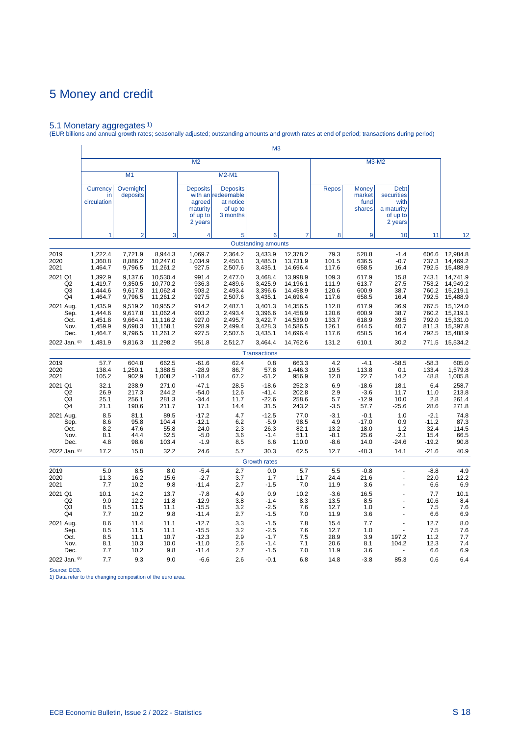# 5 Money and credit

## 5.1 Monetary aggregates [1]

(EUR billions and annual growth rates; seasonally adjusted; outstanding amounts and growth rates at end of period; transactions during period)

| | M3 | | | | | | | | | | | |
|---|---|---|---|---|---|---|---|---|---|---|---|---|
| | M2 | | | | | | | M3-M2 | | | | |
| | M1 | | | M2-M1 | | | | | | | | |
| | Currency in circulation | Overnight deposits | | Deposits with an agreed maturity of up to 2 years | Deposits redeemable at notice of up to 3 months | | | Repos | Money market fund shares | Debt securities with a maturity of up to 2 years | | |
| | 1 | 2 | 3 | 4 | 5 | 6 | 7 | 8 | 9 | 10 | 11 | 12 |
| | **Outstanding amounts** | | | | | | | | | | | |
| 2019 | 1,222.4 | 7,721.9 | 8,944.3 | 1,069.7 | 2,364.2 | 3,433.9 | 12,378.2 | 79.3 | 528.8 | -1.4 | 606.6 | 12,984.8 |
| 2020 | 1,360.8 | 8,886.2 | 10,247.0 | 1,034.9 | 2,450.1 | 3,485.0 | 13,731.9 | 101.5 | 636.5 | -0.7 | 737.3 | 14,469.2 |
| 2021 | 1,464.7 | 9,796.5 | 11,261.2 | 927.5 | 2,507.6 | 3,435.1 | 14,696.4 | 117.6 | 658.5 | 16.4 | 792.5 | 15,488.9 |
| 2021 Q1 | 1,392.9 | 9,137.6 | 10,530.4 | 991.4 | 2,477.0 | 3,468.4 | 13,998.9 | 109.3 | 617.9 | 15.8 | 743.1 | 14,741.9 |
| Q2 | 1,419.7 | 9,350.5 | 10,770.2 | 936.3 | 2,489.6 | 3,425.9 | 14,196.1 | 111.9 | 613.7 | 27.5 | 753.2 | 14,949.2 |
| Q3 | 1,444.6 | 9,617.8 | 11,062.4 | 903.2 | 2,493.4 | 3,396.6 | 14,458.9 | 120.6 | 600.9 | 38.7 | 760.2 | 15,219.1 |
| Q4 | 1,464.7 | 9,796.5 | 11,261.2 | 927.5 | 2,507.6 | 3,435.1 | 14,696.4 | 117.6 | 658.5 | 16.4 | 792.5 | 15,488.9 |
| 2021 Aug. | 1,435.9 | 9,519.2 | 10,955.2 | 914.2 | 2,487.1 | 3,401.3 | 14,356.5 | 112.8 | 617.9 | 36.9 | 767.5 | 15,124.0 |
| Sep. | 1,444.6 | 9,617.8 | 11,062.4 | 903.2 | 2,493.4 | 3,396.6 | 14,458.9 | 120.6 | 600.9 | 38.7 | 760.2 | 15,219.1 |
| Oct. | 1,451.8 | 9,664.4 | 11,116.2 | 927.0 | 2,495.7 | 3,422.7 | 14,539.0 | 133.7 | 618.9 | 39.5 | 792.0 | 15,331.0 |
| Nov. | 1,459.9 | 9,698.3 | 11,158.1 | 928.9 | 2,499.4 | 3,428.3 | 14,586.5 | 126.1 | 644.5 | 40.7 | 811.3 | 15,397.8 |
| Dec. | 1,464.7 | 9,796.5 | 11,261.2 | 927.5 | 2,507.6 | 3,435.1 | 14,696.4 | 117.6 | 658.5 | 16.4 | 792.5 | 15,488.9 |
| 2022 Jan. (p) | 1,481.9 | 9,816.3 | 11,298.2 | 951.8 | 2,512.7 | 3,464.4 | 14,762.6 | 131.2 | 610.1 | 30.2 | 771.5 | 15,534.2 |
| | **Transactions** | | | | | | | | | | | |
| 2019 | 57.7 | 604.8 | 662.5 | -61.6 | 62.4 | 0.8 | 663.3 | 4.2 | -4.1 | -58.5 | -58.3 | 605.0 |
| 2020 | 138.4 | 1,250.1 | 1,388.5 | -28.9 | 86.7 | 57.8 | 1,446.3 | 19.5 | 113.8 | 0.1 | 133.4 | 1,579.8 |
| 2021 | 105.2 | 902.9 | 1,008.2 | -118.4 | 67.2 | -51.2 | 956.9 | 12.0 | 22.7 | 14.2 | 48.8 | 1,005.8 |
| 2021 Q1 | 32.1 | 238.9 | 271.0 | -47.1 | 28.5 | -18.6 | 252.3 | 6.9 | -18.6 | 18.1 | 6.4 | 258.7 |
| Q2 | 26.9 | 217.3 | 244.2 | -54.0 | 12.6 | -41.4 | 202.8 | 2.9 | -3.6 | 11.7 | 11.0 | 213.8 |
| Q3 | 25.1 | 256.1 | 281.3 | -34.4 | 11.7 | -22.6 | 258.6 | 5.7 | -12.9 | 10.0 | 2.8 | 261.4 |
| Q4 | 21.1 | 190.6 | 211.7 | 17.1 | 14.4 | 31.5 | 243.2 | -3.5 | 57.7 | -25.6 | 28.6 | 271.8 |
| 2021 Aug. | 8.5 | 81.1 | 89.5 | -17.2 | 4.7 | -12.5 | 77.0 | -3.1 | -0.1 | 1.0 | -2.1 | 74.8 |
| Sep. | 8.6 | 95.8 | 104.4 | -12.1 | 6.2 | -5.9 | 98.5 | 4.9 | -17.0 | 0.9 | -11.2 | 87.3 |
| Oct. | 8.2 | 47.6 | 55.8 | 24.0 | 2.3 | 26.3 | 82.1 | 13.2 | 18.0 | 1.2 | 32.4 | 114.5 |
| Nov. | 8.1 | 44.4 | 52.5 | -5.0 | 3.6 | -1.4 | 51.1 | -8.1 | 25.6 | -2.1 | 15.4 | 66.5 |
| Dec. | 4.8 | 98.6 | 103.4 | -1.9 | 8.5 | 6.6 | 110.0 | -8.6 | 14.0 | -24.6 | -19.2 | 90.8 |
| 2022 Jan. (p) | 17.2 | 15.0 | 32.2 | 24.6 | 5.7 | 30.3 | 62.5 | 12.7 | -48.3 | 14.1 | -21.6 | 40.9 |
| | **Growth rates** | | | | | | | | | | | |
| 2019 | 5.0 | 8.5 | 8.0 | -5.4 | 2.7 | 0.0 | 5.7 | 5.5 | -0.8 | - | -8.8 | 4.9 |
| 2020 | 11.3 | 16.2 | 15.6 | -2.7 | 3.7 | 1.7 | 11.7 | 24.4 | 21.6 | - | 22.0 | 12.2 |
| 2021 | 7.7 | 10.2 | 9.8 | -11.4 | 2.7 | -1.5 | 7.0 | 11.9 | 3.6 | - | 6.6 | 6.9 |
| 2021 Q1 | 10.1 | 14.2 | 13.7 | -7.8 | 4.9 | 0.9 | 10.2 | -3.6 | 16.5 | - | 7.7 | 10.1 |
| Q2 | 9.0 | 12.2 | 11.8 | -12.9 | 3.8 | -1.4 | 8.3 | 13.5 | 8.5 | - | 10.6 | 8.4 |
| Q3 | 8.5 | 11.5 | 11.1 | -15.5 | 3.2 | -2.5 | 7.6 | 12.7 | 1.0 | - | 7.5 | 7.6 |
| Q4 | 7.7 | 10.2 | 9.8 | -11.4 | 2.7 | -1.5 | 7.0 | 11.9 | 3.6 | - | 6.6 | 6.9 |
| 2021 Aug. | 8.6 | 11.4 | 11.1 | -12.7 | 3.3 | -1.5 | 7.8 | 15.4 | 7.7 | - | 12.7 | 8.0 |
| Sep. | 8.5 | 11.5 | 11.1 | -15.5 | 3.2 | -2.5 | 7.6 | 12.7 | 1.0 | - | 7.5 | 7.6 |
| Oct. | 8.5 | 11.1 | 10.7 | -12.3 | 2.9 | -1.7 | 7.5 | 28.9 | 3.9 | 197.2 | 11.2 | 7.7 |
| Nov. | 8.1 | 10.3 | 10.0 | -11.0 | 2.6 | -1.4 | 7.1 | 20.6 | 8.1 | 104.2 | 12.3 | 7.4 |
| Dec. | 7.7 | 10.2 | 9.8 | -11.4 | 2.7 | -1.5 | 7.0 | 11.9 | 3.6 | - | 6.6 | 6.9 |
| 2022 Jan. (p) | 7.7 | 9.3 | 9.0 | -6.6 | 2.6 | -0.1 | 6.8 | 14.8 | -3.8 | 85.3 | 0.6 | 6.4 |

Source: ECB.

1) Data refer to the changing composition of the euro area.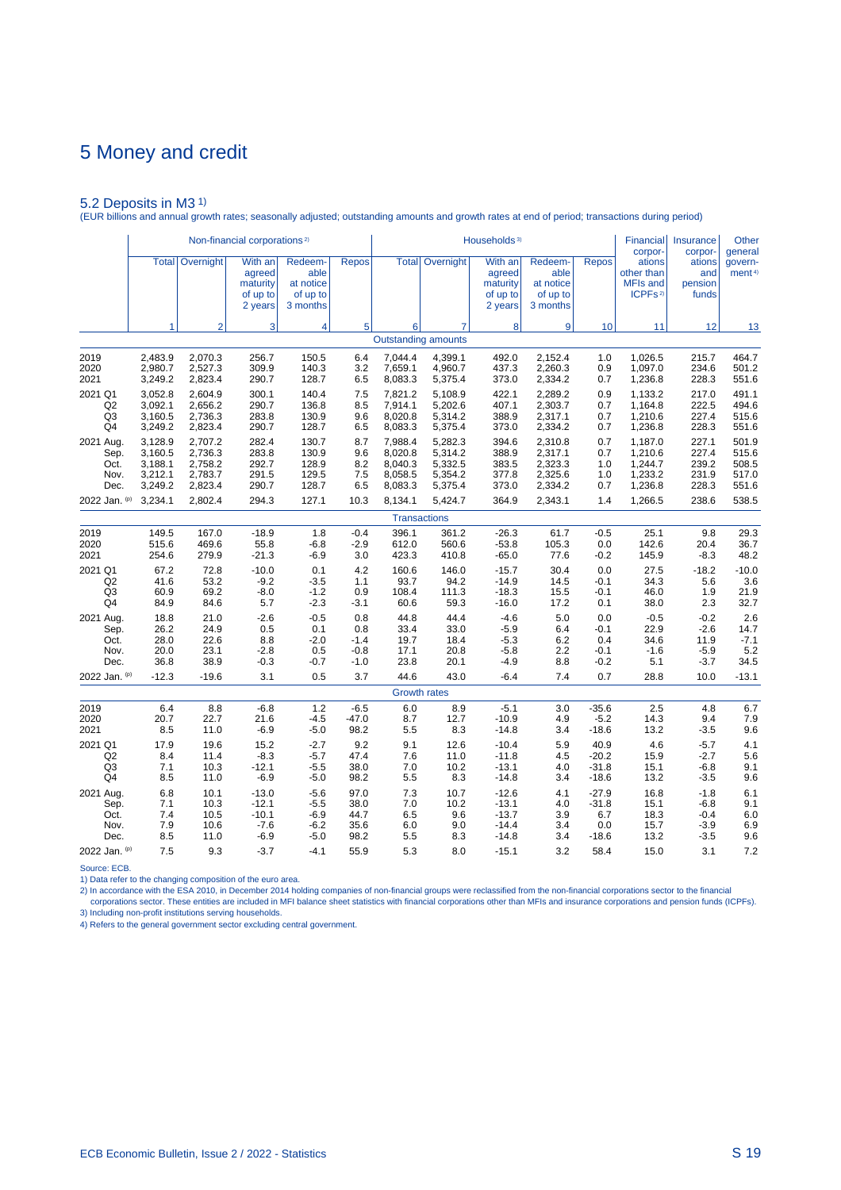# 5 Money and credit

## 5.2 Deposits in M3 [1)]

(EUR billions and annual growth rates; seasonally adjusted; outstanding amounts and growth rates at end of period; transactions during period)

| | Non-financial corporations [2)] | | | | | Households [3)] | | | | | Financial corporations other than MFIs and ICPFs [2)] | Insurance corporations and pension funds | Other general government [4)] |
|---|---|---|---|---|---|---|---|---|---|---|---|---|---|
| | Total | Overnight | With an agreed maturity of up to 2 years | Redeemable at notice of up to 3 months | Repos | Total | Overnight | With an agreed maturity of up to 2 years | Redeemable at notice of up to 3 months | Repos | | | |
| | 1 | 2 | 3 | 4 | 5 | 6 | 7 | 8 | 9 | 10 | 11 | 12 | 13 |
| | | | | | | **Outstanding amounts** | | | | | | | |
| 2019 | 2,483.9 | 2,070.3 | 256.7 | 150.5 | 6.4 | 7,044.4 | 4,399.1 | 492.0 | 2,152.4 | 1.0 | 1,026.5 | 215.7 | 464.7 |
| 2020 | 2,980.7 | 2,527.3 | 309.9 | 140.3 | 3.2 | 7,659.1 | 4,960.7 | 437.3 | 2,260.3 | 0.9 | 1,097.0 | 234.6 | 501.2 |
| 2021 | 3,249.2 | 2,823.4 | 290.7 | 128.7 | 6.5 | 8,083.3 | 5,375.4 | 373.0 | 2,334.2 | 0.7 | 1,236.8 | 228.3 | 551.6 |
| 2021 Q1 | 3,052.8 | 2,604.9 | 300.1 | 140.4 | 7.5 | 7,821.2 | 5,108.9 | 422.1 | 2,289.2 | 0.9 | 1,133.2 | 217.0 | 491.1 |
| Q2 | 3,092.1 | 2,656.2 | 290.7 | 136.8 | 8.5 | 7,914.1 | 5,202.6 | 407.1 | 2,303.7 | 0.7 | 1,164.8 | 222.5 | 494.6 |
| Q3 | 3,160.5 | 2,736.3 | 283.8 | 130.9 | 9.6 | 8,020.8 | 5,314.2 | 388.9 | 2,317.1 | 0.7 | 1,210.6 | 227.4 | 515.6 |
| Q4 | 3,249.2 | 2,823.4 | 290.7 | 128.7 | 6.5 | 8,083.3 | 5,375.4 | 373.0 | 2,334.2 | 0.7 | 1,236.8 | 228.3 | 551.6 |
| 2021 Aug. | 3,128.9 | 2,707.2 | 282.4 | 130.7 | 8.7 | 7,988.4 | 5,282.3 | 394.6 | 2,310.8 | 0.7 | 1,187.0 | 227.1 | 501.9 |
| Sep. | 3,160.5 | 2,736.3 | 283.8 | 130.9 | 9.6 | 8,020.8 | 5,314.2 | 388.9 | 2,317.1 | 0.7 | 1,210.6 | 227.4 | 515.6 |
| Oct. | 3,188.1 | 2,758.2 | 292.7 | 128.9 | 8.2 | 8,040.3 | 5,332.5 | 383.5 | 2,323.3 | 1.0 | 1,244.7 | 239.2 | 508.5 |
| Nov. | 3,212.1 | 2,783.7 | 291.5 | 129.5 | 7.5 | 8,058.5 | 5,354.2 | 377.8 | 2,325.6 | 1.0 | 1,233.2 | 231.9 | 517.0 |
| Dec. | 3,249.2 | 2,823.4 | 290.7 | 128.7 | 6.5 | 8,083.3 | 5,375.4 | 373.0 | 2,334.2 | 0.7 | 1,236.8 | 228.3 | 551.6 |
| 2022 Jan. (p) | 3,234.1 | 2,802.4 | 294.3 | 127.1 | 10.3 | 8,134.1 | 5,424.7 | 364.9 | 2,343.1 | 1.4 | 1,266.5 | 238.6 | 538.5 |
| | | | | | | **Transactions** | | | | | | | |
| 2019 | 149.5 | 167.0 | -18.9 | 1.8 | -0.4 | 396.1 | 361.2 | -26.3 | 61.7 | -0.5 | 25.1 | 9.8 | 29.3 |
| 2020 | 515.6 | 469.6 | 55.8 | -6.8 | -2.9 | 612.0 | 560.6 | -53.8 | 105.3 | 0.0 | 142.6 | 20.4 | 36.7 |
| 2021 | 254.6 | 279.9 | -21.3 | -6.9 | 3.0 | 423.3 | 410.8 | -65.0 | 77.6 | -0.2 | 145.9 | -8.3 | 48.2 |
| 2021 Q1 | 67.2 | 72.8 | -10.0 | 0.1 | 4.2 | 160.6 | 146.0 | -15.7 | 30.4 | 0.0 | 27.5 | -18.2 | -10.0 |
| Q2 | 41.6 | 53.2 | -9.2 | -3.5 | 1.1 | 93.7 | 94.2 | -14.9 | 14.5 | -0.1 | 34.3 | 5.6 | 3.6 |
| Q3 | 60.9 | 69.2 | -8.0 | -1.2 | 0.9 | 108.4 | 111.3 | -18.3 | 15.5 | -0.1 | 46.0 | 1.9 | 21.9 |
| Q4 | 84.9 | 84.6 | 5.7 | -2.3 | -3.1 | 60.6 | 59.3 | -16.0 | 17.2 | 0.1 | 38.0 | 2.3 | 32.7 |
| 2021 Aug. | 18.8 | 21.0 | -2.6 | -0.5 | 0.8 | 44.8 | 44.4 | -4.6 | 5.0 | 0.0 | -0.5 | -0.2 | 2.6 |
| Sep. | 26.2 | 24.9 | 0.5 | 0.1 | 0.8 | 33.4 | 33.0 | -5.9 | 6.4 | -0.1 | 22.9 | -2.6 | 14.7 |
| Oct. | 28.0 | 22.6 | 8.8 | -2.0 | -1.4 | 19.7 | 18.4 | -5.3 | 6.2 | 0.4 | 34.6 | 11.9 | -7.1 |
| Nov. | 20.0 | 23.1 | -2.8 | 0.5 | -0.8 | 17.1 | 20.8 | -5.8 | 2.2 | -0.1 | -1.6 | -5.9 | 5.2 |
| Dec. | 36.8 | 38.9 | -0.3 | -0.7 | -1.0 | 23.8 | 20.1 | -4.9 | 8.8 | -0.2 | 5.1 | -3.7 | 34.5 |
| 2022 Jan. (p) | -12.3 | -19.6 | 3.1 | 0.5 | 3.7 | 44.6 | 43.0 | -6.4 | 7.4 | 0.7 | 28.8 | 10.0 | -13.1 |
| | | | | | | **Growth rates** | | | | | | | |
| 2019 | 6.4 | 8.8 | -6.8 | 1.2 | -6.5 | 6.0 | 8.9 | -5.1 | 3.0 | -35.6 | 2.5 | 4.8 | 6.7 |
| 2020 | 20.7 | 22.7 | 21.6 | -4.5 | -47.0 | 8.7 | 12.7 | -10.9 | 4.9 | -5.2 | 14.3 | 9.4 | 7.9 |
| 2021 | 8.5 | 11.0 | -6.9 | -5.0 | 98.2 | 5.5 | 8.3 | -14.8 | 3.4 | -18.6 | 13.2 | -3.5 | 9.6 |
| 2021 Q1 | 17.9 | 19.6 | 15.2 | -2.7 | 9.2 | 9.1 | 12.6 | -10.4 | 5.9 | 40.9 | 4.6 | -5.7 | 4.1 |
| Q2 | 8.4 | 11.4 | -8.3 | -5.7 | 47.4 | 7.6 | 11.0 | -11.8 | 4.5 | -20.2 | 15.9 | -2.7 | 5.6 |
| Q3 | 7.1 | 10.3 | -12.1 | -5.5 | 38.0 | 7.0 | 10.2 | -13.1 | 4.0 | -31.8 | 15.1 | -6.8 | 9.1 |
| Q4 | 8.5 | 11.0 | -6.9 | -5.0 | 98.2 | 5.5 | 8.3 | -14.8 | 3.4 | -18.6 | 13.2 | -3.5 | 9.6 |
| 2021 Aug. | 6.8 | 10.1 | -13.0 | -5.6 | 97.0 | 7.3 | 10.7 | -12.6 | 4.1 | -27.9 | 16.8 | -1.8 | 6.1 |
| Sep. | 7.1 | 10.3 | -12.1 | -5.5 | 38.0 | 7.0 | 10.2 | -13.1 | 4.0 | -31.8 | 15.1 | -6.8 | 9.1 |
| Oct. | 7.4 | 10.5 | -10.1 | -6.9 | 44.7 | 6.5 | 9.6 | -13.7 | 3.9 | 6.7 | 18.3 | -0.4 | 6.0 |
| Nov. | 7.9 | 10.6 | -7.6 | -6.2 | 35.6 | 6.0 | 9.0 | -14.4 | 3.4 | 0.0 | 15.7 | -3.9 | 6.9 |
| Dec. | 8.5 | 11.0 | -6.9 | -5.0 | 98.2 | 5.5 | 8.3 | -14.8 | 3.4 | -18.6 | 13.2 | -3.5 | 9.6 |
| 2022 Jan. (p) | 7.5 | 9.3 | -3.7 | -4.1 | 55.9 | 5.3 | 8.0 | -15.1 | 3.2 | 58.4 | 15.0 | 3.1 | 7.2 |

Source: ECB.

1) Data refer to the changing composition of the euro area.

2) In accordance with the ESA 2010, in December 2014 holding companies of non-financial groups were reclassified from the non-financial corporations sector to the financial corporations sector. These entities are included in MFI balance sheet statistics with financial corporations other than MFIs and insurance corporations and pension funds (ICPFs).

3) Including non-profit institutions serving households.

4) Refers to the general government sector excluding central government.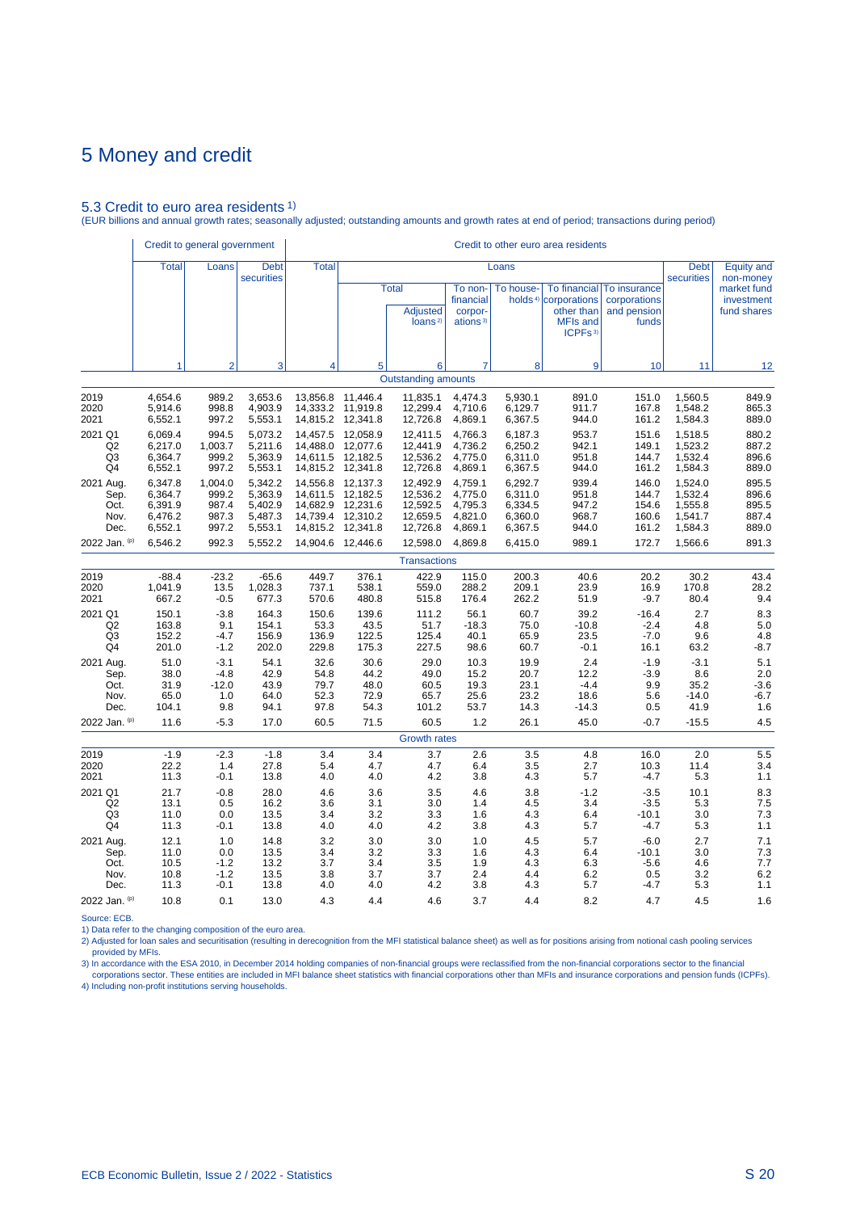# 5 Money and credit

## 5.3 Credit to euro area residents 1)

(EUR billions and annual growth rates; seasonally adjusted; outstanding amounts and growth rates at end of period; transactions during period)

| | Credit to general government | | | Credit to other euro area residents | | | | | | | | |
|---|---|---|---|---|---|---|---|---|---|---|---|---|
| | Total | Loans | Debt securities | Total | Loans | | | | | | Debt securities | Equity and non-money market fund investment fund shares |
| | | | | | Total | | To non-financial corporations 3) | To households 4) | To financial corporations other than MFIs and ICPFs 3) | To insurance corporations and pension funds | | |
| | | | | | | Adjusted loans 2) | | | | | | |
| | 1 | 2 | 3 | 4 | 5 | 6 | 7 | 8 | 9 | 10 | 11 | 12 |
| | | | | | | Outstanding amounts | | | | | | |
| 2019 | 4,654.6 | 989.2 | 3,653.6 | 13,856.8 | 11,446.4 | 11,835.1 | 4,474.3 | 5,930.1 | 891.0 | 151.0 | 1,560.5 | 849.9 |
| 2020 | 5,914.6 | 998.8 | 4,903.9 | 14,333.2 | 11,919.8 | 12,299.4 | 4,710.6 | 6,129.7 | 911.7 | 167.8 | 1,548.2 | 865.3 |
| 2021 | 6,552.1 | 997.2 | 5,553.1 | 14,815.2 | 12,341.8 | 12,726.8 | 4,869.1 | 6,367.5 | 944.0 | 161.2 | 1,584.3 | 889.0 |
| 2021 Q1 | 6,069.4 | 994.5 | 5,073.2 | 14,457.5 | 12,058.9 | 12,411.5 | 4,766.3 | 6,187.3 | 953.7 | 151.6 | 1,518.5 | 880.2 |
| Q2 | 6,217.0 | 1,003.7 | 5,211.6 | 14,488.0 | 12,077.6 | 12,441.9 | 4,736.2 | 6,250.2 | 942.1 | 149.1 | 1,523.2 | 887.2 |
| Q3 | 6,364.7 | 999.2 | 5,363.9 | 14,611.5 | 12,182.5 | 12,536.2 | 4,775.0 | 6,311.0 | 951.8 | 144.7 | 1,532.4 | 896.6 |
| Q4 | 6,552.1 | 997.2 | 5,553.1 | 14,815.2 | 12,341.8 | 12,726.8 | 4,869.1 | 6,367.5 | 944.0 | 161.2 | 1,584.3 | 889.0 |
| 2021 Aug. | 6,347.8 | 1,004.0 | 5,342.2 | 14,556.8 | 12,137.3 | 12,492.9 | 4,759.1 | 6,292.7 | 939.4 | 146.0 | 1,524.0 | 895.5 |
| Sep. | 6,364.7 | 999.2 | 5,363.9 | 14,611.5 | 12,182.5 | 12,536.2 | 4,775.0 | 6,311.0 | 951.8 | 144.7 | 1,532.4 | 896.6 |
| Oct. | 6,391.9 | 987.4 | 5,402.9 | 14,682.9 | 12,231.6 | 12,592.5 | 4,795.3 | 6,334.5 | 947.2 | 154.6 | 1,555.8 | 895.5 |
| Nov. | 6,476.2 | 987.3 | 5,487.3 | 14,739.4 | 12,310.2 | 12,659.5 | 4,821.0 | 6,360.0 | 968.7 | 160.6 | 1,541.7 | 887.4 |
| Dec. | 6,552.1 | 997.2 | 5,553.1 | 14,815.2 | 12,341.8 | 12,726.8 | 4,869.1 | 6,367.5 | 944.0 | 161.2 | 1,584.3 | 889.0 |
| 2022 Jan. (p) | 6,546.2 | 992.3 | 5,552.2 | 14,904.6 | 12,446.6 | 12,598.0 | 4,869.8 | 6,415.0 | 989.1 | 172.7 | 1,566.6 | 891.3 |
| | | | | | | Transactions | | | | | | |
| 2019 | -88.4 | -23.2 | -65.6 | 449.7 | 376.1 | 422.9 | 115.0 | 200.3 | 40.6 | 20.2 | 30.2 | 43.4 |
| 2020 | 1,041.9 | 13.5 | 1,028.3 | 737.1 | 538.1 | 559.0 | 288.2 | 209.1 | 23.9 | 16.9 | 170.8 | 28.2 |
| 2021 | 667.2 | -0.5 | 677.3 | 570.6 | 480.8 | 515.8 | 176.4 | 262.2 | 51.9 | -9.7 | 80.4 | 9.4 |
| 2021 Q1 | 150.1 | -3.8 | 164.3 | 150.6 | 139.6 | 111.2 | 56.1 | 60.7 | 39.2 | -16.4 | 2.7 | 8.3 |
| Q2 | 163.8 | 9.1 | 154.1 | 53.3 | 43.5 | 51.7 | -18.3 | 75.0 | -10.8 | -2.4 | 4.8 | 5.0 |
| Q3 | 152.2 | -4.7 | 156.9 | 136.9 | 122.5 | 125.4 | 40.1 | 65.9 | 23.5 | -7.0 | 9.6 | 4.8 |
| Q4 | 201.0 | -1.2 | 202.0 | 229.8 | 175.3 | 227.5 | 98.6 | 60.7 | -0.1 | 16.1 | 63.2 | -8.7 |
| 2021 Aug. | 51.0 | -3.1 | 54.1 | 32.6 | 30.6 | 29.0 | 10.3 | 19.9 | 2.4 | -1.9 | -3.1 | 5.1 |
| Sep. | 38.0 | -4.8 | 42.9 | 54.8 | 44.2 | 49.0 | 15.2 | 20.7 | 12.2 | -3.9 | 8.6 | 2.0 |
| Oct. | 31.9 | -12.0 | 43.9 | 79.7 | 48.0 | 60.5 | 19.3 | 23.1 | -4.4 | 9.9 | 35.2 | -3.6 |
| Nov. | 65.0 | 1.0 | 64.0 | 52.3 | 72.9 | 65.7 | 25.6 | 23.2 | 18.6 | 5.6 | -14.0 | -6.7 |
| Dec. | 104.1 | 9.8 | 94.1 | 97.8 | 54.3 | 101.2 | 53.7 | 14.3 | -14.3 | 0.5 | 41.9 | 1.6 |
| 2022 Jan. (p) | 11.6 | -5.3 | 17.0 | 60.5 | 71.5 | 60.5 | 1.2 | 26.1 | 45.0 | -0.7 | -15.5 | 4.5 |
| | | | | | | Growth rates | | | | | | |
| 2019 | -1.9 | -2.3 | -1.8 | 3.4 | 3.4 | 3.7 | 2.6 | 3.5 | 4.8 | 16.0 | 2.0 | 5.5 |
| 2020 | 22.2 | 1.4 | 27.8 | 5.4 | 4.7 | 4.7 | 6.4 | 3.5 | 2.7 | 10.3 | 11.4 | 3.4 |
| 2021 | 11.3 | -0.1 | 13.8 | 4.0 | 4.0 | 4.2 | 3.8 | 4.3 | 5.7 | -4.7 | 5.3 | 1.1 |
| 2021 Q1 | 21.7 | -0.8 | 28.0 | 4.6 | 3.6 | 3.5 | 4.6 | 3.8 | -1.2 | -3.5 | 10.1 | 8.3 |
| Q2 | 13.1 | 0.5 | 16.2 | 3.6 | 3.1 | 3.0 | 1.4 | 4.5 | 3.4 | -3.5 | 5.3 | 7.5 |
| Q3 | 11.0 | 0.0 | 13.5 | 3.4 | 3.2 | 3.3 | 1.6 | 4.3 | 6.4 | -10.1 | 3.0 | 7.3 |
| Q4 | 11.3 | -0.1 | 13.8 | 4.0 | 4.0 | 4.2 | 3.8 | 4.3 | 5.7 | -4.7 | 5.3 | 1.1 |
| 2021 Aug. | 12.1 | 1.0 | 14.8 | 3.2 | 3.0 | 3.0 | 1.0 | 4.5 | 5.7 | -6.0 | 2.7 | 7.1 |
| Sep. | 11.0 | 0.0 | 13.5 | 3.4 | 3.2 | 3.3 | 1.6 | 4.3 | 6.4 | -10.1 | 3.0 | 7.3 |
| Oct. | 10.5 | -1.2 | 13.2 | 3.7 | 3.4 | 3.5 | 1.9 | 4.3 | 6.3 | -5.6 | 4.6 | 7.7 |
| Nov. | 10.8 | -1.2 | 13.5 | 3.8 | 3.7 | 3.7 | 2.4 | 4.4 | 6.2 | 0.5 | 3.2 | 6.2 |
| Dec. | 11.3 | -0.1 | 13.8 | 4.0 | 4.0 | 4.2 | 3.8 | 4.3 | 5.7 | -4.7 | 5.3 | 1.1 |
| 2022 Jan. (p) | 10.8 | 0.1 | 13.0 | 4.3 | 4.4 | 4.6 | 3.7 | 4.4 | 8.2 | 4.7 | 4.5 | 1.6 |

Source: ECB.

1) Data refer to the changing composition of the euro area.

2) Adjusted for loan sales and securitisation (resulting in derecognition from the MFI statistical balance sheet) as well as for positions arising from notional cash pooling services provided by MFIs.

3) In accordance with the ESA 2010, in December 2014 holding companies of non-financial groups were reclassified from the non-financial corporations sector to the financial corporations sector. These entities are included in MFI balance sheet statistics with financial corporations other than MFIs and insurance corporations and pension funds (ICPFs).

4) Including non-profit institutions serving households.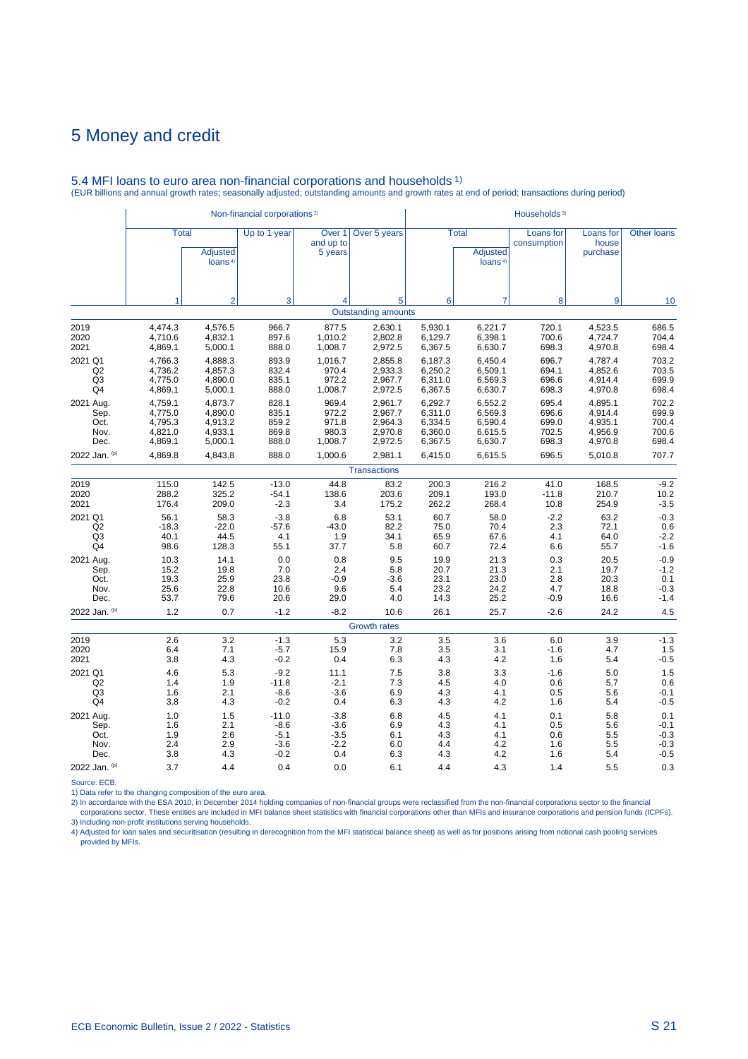# 5 Money and credit

## 5.4 MFI loans to euro area non-financial corporations and households 1)

(EUR billions and annual growth rates; seasonally adjusted; outstanding amounts and growth rates at end of period; transactions during period)

| | Non-financial corporations 2) | | | | | Households 3) | | | | |
|---|---|---|---|---|---|---|---|---|---|---|
| | Total | | Up to 1 year | Over 1 and up to 5 years | Over 5 years | Total | | Loans for consumption | Loans for house purchase | Other loans |
| | | Adjusted loans 4) | | | | | Adjusted loans 4) | | | |
| | 1 | 2 | 3 | 4 | 5 | 6 | 7 | 8 | 9 | 10 |
| | | | | | **Outstanding amounts** | | | | | |
| 2019 | 4,474.3 | 4,576.5 | 966.7 | 877.5 | 2,630.1 | 5,930.1 | 6,221.7 | 720.1 | 4,523.5 | 686.5 |
| 2020 | 4,710.6 | 4,832.1 | 897.6 | 1,010.2 | 2,802.8 | 6,129.7 | 6,398.1 | 700.6 | 4,724.7 | 704.4 |
| 2021 | 4,869.1 | 5,000.1 | 888.0 | 1,008.7 | 2,972.5 | 6,367.5 | 6,630.7 | 698.3 | 4,970.8 | 698.4 |
| 2021 Q1 | 4,766.3 | 4,888.3 | 893.9 | 1,016.7 | 2,855.8 | 6,187.3 | 6,450.4 | 696.7 | 4,787.4 | 703.2 |
| Q2 | 4,736.2 | 4,857.3 | 832.4 | 970.4 | 2,933.3 | 6,250.2 | 6,509.1 | 694.1 | 4,852.6 | 703.5 |
| Q3 | 4,775.0 | 4,890.0 | 835.1 | 972.2 | 2,967.7 | 6,311.0 | 6,569.3 | 696.6 | 4,914.4 | 699.9 |
| Q4 | 4,869.1 | 5,000.1 | 888.0 | 1,008.7 | 2,972.5 | 6,367.5 | 6,630.7 | 698.3 | 4,970.8 | 698.4 |
| 2021 Aug. | 4,759.1 | 4,873.7 | 828.1 | 969.4 | 2,961.7 | 6,292.7 | 6,552.2 | 695.4 | 4,895.1 | 702.2 |
| Sep. | 4,775.0 | 4,890.0 | 835.1 | 972.2 | 2,967.7 | 6,311.0 | 6,569.3 | 696.6 | 4,914.4 | 699.9 |
| Oct. | 4,795.3 | 4,913.2 | 859.2 | 971.8 | 2,964.3 | 6,334.5 | 6,590.4 | 699.0 | 4,935.1 | 700.4 |
| Nov. | 4,821.0 | 4,933.1 | 869.8 | 980.3 | 2,970.8 | 6,360.0 | 6,615.5 | 702.5 | 4,956.9 | 700.6 |
| Dec. | 4,869.1 | 5,000.1 | 888.0 | 1,008.7 | 2,972.5 | 6,367.5 | 6,630.7 | 698.3 | 4,970.8 | 698.4 |
| 2022 Jan. (p) | 4,869.8 | 4,843.8 | 888.0 | 1,000.6 | 2,981.1 | 6,415.0 | 6,615.5 | 696.5 | 5,010.8 | 707.7 |
| | | | | | **Transactions** | | | | | |
| 2019 | 115.0 | 142.5 | -13.0 | 44.8 | 83.2 | 200.3 | 216.2 | 41.0 | 168.5 | -9.2 |
| 2020 | 288.2 | 325.2 | -54.1 | 138.6 | 203.6 | 209.1 | 193.0 | -11.8 | 210.7 | 10.2 |
| 2021 | 176.4 | 209.0 | -2.3 | 3.4 | 175.2 | 262.2 | 268.4 | 10.8 | 254.9 | -3.5 |
| 2021 Q1 | 56.1 | 58.3 | -3.8 | 6.8 | 53.1 | 60.7 | 58.0 | -2.2 | 63.2 | -0.3 |
| Q2 | -18.3 | -22.0 | -57.6 | -43.0 | 82.2 | 75.0 | 70.4 | 2.3 | 72.1 | 0.6 |
| Q3 | 40.1 | 44.5 | 4.1 | 1.9 | 34.1 | 65.9 | 67.6 | 4.1 | 64.0 | -2.2 |
| Q4 | 98.6 | 128.3 | 55.1 | 37.7 | 5.8 | 60.7 | 72.4 | 6.6 | 55.7 | -1.6 |
| 2021 Aug. | 10.3 | 14.1 | 0.0 | 0.8 | 9.5 | 19.9 | 21.3 | 0.3 | 20.5 | -0.9 |
| Sep. | 15.2 | 19.8 | 7.0 | 2.4 | 5.8 | 20.7 | 21.3 | 2.1 | 19.7 | -1.2 |
| Oct. | 19.3 | 25.9 | 23.8 | -0.9 | -3.6 | 23.1 | 23.0 | 2.8 | 20.3 | 0.1 |
| Nov. | 25.6 | 22.8 | 10.6 | 9.6 | 5.4 | 23.2 | 24.2 | 4.7 | 18.8 | -0.3 |
| Dec. | 53.7 | 79.6 | 20.6 | 29.0 | 4.0 | 14.3 | 25.2 | -0.9 | 16.6 | -1.4 |
| 2022 Jan. (p) | 1.2 | 0.7 | -1.2 | -8.2 | 10.6 | 26.1 | 25.7 | -2.6 | 24.2 | 4.5 |
| | | | | | **Growth rates** | | | | | |
| 2019 | 2.6 | 3.2 | -1.3 | 5.3 | 3.2 | 3.5 | 3.6 | 6.0 | 3.9 | -1.3 |
| 2020 | 6.4 | 7.1 | -5.7 | 15.9 | 7.8 | 3.5 | 3.1 | -1.6 | 4.7 | 1.5 |
| 2021 | 3.8 | 4.3 | -0.2 | 0.4 | 6.3 | 4.3 | 4.2 | 1.6 | 5.4 | -0.5 |
| 2021 Q1 | 4.6 | 5.3 | -9.2 | 11.1 | 7.5 | 3.8 | 3.3 | -1.6 | 5.0 | 1.5 |
| Q2 | 1.4 | 1.9 | -11.8 | -2.1 | 7.3 | 4.5 | 4.0 | 0.6 | 5.7 | 0.6 |
| Q3 | 1.6 | 2.1 | -8.6 | -3.6 | 6.9 | 4.3 | 4.1 | 0.5 | 5.6 | -0.1 |
| Q4 | 3.8 | 4.3 | -0.2 | 0.4 | 6.3 | 4.3 | 4.2 | 1.6 | 5.4 | -0.5 |
| 2021 Aug. | 1.0 | 1.5 | -11.0 | -3.8 | 6.8 | 4.5 | 4.1 | 0.1 | 5.8 | 0.1 |
| Sep. | 1.6 | 2.1 | -8.6 | -3.6 | 6.9 | 4.3 | 4.1 | 0.5 | 5.6 | -0.1 |
| Oct. | 1.9 | 2.6 | -5.1 | -3.5 | 6.1 | 4.3 | 4.1 | 0.6 | 5.5 | -0.3 |
| Nov. | 2.4 | 2.9 | -3.6 | -2.2 | 6.0 | 4.4 | 4.2 | 1.6 | 5.5 | -0.3 |
| Dec. | 3.8 | 4.3 | -0.2 | 0.4 | 6.3 | 4.3 | 4.2 | 1.6 | 5.4 | -0.5 |
| 2022 Jan. (p) | 3.7 | 4.4 | 0.4 | 0.0 | 6.1 | 4.4 | 4.3 | 1.4 | 5.5 | 0.3 |

Source: ECB.
1) Data refer to the changing composition of the euro area.
2) In accordance with the ESA 2010, in December 2014 holding companies of non-financial groups were reclassified from the non-financial corporations sector to the financial corporations sector. These entities are included in MFI balance sheet statistics with financial corporations other than MFIs and insurance corporations and pension funds (ICPFs).
3) Including non-profit institutions serving households.
4) Adjusted for loan sales and securitisation (resulting in derecognition from the MFI statistical balance sheet) as well as for positions arising from notional cash pooling services provided by MFIs.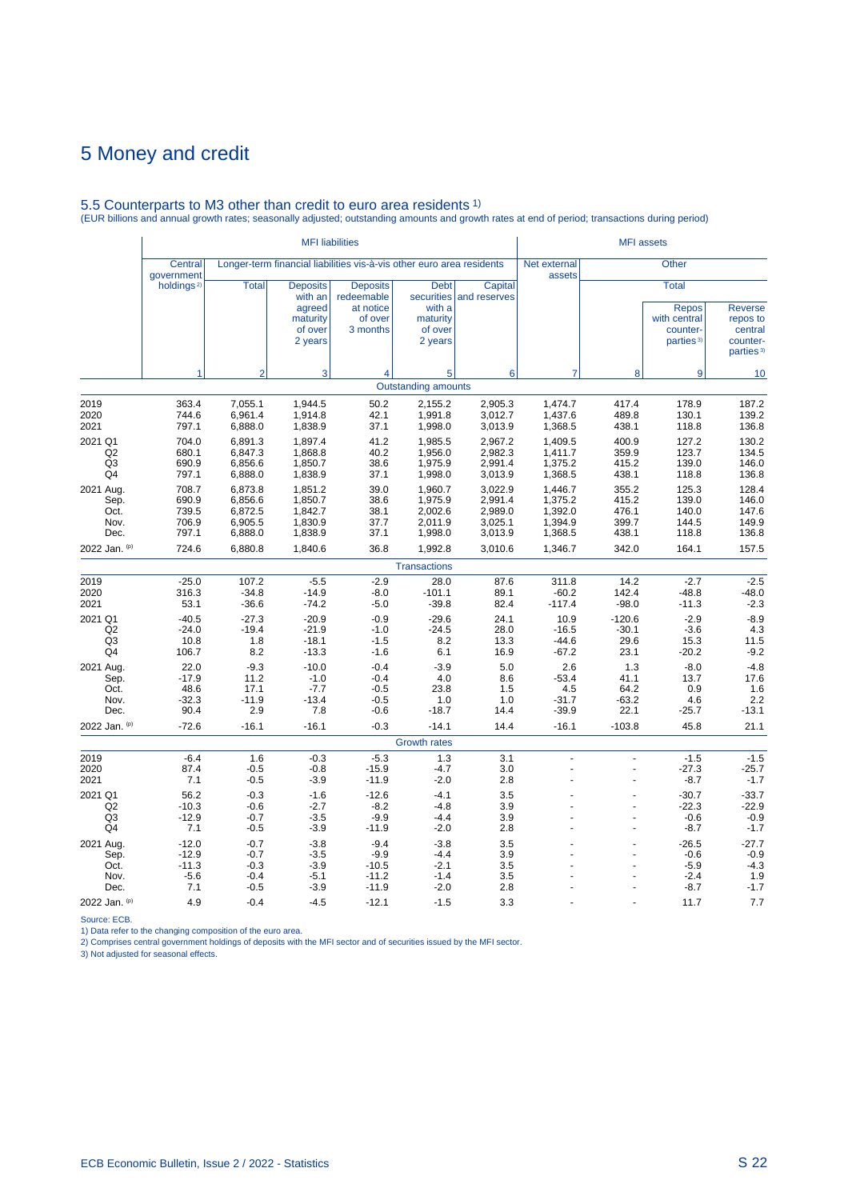# 5 Money and credit

## 5.5 Counterparts to M3 other than credit to euro area residents [1]

(EUR billions and annual growth rates; seasonally adjusted; outstanding amounts and growth rates at end of period; transactions during period)

| | MFI liabilities | | | | | | MFI assets | | | |
|---|---|---|---|---|---|---|---|---|---|---|
| | Central government holdings [2] | Longer-term financial liabilities vis-à-vis other euro area residents | | | | | Net external assets | Other | | |
| | | Total | Deposits with an agreed maturity of over 2 years | Deposits redeemable at notice of over 3 months | Debt securities with a maturity of over 2 years | Capital and reserves | | Total | | |
| | | | | | | | | | Repos with central counter-parties [3] | Reverse repos to central counter-parties [3] |
| | 1 | 2 | 3 | 4 | 5 | 6 | 7 | 8 | 9 | 10 |
| | **Outstanding amounts** | | | | | | | | | |
| 2019 | 363.4 | 7,055.1 | 1,944.5 | 50.2 | 2,155.2 | 2,905.3 | 1,474.7 | 417.4 | 178.9 | 187.2 |
| 2020 | 744.6 | 6,961.4 | 1,914.8 | 42.1 | 1,991.8 | 3,012.7 | 1,437.6 | 489.8 | 130.1 | 139.2 |
| 2021 | 797.1 | 6,888.0 | 1,838.9 | 37.1 | 1,998.0 | 3,013.9 | 1,368.5 | 438.1 | 118.8 | 136.8 |
| 2021 Q1 | 704.0 | 6,891.3 | 1,897.4 | 41.2 | 1,985.5 | 2,967.2 | 1,409.5 | 400.9 | 127.2 | 130.2 |
| Q2 | 680.1 | 6,847.3 | 1,868.8 | 40.2 | 1,956.0 | 2,982.3 | 1,411.7 | 359.9 | 123.7 | 134.5 |
| Q3 | 690.9 | 6,856.6 | 1,850.7 | 38.6 | 1,975.9 | 2,991.4 | 1,375.2 | 415.2 | 139.0 | 146.0 |
| Q4 | 797.1 | 6,888.0 | 1,838.9 | 37.1 | 1,998.0 | 3,013.9 | 1,368.5 | 438.1 | 118.8 | 136.8 |
| 2021 Aug. | 708.7 | 6,873.8 | 1,851.2 | 39.0 | 1,960.7 | 3,022.9 | 1,446.7 | 355.2 | 125.3 | 128.4 |
| Sep. | 690.9 | 6,856.6 | 1,850.7 | 38.6 | 1,975.9 | 2,991.4 | 1,375.2 | 415.2 | 139.0 | 146.0 |
| Oct. | 739.5 | 6,872.5 | 1,842.7 | 38.1 | 2,002.6 | 2,989.0 | 1,392.0 | 476.1 | 140.0 | 147.6 |
| Nov. | 706.9 | 6,905.5 | 1,830.9 | 37.7 | 2,011.9 | 3,025.1 | 1,394.9 | 399.7 | 144.5 | 149.9 |
| Dec. | 797.1 | 6,888.0 | 1,838.9 | 37.1 | 1,998.0 | 3,013.9 | 1,368.5 | 438.1 | 118.8 | 136.8 |
| 2022 Jan. (p) | 724.6 | 6,880.8 | 1,840.6 | 36.8 | 1,992.8 | 3,010.6 | 1,346.7 | 342.0 | 164.1 | 157.5 |
| | **Transactions** | | | | | | | | | |
| 2019 | -25.0 | 107.2 | -5.5 | -2.9 | 28.0 | 87.6 | 311.8 | 14.2 | -2.7 | -2.5 |
| 2020 | 316.3 | -34.8 | -14.9 | -8.0 | -101.1 | 89.1 | -60.2 | 142.4 | -48.8 | -48.0 |
| 2021 | 53.1 | -36.6 | -74.2 | -5.0 | -39.8 | 82.4 | -117.4 | -98.0 | -11.3 | -2.3 |
| 2021 Q1 | -40.5 | -27.3 | -20.9 | -0.9 | -29.6 | 24.1 | 10.9 | -120.6 | -2.9 | -8.9 |
| Q2 | -24.0 | -19.4 | -21.9 | -1.0 | -24.5 | 28.0 | -16.5 | -30.1 | -3.6 | 4.3 |
| Q3 | 10.8 | 1.8 | -18.1 | -1.5 | 8.2 | 13.3 | -44.6 | 29.6 | 15.3 | 11.5 |
| Q4 | 106.7 | 8.2 | -13.3 | -1.6 | 6.1 | 16.9 | -67.2 | 23.1 | -20.2 | -9.2 |
| 2021 Aug. | 22.0 | -9.3 | -10.0 | -0.4 | -3.9 | 5.0 | 2.6 | 1.3 | -8.0 | -4.8 |
| Sep. | -17.9 | 11.2 | -1.0 | -0.4 | 4.0 | 8.6 | -53.4 | 41.1 | 13.7 | 17.6 |
| Oct. | 48.6 | 17.1 | -7.7 | -0.5 | 23.8 | 1.5 | 4.5 | 64.2 | 0.9 | 1.6 |
| Nov. | -32.3 | -11.9 | -13.4 | -0.5 | 1.0 | 1.0 | -31.7 | -63.2 | 4.6 | 2.2 |
| Dec. | 90.4 | 2.9 | 7.8 | -0.6 | -18.7 | 14.4 | -39.9 | 22.1 | -25.7 | -13.1 |
| 2022 Jan. (p) | -72.6 | -16.1 | -16.1 | -0.3 | -14.1 | 14.4 | -16.1 | -103.8 | 45.8 | 21.1 |
| | **Growth rates** | | | | | | | | | |
| 2019 | -6.4 | 1.6 | -0.3 | -5.3 | 1.3 | 3.1 | - | - | -1.5 | -1.5 |
| 2020 | 87.4 | -0.5 | -0.8 | -15.9 | -4.7 | 3.0 | - | - | -27.3 | -25.7 |
| 2021 | 7.1 | -0.5 | -3.9 | -11.9 | -2.0 | 2.8 | - | - | -8.7 | -1.7 |
| 2021 Q1 | 56.2 | -0.3 | -1.6 | -12.6 | -4.1 | 3.5 | - | - | -30.7 | -33.7 |
| Q2 | -10.3 | -0.6 | -2.7 | -8.2 | -4.8 | 3.9 | - | - | -22.3 | -22.9 |
| Q3 | -12.9 | -0.7 | -3.5 | -9.9 | -4.4 | 3.9 | - | - | -0.6 | -0.9 |
| Q4 | 7.1 | -0.5 | -3.9 | -11.9 | -2.0 | 2.8 | - | - | -8.7 | -1.7 |
| 2021 Aug. | -12.0 | -0.7 | -3.8 | -9.4 | -3.8 | 3.5 | - | - | -26.5 | -27.7 |
| Sep. | -12.9 | -0.7 | -3.5 | -9.9 | -4.4 | 3.9 | - | - | -0.6 | -0.9 |
| Oct. | -11.3 | -0.3 | -3.9 | -10.5 | -2.1 | 3.5 | - | - | -5.9 | -4.3 |
| Nov. | -5.6 | -0.4 | -5.1 | -11.2 | -1.4 | 3.5 | - | - | -2.4 | 1.9 |
| Dec. | 7.1 | -0.5 | -3.9 | -11.9 | -2.0 | 2.8 | - | - | -8.7 | -1.7 |
| 2022 Jan. (p) | 4.9 | -0.4 | -4.5 | -12.1 | -1.5 | 3.3 | - | - | 11.7 | 7.7 |

Source: ECB.
1) Data refer to the changing composition of the euro area.
2) Comprises central government holdings of deposits with the MFI sector and of securities issued by the MFI sector.
3) Not adjusted for seasonal effects.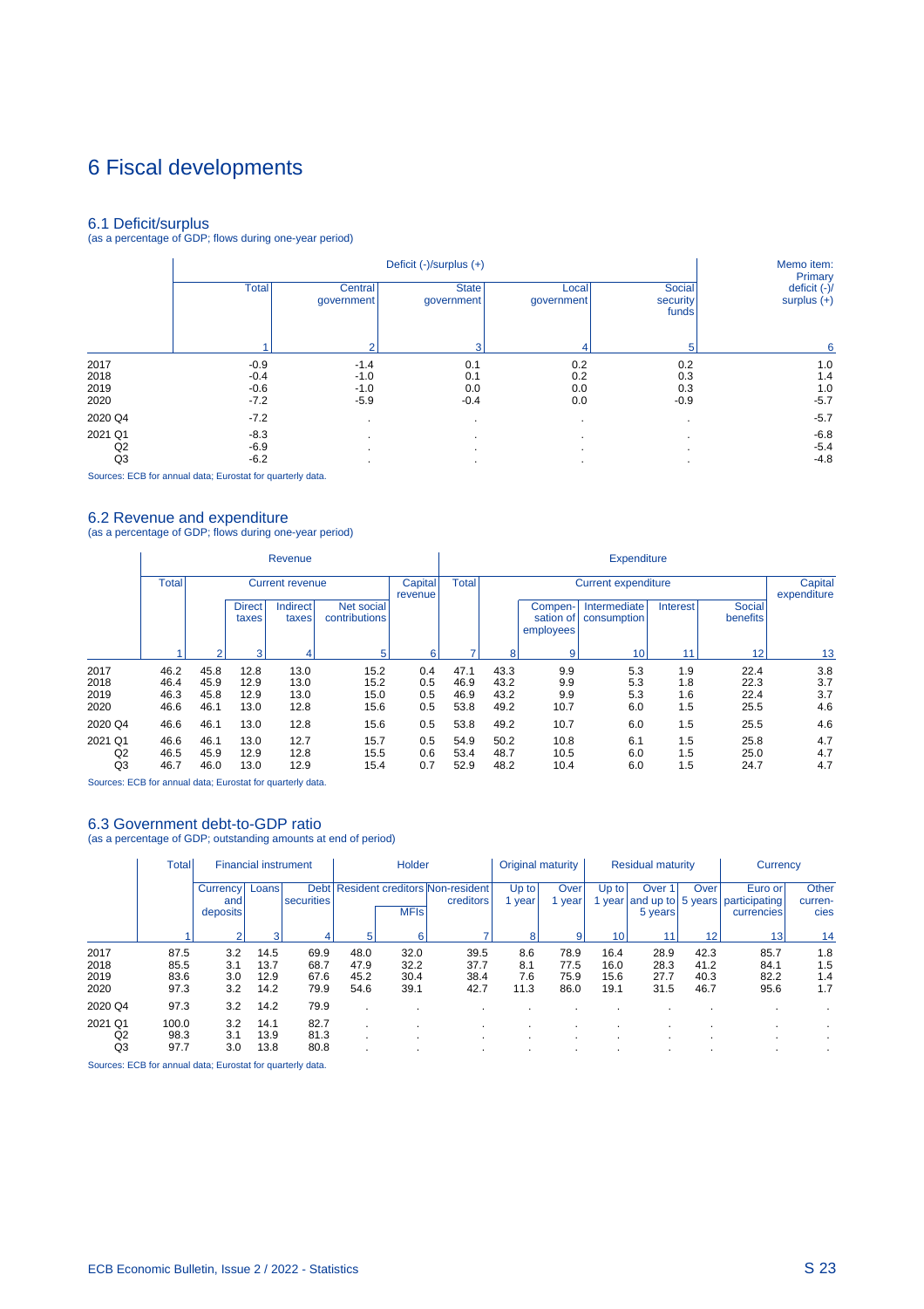# 6 Fiscal developments

## 6.1 Deficit/surplus

(as a percentage of GDP; flows during one-year period)

| | Deficit (-)/surplus (+) | | | | | Memo item: Primary deficit (-)/ surplus (+) |
|---|---|---|---|---|---|---|
| | Total | Central government | State government | Local government | Social security funds | |
| | 1 | 2 | 3 | 4 | 5 | 6 |
| 2017 | -0.9 | -1.4 | 0.1 | 0.2 | 0.2 | 1.0 |
| 2018 | -0.4 | -1.0 | 0.1 | 0.2 | 0.3 | 1.4 |
| 2019 | -0.6 | -1.0 | 0.0 | 0.0 | 0.3 | 1.0 |
| 2020 | -7.2 | -5.9 | -0.4 | 0.0 | -0.9 | -5.7 |
| 2020 Q4 | -7.2 | . | . | . | . | -5.7 |
| 2021 Q1 | -8.3 | . | . | . | . | -6.8 |
| Q2 | -6.9 | . | . | . | . | -5.4 |
| Q3 | -6.2 | . | . | . | . | -4.8 |

Sources: ECB for annual data; Eurostat for quarterly data.

## 6.2 Revenue and expenditure

(as a percentage of GDP; flows during one-year period)

| | Revenue | | | | | | Expenditure | | | | | | |
|---|---|---|---|---|---|---|---|---|---|---|---|---|---|
| | Total | Current revenue | | | | Capital revenue | Total | Current expenditure | | | | | Capital expenditure |
| | | | Direct taxes | Indirect taxes | Net social contributions | | | | Compen-sation of employees | Intermediate consumption | Interest | Social benefits | |
| | 1 | 2 | 3 | 4 | 5 | 6 | 7 | 8 | 9 | 10 | 11 | 12 | 13 |
| 2017 | 46.2 | 45.8 | 12.8 | 13.0 | 15.2 | 0.4 | 47.1 | 43.3 | 9.9 | 5.3 | 1.9 | 22.4 | 3.8 |
| 2018 | 46.4 | 45.9 | 12.9 | 13.0 | 15.2 | 0.5 | 46.9 | 43.2 | 9.9 | 5.3 | 1.8 | 22.3 | 3.7 |
| 2019 | 46.3 | 45.8 | 12.9 | 13.0 | 15.0 | 0.5 | 46.9 | 43.2 | 9.9 | 5.3 | 1.6 | 22.4 | 3.7 |
| 2020 | 46.6 | 46.1 | 13.0 | 12.8 | 15.6 | 0.5 | 53.8 | 49.2 | 10.7 | 6.0 | 1.5 | 25.5 | 4.6 |
| 2020 Q4 | 46.6 | 46.1 | 13.0 | 12.8 | 15.6 | 0.5 | 53.8 | 49.2 | 10.7 | 6.0 | 1.5 | 25.5 | 4.6 |
| 2021 Q1 | 46.6 | 46.1 | 13.0 | 12.7 | 15.7 | 0.5 | 54.9 | 50.2 | 10.8 | 6.1 | 1.5 | 25.8 | 4.7 |
| Q2 | 46.5 | 45.9 | 12.9 | 12.8 | 15.5 | 0.6 | 53.4 | 48.7 | 10.5 | 6.0 | 1.5 | 25.0 | 4.7 |
| Q3 | 46.7 | 46.0 | 13.0 | 12.9 | 15.4 | 0.7 | 52.9 | 48.2 | 10.4 | 6.0 | 1.5 | 24.7 | 4.7 |

Sources: ECB for annual data; Eurostat for quarterly data.

## 6.3 Government debt-to-GDP ratio

(as a percentage of GDP; outstanding amounts at end of period)

| | Total | Financial instrument | | | Holder | | | Original maturity | | Residual maturity | | | Currency | |
|---|---|---|---|---|---|---|---|---|---|---|---|---|---|---|
| | | Currency and deposits | Loans | Debt securities | Resident creditors | | Non-resident creditors | Up to 1 year | Over 1 year | Up to 1 year | Over 1 year and up to 5 years | Over 5 years | Euro or participating currencies | Other curren-cies |
| | | | | | | MFIs | | | | | | | | |
| | 1 | 2 | 3 | 4 | 5 | 6 | 7 | 8 | 9 | 10 | 11 | 12 | 13 | 14 |
| 2017 | 87.5 | 3.2 | 14.5 | 69.9 | 48.0 | 32.0 | 39.5 | 8.6 | 78.9 | 16.4 | 28.9 | 42.3 | 85.7 | 1.8 |
| 2018 | 85.5 | 3.1 | 13.7 | 68.7 | 47.9 | 32.2 | 37.7 | 8.1 | 77.5 | 16.0 | 28.3 | 41.2 | 84.1 | 1.5 |
| 2019 | 83.6 | 3.0 | 12.9 | 67.6 | 45.2 | 30.4 | 38.4 | 7.6 | 75.9 | 15.6 | 27.7 | 40.3 | 82.2 | 1.4 |
| 2020 | 97.3 | 3.2 | 14.2 | 79.9 | 54.6 | 39.1 | 42.7 | 11.3 | 86.0 | 19.1 | 31.5 | 46.7 | 95.6 | 1.7 |
| 2020 Q4 | 97.3 | 3.2 | 14.2 | 79.9 | . | . | . | . | . | . | . | . | . | . |
| 2021 Q1 | 100.0 | 3.2 | 14.1 | 82.7 | . | . | . | . | . | . | . | . | . | . |
| Q2 | 98.3 | 3.1 | 13.9 | 81.3 | . | . | . | . | . | . | . | . | . | . |
| Q3 | 97.7 | 3.0 | 13.8 | 80.8 | . | . | . | . | . | . | . | . | . | . |

Sources: ECB for annual data; Eurostat for quarterly data.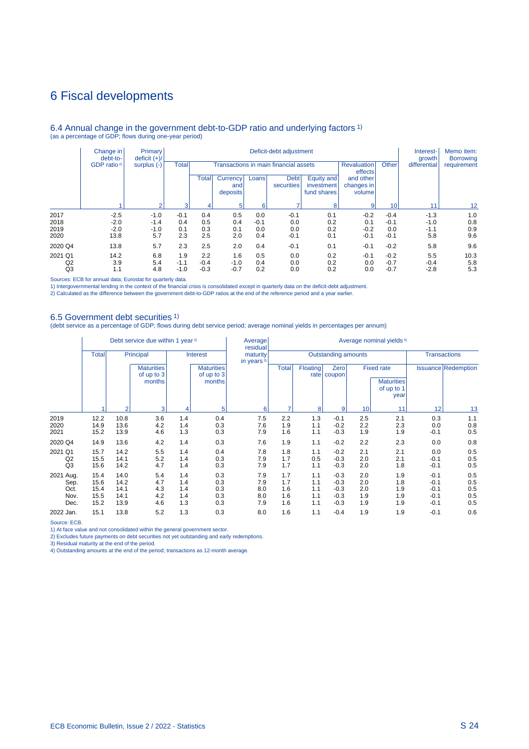# 6 Fiscal developments

## 6.4 Annual change in the government debt-to-GDP ratio and underlying factors 1)

(as a percentage of GDP; flows during one-year period)

| | Change in debt-to-GDP ratio 2) | Primary deficit (+)/ surplus (-) | Deficit-debt adjustment | | | | | | | | | Interest-growth differential | Memo item: Borrowing requirement |
|---|---|---|---|---|---|---|---|---|---|---|---|---|---|
| | | | Total | Transactions in main financial assets | | | | | Revaluation effects and other changes in volume | Other | | | |
| | | | | Total | Currency and deposits | Loans | Debt securities | Equity and investment fund shares | | | | | |
| | 1 | 2 | 3 | 4 | 5 | 6 | 7 | 8 | 9 | 10 | | 11 | 12 |
| 2017 | -2.5 | -1.0 | -0.1 | 0.4 | 0.5 | 0.0 | -0.1 | 0.1 | -0.2 | -0.4 | | -1.3 | 1.0 |
| 2018 | -2.0 | -1.4 | 0.4 | 0.5 | 0.4 | -0.1 | 0.0 | 0.2 | 0.1 | -0.1 | | -1.0 | 0.8 |
| 2019 | -2.0 | -1.0 | 0.1 | 0.3 | 0.1 | 0.0 | 0.0 | 0.2 | -0.2 | 0.0 | | -1.1 | 0.9 |
| 2020 | 13.8 | 5.7 | 2.3 | 2.5 | 2.0 | 0.4 | -0.1 | 0.1 | -0.1 | -0.1 | | 5.8 | 9.6 |
| 2020 Q4 | 13.8 | 5.7 | 2.3 | 2.5 | 2.0 | 0.4 | -0.1 | 0.1 | -0.1 | -0.2 | | 5.8 | 9.6 |
| 2021 Q1 | 14.2 | 6.8 | 1.9 | 2.2 | 1.6 | 0.5 | 0.0 | 0.2 | -0.1 | -0.2 | | 5.5 | 10.3 |
| Q2 | 3.9 | 5.4 | -1.1 | -0.4 | -1.0 | 0.4 | 0.0 | 0.2 | 0.0 | -0.7 | | -0.4 | 5.8 |
| Q3 | 1.1 | 4.8 | -1.0 | -0.3 | -0.7 | 0.2 | 0.0 | 0.2 | 0.0 | -0.7 | | -2.8 | 5.3 |

Sources: ECB for annual data; Eurostat for quarterly data.
1) Intergovernmental lending in the context of the financial crisis is consolidated except in quarterly data on the deficit-debt adjustment.
2) Calculated as the difference between the government debt-to-GDP ratios at the end of the reference period and a year earlier.

## 6.5 Government debt securities 1)

(debt service as a percentage of GDP; flows during debt service period; average nominal yields in percentages per annum)

| | Debt service due within 1 year 2) | | | | | Average residual maturity in years 3) | Average nominal yields 4) | | | | | | |
|---|---|---|---|---|---|---|---|---|---|---|---|---|---|
| | Total | Principal | | Interest | | | Outstanding amounts | | | | | Transactions | |
| | | | Maturities of up to 3 months | | Maturities of up to 3 months | | Total | Floating rate | Zero coupon | Fixed rate | | Issuance | Redemption |
| | | | | | | | | | | | Maturities of up to 1 year | | |
| | 1 | 2 | 3 | 4 | 5 | 6 | 7 | 8 | 9 | 10 | 11 | 12 | 13 |
| 2019 | 12.2 | 10.8 | 3.6 | 1.4 | 0.4 | 7.5 | 2.2 | 1.3 | -0.1 | 2.5 | 2.1 | 0.3 | 1.1 |
| 2020 | 14.9 | 13.6 | 4.2 | 1.4 | 0.3 | 7.6 | 1.9 | 1.1 | -0.2 | 2.2 | 2.3 | 0.0 | 0.8 |
| 2021 | 15.2 | 13.9 | 4.6 | 1.3 | 0.3 | 7.9 | 1.6 | 1.1 | -0.3 | 1.9 | 1.9 | -0.1 | 0.5 |
| 2020 Q4 | 14.9 | 13.6 | 4.2 | 1.4 | 0.3 | 7.6 | 1.9 | 1.1 | -0.2 | 2.2 | 2.3 | 0.0 | 0.8 |
| 2021 Q1 | 15.7 | 14.2 | 5.5 | 1.4 | 0.4 | 7.8 | 1.8 | 1.1 | -0.2 | 2.1 | 2.1 | 0.0 | 0.5 |
| Q2 | 15.5 | 14.1 | 5.2 | 1.4 | 0.3 | 7.9 | 1.7 | 0.5 | -0.3 | 2.0 | 2.1 | -0.1 | 0.5 |
| Q3 | 15.6 | 14.2 | 4.7 | 1.4 | 0.3 | 7.9 | 1.7 | 1.1 | -0.3 | 2.0 | 1.8 | -0.1 | 0.5 |
| 2021 Aug. | 15.4 | 14.0 | 5.4 | 1.4 | 0.3 | 7.9 | 1.7 | 1.1 | -0.3 | 2.0 | 1.9 | -0.1 | 0.5 |
| Sep. | 15.6 | 14.2 | 4.7 | 1.4 | 0.3 | 7.9 | 1.7 | 1.1 | -0.3 | 2.0 | 1.8 | -0.1 | 0.5 |
| Oct. | 15.4 | 14.1 | 4.3 | 1.4 | 0.3 | 8.0 | 1.6 | 1.1 | -0.3 | 2.0 | 1.9 | -0.1 | 0.5 |
| Nov. | 15.5 | 14.1 | 4.2 | 1.4 | 0.3 | 8.0 | 1.6 | 1.1 | -0.3 | 1.9 | 1.9 | -0.1 | 0.5 |
| Dec. | 15.2 | 13.9 | 4.6 | 1.3 | 0.3 | 7.9 | 1.6 | 1.1 | -0.3 | 1.9 | 1.9 | -0.1 | 0.5 |
| 2022 Jan. | 15.1 | 13.8 | 5.2 | 1.3 | 0.3 | 8.0 | 1.6 | 1.1 | -0.4 | 1.9 | 1.9 | -0.1 | 0.6 |

Source: ECB.
1) At face value and not consolidated within the general government sector.
2) Excludes future payments on debt securities not yet outstanding and early redemptions.
3) Residual maturity at the end of the period.
4) Outstanding amounts at the end of the period; transactions as 12-month average.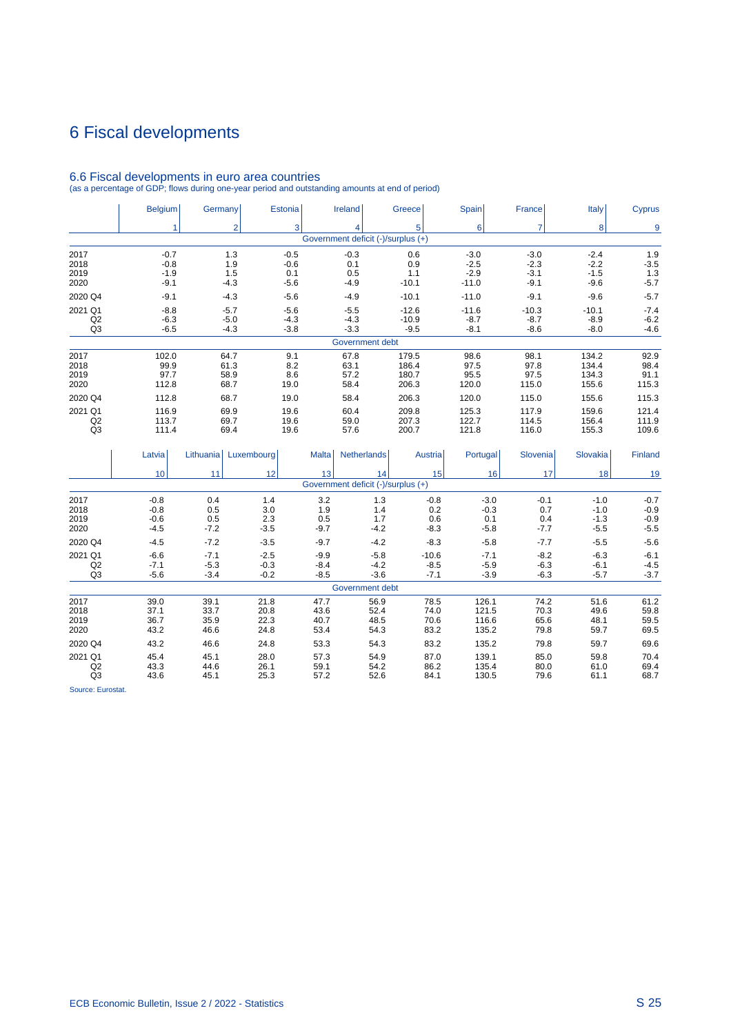# 6 Fiscal developments

## 6.6 Fiscal developments in euro area countries

(as a percentage of GDP; flows during one-year period and outstanding amounts at end of period)

| | Belgium | Germany | Estonia | Ireland | Greece | Spain | France | Italy | Cyprus |
|---|---|---|---|---|---|---|---|---|---|
| | 1 | 2 | 3 | 4 | 5 | 6 | 7 | 8 | 9 |
| | | | | Government deficit (-)/surplus (+) | | | | | |
| 2017 | -0.7 | 1.3 | -0.5 | -0.3 | 0.6 | -3.0 | -3.0 | -2.4 | 1.9 |
| 2018 | -0.8 | 1.9 | -0.6 | 0.1 | 0.9 | -2.5 | -2.3 | -2.2 | -3.5 |
| 2019 | -1.9 | 1.5 | 0.1 | 0.5 | 1.1 | -2.9 | -3.1 | -1.5 | 1.3 |
| 2020 | -9.1 | -4.3 | -5.6 | -4.9 | -10.1 | -11.0 | -9.1 | -9.6 | -5.7 |
| 2020 Q4 | -9.1 | -4.3 | -5.6 | -4.9 | -10.1 | -11.0 | -9.1 | -9.6 | -5.7 |
| 2021 Q1 | -8.8 | -5.7 | -5.6 | -5.5 | -12.6 | -11.6 | -10.3 | -10.1 | -7.4 |
| Q2 | -6.3 | -5.0 | -4.3 | -4.3 | -10.9 | -8.7 | -8.7 | -8.9 | -6.2 |
| Q3 | -6.5 | -4.3 | -3.8 | -3.3 | -9.5 | -8.1 | -8.6 | -8.0 | -4.6 |
| | | | | Government debt | | | | | |
| 2017 | 102.0 | 64.7 | 9.1 | 67.8 | 179.5 | 98.6 | 98.1 | 134.2 | 92.9 |
| 2018 | 99.9 | 61.3 | 8.2 | 63.1 | 186.4 | 97.5 | 97.8 | 134.4 | 98.4 |
| 2019 | 97.7 | 58.9 | 8.6 | 57.2 | 180.7 | 95.5 | 97.5 | 134.3 | 91.1 |
| 2020 | 112.8 | 68.7 | 19.0 | 58.4 | 206.3 | 120.0 | 115.0 | 155.6 | 115.3 |
| 2020 Q4 | 112.8 | 68.7 | 19.0 | 58.4 | 206.3 | 120.0 | 115.0 | 155.6 | 115.3 |
| 2021 Q1 | 116.9 | 69.9 | 19.6 | 60.4 | 209.8 | 125.3 | 117.9 | 159.6 | 121.4 |
| Q2 | 113.7 | 69.7 | 19.6 | 59.0 | 207.3 | 122.7 | 114.5 | 156.4 | 111.9 |
| Q3 | 111.4 | 69.4 | 19.6 | 57.6 | 200.7 | 121.8 | 116.0 | 155.3 | 109.6 |

| | Latvia | Lithuania | Luxembourg | Malta | Netherlands | Austria | Portugal | Slovenia | Slovakia | Finland |
|---|---|---|---|---|---|---|---|---|---|---|
| | 10 | 11 | 12 | 13 | 14 | 15 | 16 | 17 | 18 | 19 |
| | | | | Government deficit (-)/surplus (+) | | | | | | |
| 2017 | -0.8 | 0.4 | 1.4 | 3.2 | 1.3 | -0.8 | -3.0 | -0.1 | -1.0 | -0.7 |
| 2018 | -0.8 | 0.5 | 3.0 | 1.9 | 1.4 | 0.2 | -0.3 | 0.7 | -1.0 | -0.9 |
| 2019 | -0.6 | 0.5 | 2.3 | 0.5 | 1.7 | 0.6 | 0.1 | 0.4 | -1.3 | -0.9 |
| 2020 | -4.5 | -7.2 | -3.5 | -9.7 | -4.2 | -8.3 | -5.8 | -7.7 | -5.5 | -5.5 |
| 2020 Q4 | -4.5 | -7.2 | -3.5 | -9.7 | -4.2 | -8.3 | -5.8 | -7.7 | -5.5 | -5.6 |
| 2021 Q1 | -6.6 | -7.1 | -2.5 | -9.9 | -5.8 | -10.6 | -7.1 | -8.2 | -6.3 | -6.1 |
| Q2 | -7.1 | -5.3 | -0.3 | -8.4 | -4.2 | -8.5 | -5.9 | -6.3 | -6.1 | -4.5 |
| Q3 | -5.6 | -3.4 | -0.2 | -8.5 | -3.6 | -7.1 | -3.9 | -6.3 | -5.7 | -3.7 |
| | | | | Government debt | | | | | | |
| 2017 | 39.0 | 39.1 | 21.8 | 47.7 | 56.9 | 78.5 | 126.1 | 74.2 | 51.6 | 61.2 |
| 2018 | 37.1 | 33.7 | 20.8 | 43.6 | 52.4 | 74.0 | 121.5 | 70.3 | 49.6 | 59.8 |
| 2019 | 36.7 | 35.9 | 22.3 | 40.7 | 48.5 | 70.6 | 116.6 | 65.6 | 48.1 | 59.5 |
| 2020 | 43.2 | 46.6 | 24.8 | 53.4 | 54.3 | 83.2 | 135.2 | 79.8 | 59.7 | 69.5 |
| 2020 Q4 | 43.2 | 46.6 | 24.8 | 53.3 | 54.3 | 83.2 | 135.2 | 79.8 | 59.7 | 69.6 |
| 2021 Q1 | 45.4 | 45.1 | 28.0 | 57.3 | 54.9 | 87.0 | 139.1 | 85.0 | 59.8 | 70.4 |
| Q2 | 43.3 | 44.6 | 26.1 | 59.1 | 54.2 | 86.2 | 135.4 | 80.0 | 61.0 | 69.4 |
| Q3 | 43.6 | 45.1 | 25.3 | 57.2 | 52.6 | 84.1 | 130.5 | 79.6 | 61.1 | 68.7 |

Source: Eurostat.